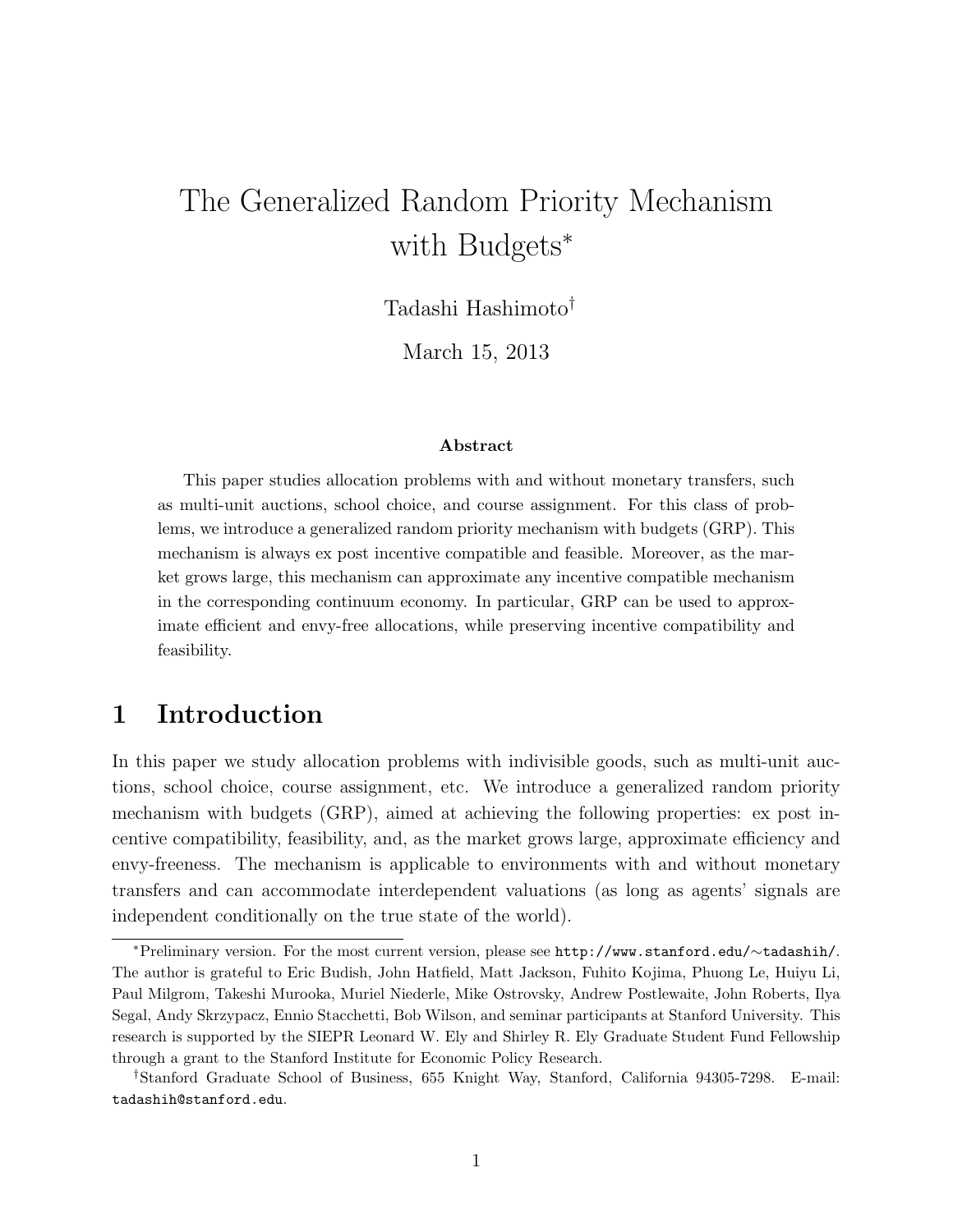# The Generalized Random Priority Mechanism with Budgets*

Tadashi Hashimoto†

March 15, 2013

### Abstract

This paper studies allocation problems with and without monetary transfers, such as multi-unit auctions, school choice, and course assignment. For this class of problems, we introduce a generalized random priority mechanism with budgets (GRP). This mechanism is always ex post incentive compatible and feasible. Moreover, as the market grows large, this mechanism can approximate any incentive compatible mechanism in the corresponding continuum economy. In particular, GRP can be used to approximate efficient and envy-free allocations, while preserving incentive compatibility and feasibility.

## 1 Introduction

In this paper we study allocation problems with indivisible goods, such as multi-unit auctions, school choice, course assignment, etc. We introduce a generalized random priority mechanism with budgets (GRP), aimed at achieving the following properties: ex post incentive compatibility, feasibility, and, as the market grows large, approximate efficiency and envy-freeness. The mechanism is applicable to environments with and without monetary transfers and can accommodate interdependent valuations (as long as agents' signals are independent conditionally on the true state of the world).

*Preliminary version. For the most current version, please see `http://www.stanford.edu/∼tadashih/`. The author is grateful to Eric Budish, John Hatfield, Matt Jackson, Fuhito Kojima, Phuong Le, Huiyu Li, Paul Milgrom, Takeshi Murooka, Muriel Niederle, Mike Ostrovsky, Andrew Postlewaite, John Roberts, Ilya Segal, Andy Skrzypacz, Ennio Stacchetti, Bob Wilson, and seminar participants at Stanford University. This research is supported by the SIEPR Leonard W. Ely and Shirley R. Ely Graduate Student Fund Fellowship through a grant to the Stanford Institute for Economic Policy Research.

†Stanford Graduate School of Business, 655 Knight Way, Stanford, California 94305-7298. E-mail: `tadashih@stanford.edu`.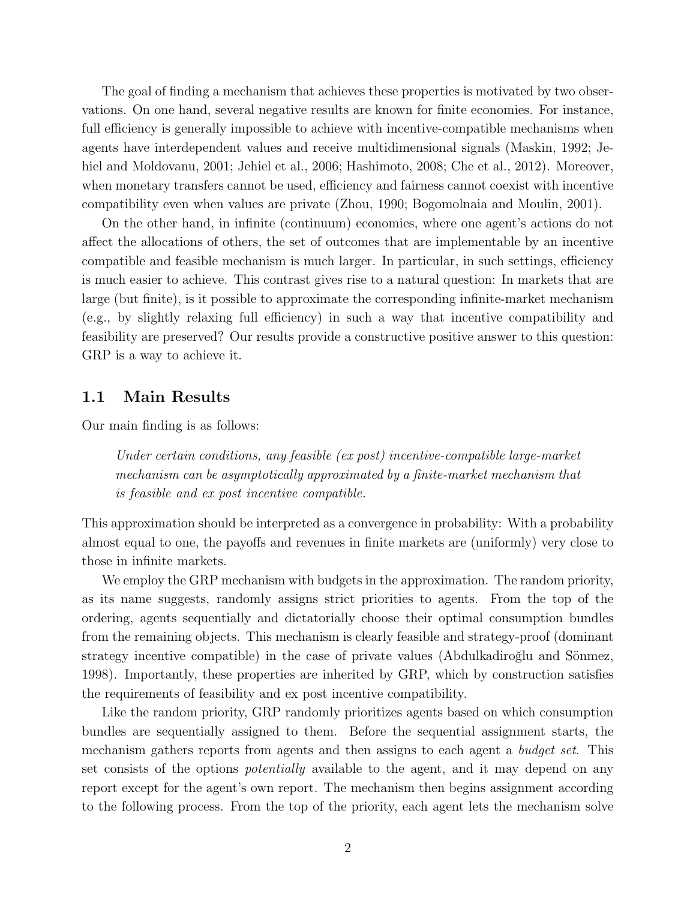The goal of finding a mechanism that achieves these properties is motivated by two observations. On one hand, several negative results are known for finite economies. For instance, full efficiency is generally impossible to achieve with incentive-compatible mechanisms when agents have interdependent values and receive multidimensional signals (Maskin, 1992; Jehiel and Moldovanu, 2001; Jehiel et al., 2006; Hashimoto, 2008; Che et al., 2012). Moreover, when monetary transfers cannot be used, efficiency and fairness cannot coexist with incentive compatibility even when values are private (Zhou, 1990; Bogomolnaia and Moulin, 2001).

On the other hand, in infinite (continuum) economies, where one agent's actions do not affect the allocations of others, the set of outcomes that are implementable by an incentive compatible and feasible mechanism is much larger. In particular, in such settings, efficiency is much easier to achieve. This contrast gives rise to a natural question: In markets that are large (but finite), is it possible to approximate the corresponding infinite-market mechanism (e.g., by slightly relaxing full efficiency) in such a way that incentive compatibility and feasibility are preserved? Our results provide a constructive positive answer to this question: GRP is a way to achieve it.

## 1.1 Main Results

Our main finding is as follows:

> *Under certain conditions, any feasible (ex post) incentive-compatible large-market mechanism can be asymptotically approximated by a finite-market mechanism that is feasible and ex post incentive compatible.*

This approximation should be interpreted as a convergence in probability: With a probability almost equal to one, the payoffs and revenues in finite markets are (uniformly) very close to those in infinite markets.

We employ the GRP mechanism with budgets in the approximation. The random priority, as its name suggests, randomly assigns strict priorities to agents. From the top of the ordering, agents sequentially and dictatorially choose their optimal consumption bundles from the remaining objects. This mechanism is clearly feasible and strategy-proof (dominant strategy incentive compatible) in the case of private values (Abdulkadiroğlu and Sönmez, 1998). Importantly, these properties are inherited by GRP, which by construction satisfies the requirements of feasibility and ex post incentive compatibility.

Like the random priority, GRP randomly prioritizes agents based on which consumption bundles are sequentially assigned to them. Before the sequential assignment starts, the mechanism gathers reports from agents and then assigns to each agent a *budget set*. This set consists of the options *potentially* available to the agent, and it may depend on any report except for the agent's own report. The mechanism then begins assignment according to the following process. From the top of the priority, each agent lets the mechanism solve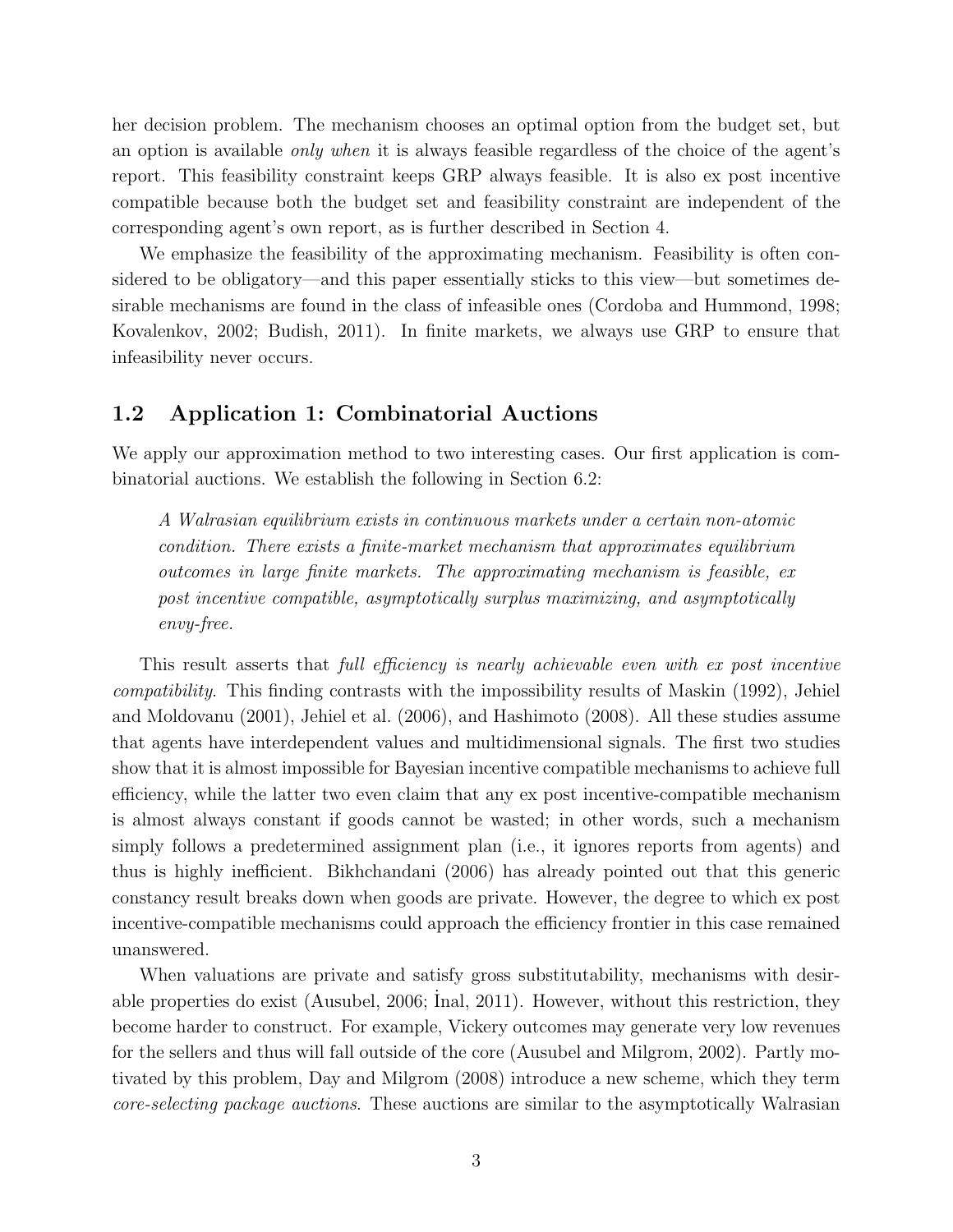her decision problem. The mechanism chooses an optimal option from the budget set, but an option is available *only when* it is always feasible regardless of the choice of the agent's report. This feasibility constraint keeps GRP always feasible. It is also ex post incentive compatible because both the budget set and feasibility constraint are independent of the corresponding agent's own report, as is further described in Section 4.

We emphasize the feasibility of the approximating mechanism. Feasibility is often considered to be obligatory—and this paper essentially sticks to this view—but sometimes desirable mechanisms are found in the class of infeasible ones (Cordoba and Hummond, 1998; Kovalenkov, 2002; Budish, 2011). In finite markets, we always use GRP to ensure that infeasibility never occurs.

## 1.2 Application 1: Combinatorial Auctions

We apply our approximation method to two interesting cases. Our first application is combinatorial auctions. We establish the following in Section 6.2:

> *A Walrasian equilibrium exists in continuous markets under a certain non-atomic condition. There exists a finite-market mechanism that approximates equilibrium outcomes in large finite markets. The approximating mechanism is feasible, ex post incentive compatible, asymptotically surplus maximizing, and asymptotically envy-free.*

This result asserts that *full efficiency is nearly achievable even with ex post incentive compatibility*. This finding contrasts with the impossibility results of Maskin (1992), Jehiel and Moldovanu (2001), Jehiel et al. (2006), and Hashimoto (2008). All these studies assume that agents have interdependent values and multidimensional signals. The first two studies show that it is almost impossible for Bayesian incentive compatible mechanisms to achieve full efficiency, while the latter two even claim that any ex post incentive-compatible mechanism is almost always constant if goods cannot be wasted; in other words, such a mechanism simply follows a predetermined assignment plan (i.e., it ignores reports from agents) and thus is highly inefficient. Bikhchandani (2006) has already pointed out that this generic constancy result breaks down when goods are private. However, the degree to which ex post incentive-compatible mechanisms could approach the efficiency frontier in this case remained unanswered.

When valuations are private and satisfy gross substitutability, mechanisms with desirable properties do exist (Ausubel, 2006; İnal, 2011). However, without this restriction, they become harder to construct. For example, Vickery outcomes may generate very low revenues for the sellers and thus will fall outside of the core (Ausubel and Milgrom, 2002). Partly motivated by this problem, Day and Milgrom (2008) introduce a new scheme, which they term *core-selecting package auctions*. These auctions are similar to the asymptotically Walrasian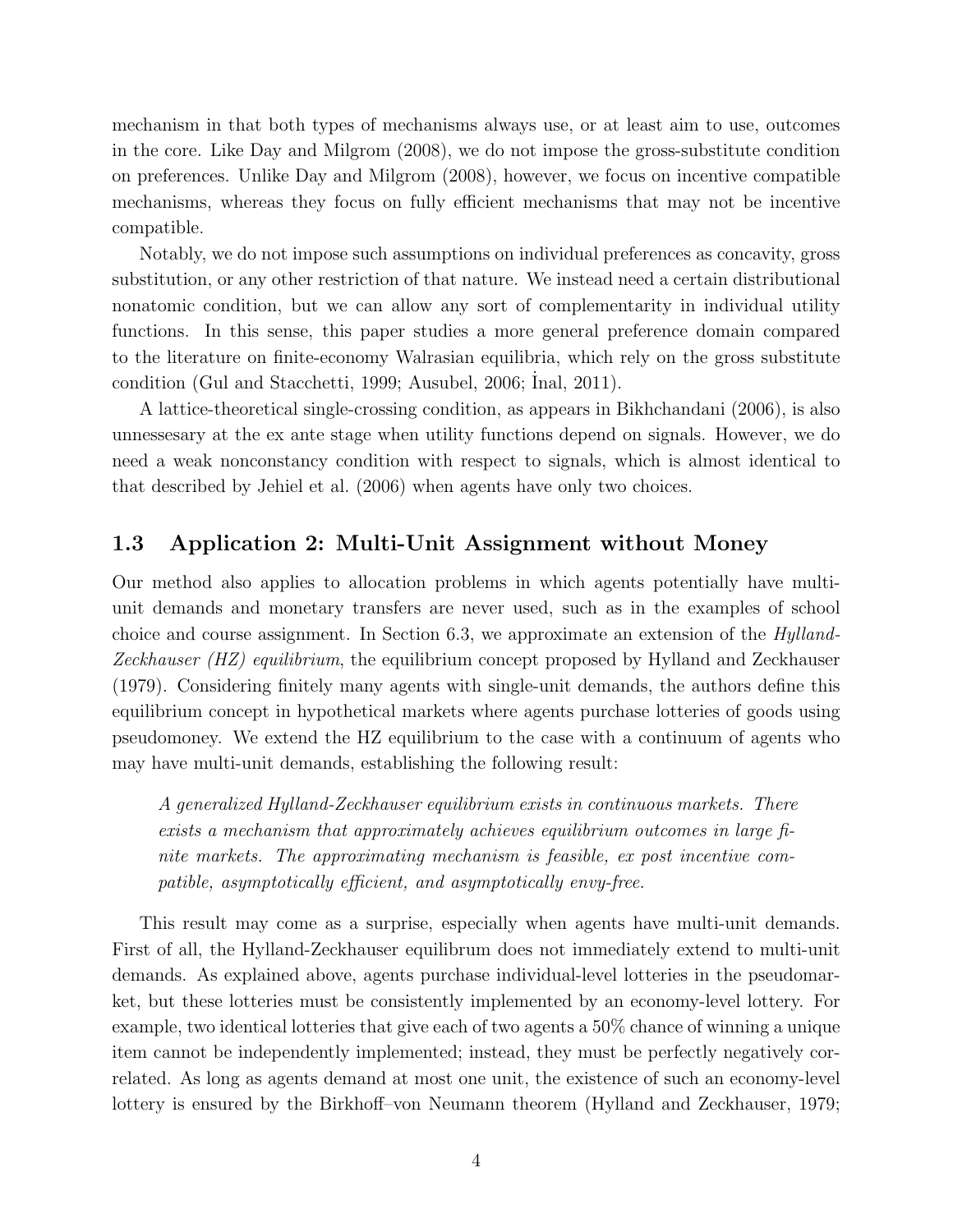mechanism in that both types of mechanisms always use, or at least aim to use, outcomes in the core. Like Day and Milgrom (2008), we do not impose the gross-substitute condition on preferences. Unlike Day and Milgrom (2008), however, we focus on incentive compatible mechanisms, whereas they focus on fully efficient mechanisms that may not be incentive compatible.

Notably, we do not impose such assumptions on individual preferences as concavity, gross substitution, or any other restriction of that nature. We instead need a certain distributional nonatomic condition, but we can allow any sort of complementarity in individual utility functions. In this sense, this paper studies a more general preference domain compared to the literature on finite-economy Walrasian equilibria, which rely on the gross substitute condition (Gul and Stacchetti, 1999; Ausubel, 2006; İnal, 2011).

A lattice-theoretical single-crossing condition, as appears in Bikhchandani (2006), is also unnessesary at the ex ante stage when utility functions depend on signals. However, we do need a weak nonconstancy condition with respect to signals, which is almost identical to that described by Jehiel et al. (2006) when agents have only two choices.

### 1.3 Application 2: Multi-Unit Assignment without Money

Our method also applies to allocation problems in which agents potentially have multi-unit demands and monetary transfers are never used, such as in the examples of school choice and course assignment. In Section 6.3, we approximate an extension of the *Hylland-Zeckhauser (HZ) equilibrium*, the equilibrium concept proposed by Hylland and Zeckhauser (1979). Considering finitely many agents with single-unit demands, the authors define this equilibrium concept in hypothetical markets where agents purchase lotteries of goods using pseudomoney. We extend the HZ equilibrium to the case with a continuum of agents who may have multi-unit demands, establishing the following result:

> *A generalized Hylland-Zeckhauser equilibrium exists in continuous markets. There exists a mechanism that approximately achieves equilibrium outcomes in large finite markets. The approximating mechanism is feasible, ex post incentive compatible, asymptotically efficient, and asymptotically envy-free.*

This result may come as a surprise, especially when agents have multi-unit demands. First of all, the Hylland-Zeckhauser equilibrum does not immediately extend to multi-unit demands. As explained above, agents purchase individual-level lotteries in the pseudomarket, but these lotteries must be consistently implemented by an economy-level lottery. For example, two identical lotteries that give each of two agents a 50% chance of winning a unique item cannot be independently implemented; instead, they must be perfectly negatively correlated. As long as agents demand at most one unit, the existence of such an economy-level lottery is ensured by the Birkhoff–von Neumann theorem (Hylland and Zeckhauser, 1979;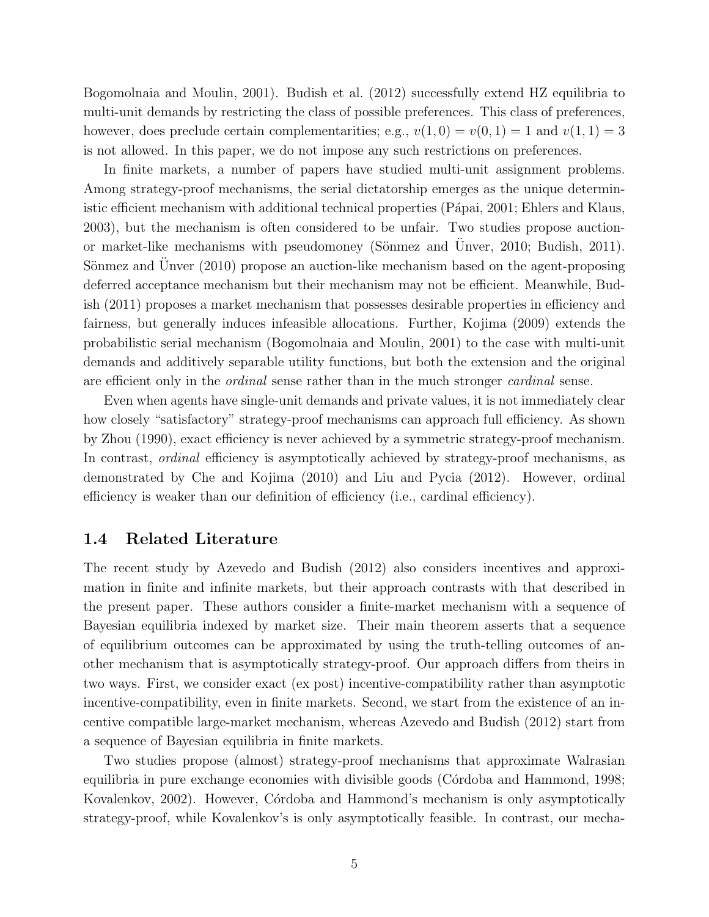Bogomolnaia and Moulin, 2001). Budish et al. (2012) successfully extend HZ equilibria to multi-unit demands by restricting the class of possible preferences. This class of preferences, however, does preclude certain complementarities; e.g., $v(1,0) = v(0,1) = 1$ and $v(1,1) = 3$ is not allowed. In this paper, we do not impose any such restrictions on preferences.

In finite markets, a number of papers have studied multi-unit assignment problems. Among strategy-proof mechanisms, the serial dictatorship emerges as the unique deterministic efficient mechanism with additional technical properties (Pápai, 2001; Ehlers and Klaus, 2003), but the mechanism is often considered to be unfair. Two studies propose auction- or market-like mechanisms with pseudomoney (Sönmez and Ünver, 2010; Budish, 2011). Sönmez and Ünver (2010) propose an auction-like mechanism based on the agent-proposing deferred acceptance mechanism but their mechanism may not be efficient. Meanwhile, Budish (2011) proposes a market mechanism that possesses desirable properties in efficiency and fairness, but generally induces infeasible allocations. Further, Kojima (2009) extends the probabilistic serial mechanism (Bogomolnaia and Moulin, 2001) to the case with multi-unit demands and additively separable utility functions, but both the extension and the original are efficient only in the *ordinal* sense rather than in the much stronger *cardinal* sense.

Even when agents have single-unit demands and private values, it is not immediately clear how closely "satisfactory" strategy-proof mechanisms can approach full efficiency. As shown by Zhou (1990), exact efficiency is never achieved by a symmetric strategy-proof mechanism. In contrast, *ordinal* efficiency is asymptotically achieved by strategy-proof mechanisms, as demonstrated by Che and Kojima (2010) and Liu and Pycia (2012). However, ordinal efficiency is weaker than our definition of efficiency (i.e., cardinal efficiency).

### 1.4 Related Literature

The recent study by Azevedo and Budish (2012) also considers incentives and approximation in finite and infinite markets, but their approach contrasts with that described in the present paper. These authors consider a finite-market mechanism with a sequence of Bayesian equilibria indexed by market size. Their main theorem asserts that a sequence of equilibrium outcomes can be approximated by using the truth-telling outcomes of another mechanism that is asymptotically strategy-proof. Our approach differs from theirs in two ways. First, we consider exact (ex post) incentive-compatibility rather than asymptotic incentive-compatibility, even in finite markets. Second, we start from the existence of an incentive compatible large-market mechanism, whereas Azevedo and Budish (2012) start from a sequence of Bayesian equilibria in finite markets.

Two studies propose (almost) strategy-proof mechanisms that approximate Walrasian equilibria in pure exchange economies with divisible goods (Córdoba and Hammond, 1998; Kovalenkov, 2002). However, Córdoba and Hammond's mechanism is only asymptotically strategy-proof, while Kovalenkov's is only asymptotically feasible. In contrast, our mecha-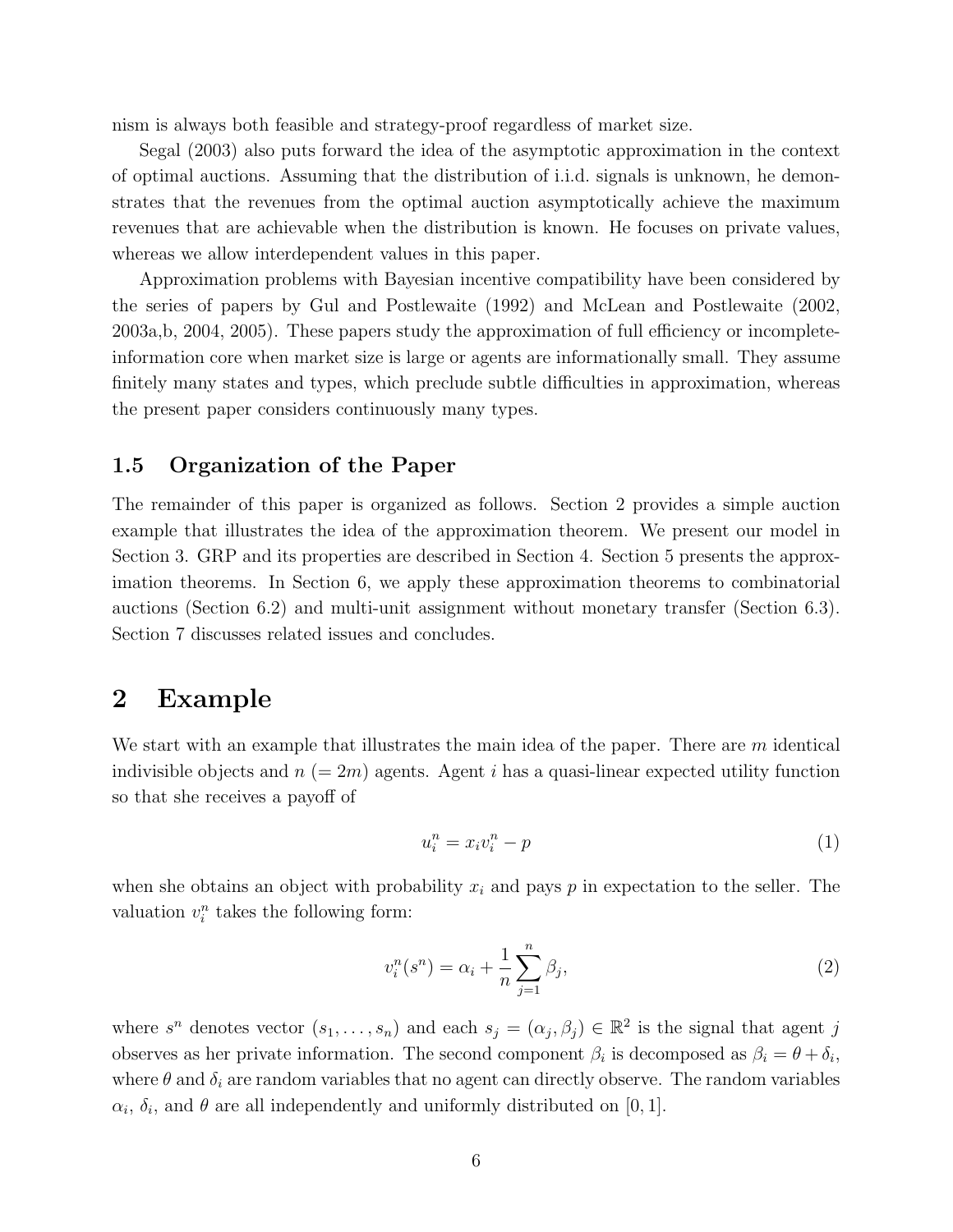nism is always both feasible and strategy-proof regardless of market size.

Segal (2003) also puts forward the idea of the asymptotic approximation in the context of optimal auctions. Assuming that the distribution of i.i.d. signals is unknown, he demonstrates that the revenues from the optimal auction asymptotically achieve the maximum revenues that are achievable when the distribution is known. He focuses on private values, whereas we allow interdependent values in this paper.

Approximation problems with Bayesian incentive compatibility have been considered by the series of papers by Gul and Postlewaite (1992) and McLean and Postlewaite (2002, 2003a,b, 2004, 2005). These papers study the approximation of full efficiency or incomplete-information core when market size is large or agents are informationally small. They assume finitely many states and types, which preclude subtle difficulties in approximation, whereas the present paper considers continuously many types.

### 1.5 Organization of the Paper

The remainder of this paper is organized as follows. Section 2 provides a simple auction example that illustrates the idea of the approximation theorem. We present our model in Section 3. GRP and its properties are described in Section 4. Section 5 presents the approximation theorems. In Section 6, we apply these approximation theorems to combinatorial auctions (Section 6.2) and multi-unit assignment without monetary transfer (Section 6.3). Section 7 discusses related issues and concludes.

## 2 Example

We start with an example that illustrates the main idea of the paper. There are $m$ identical indivisible objects and $n$ $(= 2m)$ agents. Agent $i$ has a quasi-linear expected utility function so that she receives a payoff of

$$u_i^n = x_i v_i^n - p \tag{1}$$

when she obtains an object with probability $x_i$ and pays $p$ in expectation to the seller. The valuation $v_i^n$ takes the following form:

$$v_i^n(s^n) = \alpha_i + \frac{1}{n}\sum_{j=1}^{n} \beta_j, \tag{2}$$

where $s^n$ denotes vector $(s_1, \ldots, s_n)$ and each $s_j = (\alpha_j, \beta_j) \in \mathbb{R}^2$ is the signal that agent $j$ observes as her private information. The second component $\beta_i$ is decomposed as $\beta_i = \theta + \delta_i$, where $\theta$ and $\delta_i$ are random variables that no agent can directly observe. The random variables $\alpha_i$, $\delta_i$, and $\theta$ are all independently and uniformly distributed on $[0, 1]$.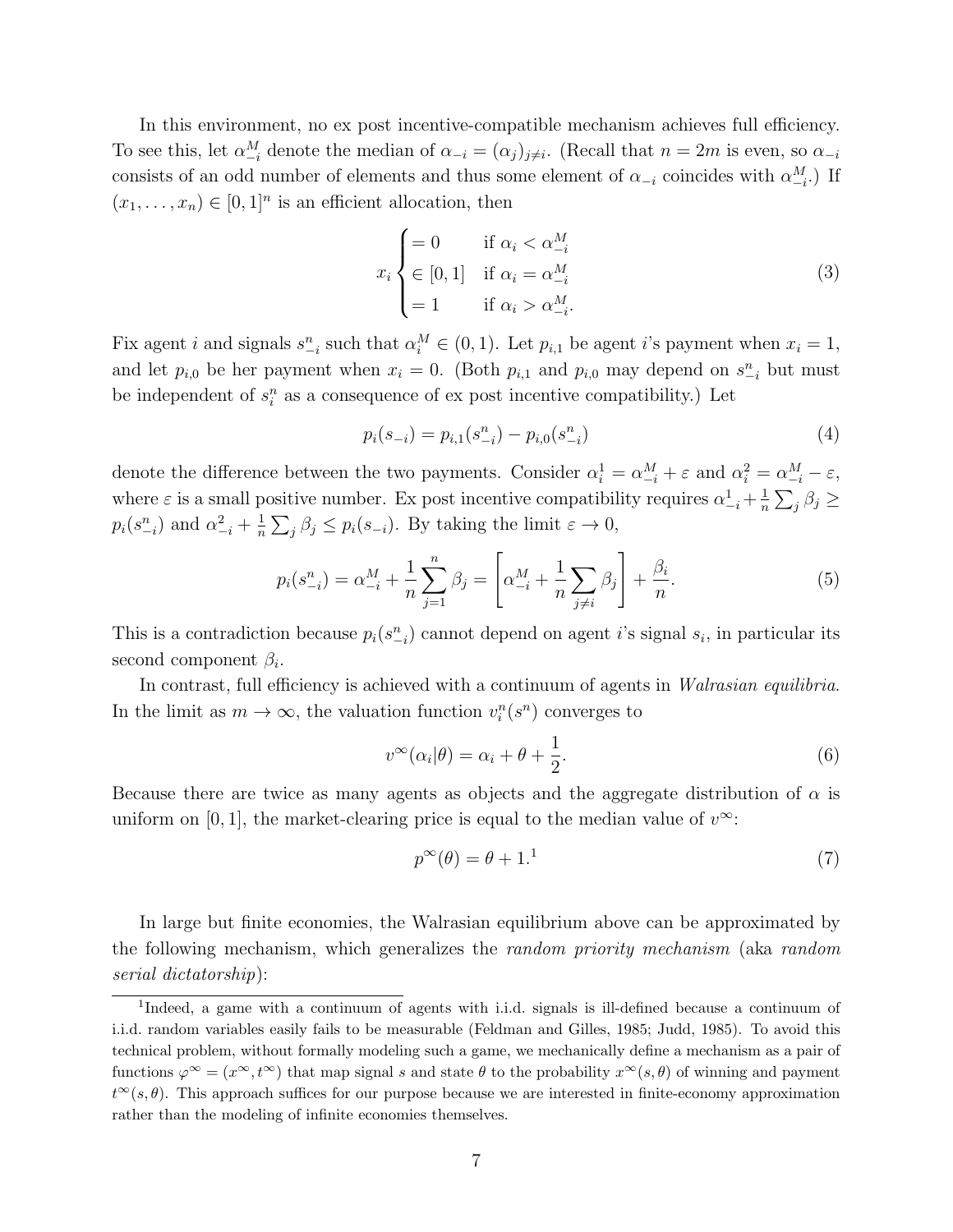In this environment, no ex post incentive-compatible mechanism achieves full efficiency. To see this, let $\alpha_{-i}^M$ denote the median of $\alpha_{-i} = (\alpha_j)_{j \neq i}$. (Recall that $n = 2m$ is even, so $\alpha_{-i}$ consists of an odd number of elements and thus some element of $\alpha_{-i}$ coincides with $\alpha_{-i}^M$.) If $(x_1, \ldots, x_n) \in [0,1]^n$ is an efficient allocation, then

$$
x_i \begin{cases} = 0 & \text{if } \alpha_i < \alpha_{-i}^M \\ \in [0,1] & \text{if } \alpha_i = \alpha_{-i}^M \\ = 1 & \text{if } \alpha_i > \alpha_{-i}^M. \end{cases} \tag{3}
$$

Fix agent $i$ and signals $s_{-i}^n$ such that $\alpha_i^M \in (0,1)$. Let $p_{i,1}$ be agent $i$'s payment when $x_i = 1$, and let $p_{i,0}$ be her payment when $x_i = 0$. (Both $p_{i,1}$ and $p_{i,0}$ may depend on $s_{-i}^n$ but must be independent of $s_i^n$ as a consequence of ex post incentive compatibility.) Let

$$
p_i(s_{-i}) = p_{i,1}(s_{-i}^n) - p_{i,0}(s_{-i}^n) \tag{4}
$$

denote the difference between the two payments. Consider $\alpha_i^1 = \alpha_{-i}^M + \varepsilon$ and $\alpha_i^2 = \alpha_{-i}^M - \varepsilon$, where $\varepsilon$ is a small positive number. Ex post incentive compatibility requires $\alpha_{-i}^1 + \frac{1}{n}\sum_j \beta_j \geq p_i(s_{-i}^n)$ and $\alpha_{-i}^2 + \frac{1}{n}\sum_j \beta_j \leq p_i(s_{-i})$. By taking the limit $\varepsilon \to 0$,

$$
p_i(s_{-i}^n) = \alpha_{-i}^M + \frac{1}{n}\sum_{j=1}^n \beta_j = \left[\alpha_{-i}^M + \frac{1}{n}\sum_{j \neq i} \beta_j\right] + \frac{\beta_i}{n}. \tag{5}
$$

This is a contradiction because $p_i(s_{-i}^n)$ cannot depend on agent $i$'s signal $s_i$, in particular its second component $\beta_i$.

In contrast, full efficiency is achieved with a continuum of agents in *Walrasian equilibria*. In the limit as $m \to \infty$, the valuation function $v_i^n(s^n)$ converges to

$$
v^\infty(\alpha_i|\theta) = \alpha_i + \theta + \frac{1}{2}. \tag{6}
$$

Because there are twice as many agents as objects and the aggregate distribution of $\alpha$ is uniform on $[0,1]$, the market-clearing price is equal to the median value of $v^\infty$:

$$
p^\infty(\theta) = \theta + 1.\text{[1]} \tag{7}
$$

In large but finite economies, the Walrasian equilibrium above can be approximated by the following mechanism, which generalizes the *random priority mechanism* (aka *random serial dictatorship*):

[1] Indeed, a game with a continuum of agents with i.i.d. signals is ill-defined because a continuum of i.i.d. random variables easily fails to be measurable (Feldman and Gilles, 1985; Judd, 1985). To avoid this technical problem, without formally modeling such a game, we mechanically define a mechanism as a pair of functions $\varphi^\infty = (x^\infty, t^\infty)$ that map signal $s$ and state $\theta$ to the probability $x^\infty(s,\theta)$ of winning and payment $t^\infty(s,\theta)$. This approach suffices for our purpose because we are interested in finite-economy approximation rather than the modeling of infinite economies themselves.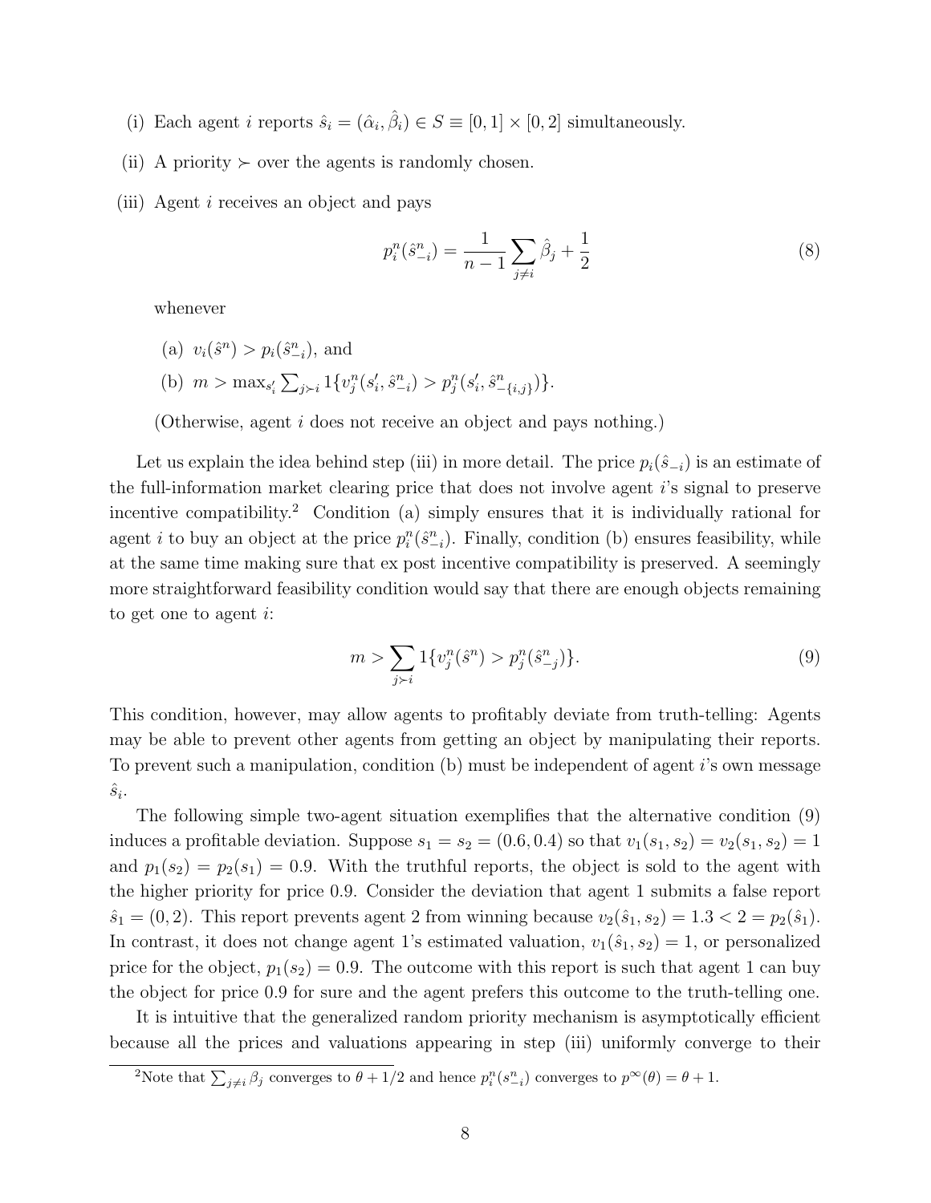(i) Each agent $i$ reports $\hat{s}_i = (\hat{\alpha}_i, \hat{\beta}_i) \in S \equiv [0,1] \times [0,2]$ simultaneously.

(ii) A priority $\succ$ over the agents is randomly chosen.

(iii) Agent $i$ receives an object and pays

$$p_i^n(\hat{s}_{-i}^n) = \frac{1}{n-1} \sum_{j \neq i} \hat{\beta}_j + \frac{1}{2} \tag{8}$$

whenever

(a) $v_i(\hat{s}^n) > p_i(\hat{s}_{-i}^n)$, and

(b) $m > \max_{s_i'} \sum_{j \succ i} 1\{v_j^n(s_i', \hat{s}_{-i}^n) > p_j^n(s_i', \hat{s}_{-\{i,j\}}^n)\}$.

(Otherwise, agent $i$ does not receive an object and pays nothing.)

Let us explain the idea behind step (iii) in more detail. The price $p_i(\hat{s}_{-i})$ is an estimate of the full-information market clearing price that does not involve agent $i$'s signal to preserve incentive compatibility.[2] Condition (a) simply ensures that it is individually rational for agent $i$ to buy an object at the price $p_i^n(\hat{s}_{-i}^n)$. Finally, condition (b) ensures feasibility, while at the same time making sure that ex post incentive compatibility is preserved. A seemingly more straightforward feasibility condition would say that there are enough objects remaining to get one to agent $i$:

$$m > \sum_{j \succ i} 1\{v_j^n(\hat{s}^n) > p_j^n(\hat{s}_{-j}^n)\}. \tag{9}$$

This condition, however, may allow agents to profitably deviate from truth-telling: Agents may be able to prevent other agents from getting an object by manipulating their reports. To prevent such a manipulation, condition (b) must be independent of agent $i$'s own message $\hat{s}_i$.

The following simple two-agent situation exemplifies that the alternative condition (9) induces a profitable deviation. Suppose $s_1 = s_2 = (0.6, 0.4)$ so that $v_1(s_1, s_2) = v_2(s_1, s_2) = 1$ and $p_1(s_2) = p_2(s_1) = 0.9$. With the truthful reports, the object is sold to the agent with the higher priority for price 0.9. Consider the deviation that agent 1 submits a false report $\hat{s}_1 = (0, 2)$. This report prevents agent 2 from winning because $v_2(\hat{s}_1, s_2) = 1.3 < 2 = p_2(\hat{s}_1)$. In contrast, it does not change agent 1's estimated valuation, $v_1(\hat{s}_1, s_2) = 1$, or personalized price for the object, $p_1(s_2) = 0.9$. The outcome with this report is such that agent 1 can buy the object for price 0.9 for sure and the agent prefers this outcome to the truth-telling one.

It is intuitive that the generalized random priority mechanism is asymptotically efficient because all the prices and valuations appearing in step (iii) uniformly converge to their

[2] Note that $\sum_{j \neq i} \beta_j$ converges to $\theta + 1/2$ and hence $p_i^n(s_{-i}^n)$ converges to $p^\infty(\theta) = \theta + 1$.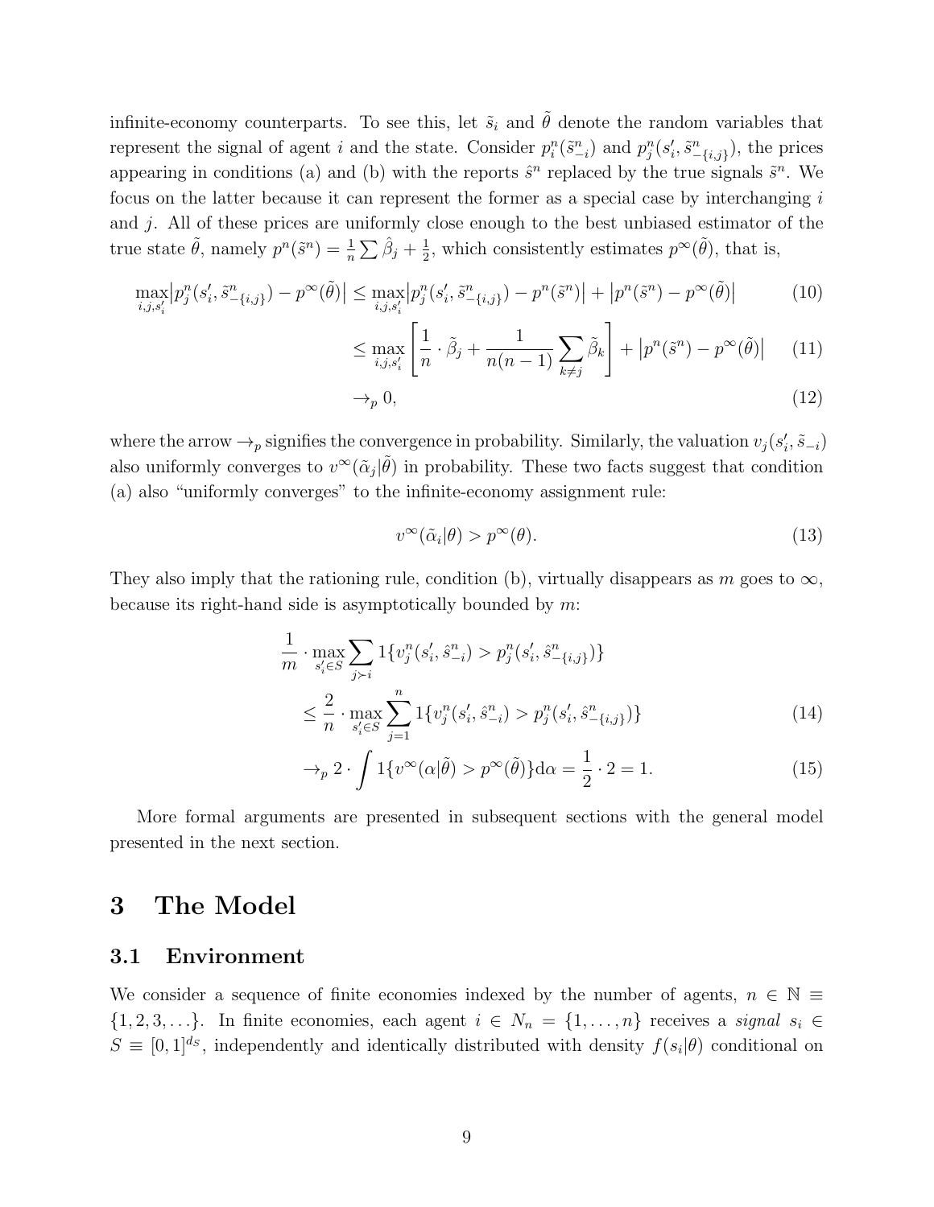infinite-economy counterparts. To see this, let $\tilde{s}_i$ and $\tilde{\theta}$ denote the random variables that represent the signal of agent $i$ and the state. Consider $p_i^n(\tilde{s}_{-i}^n)$ and $p_j^n(s_i', \tilde{s}_{-\{i,j\}}^n)$, the prices appearing in conditions (a) and (b) with the reports $\hat{s}^n$ replaced by the true signals $\tilde{s}^n$. We focus on the latter because it can represent the former as a special case by interchanging $i$ and $j$. All of these prices are uniformly close enough to the best unbiased estimator of the true state $\tilde{\theta}$, namely $p^n(\tilde{s}^n) = \frac{1}{n}\sum \hat{\beta}_j + \frac{1}{2}$, which consistently estimates $p^\infty(\tilde{\theta})$, that is,

$$
\begin{aligned}
\max_{i,j,s_i'} \left| p_j^n(s_i', \tilde{s}_{-\{i,j\}}^n) - p^\infty(\tilde{\theta}) \right| &\leq \max_{i,j,s_i'} \left| p_j^n(s_i', \tilde{s}_{-\{i,j\}}^n) - p^n(\tilde{s}^n) \right| + \left| p^n(\tilde{s}^n) - p^\infty(\tilde{\theta}) \right| &(10)\\
&\leq \max_{i,j,s_i'} \left[ \frac{1}{n} \cdot \tilde{\beta}_j + \frac{1}{n(n-1)} \sum_{k \neq j} \tilde{\beta}_k \right] + \left| p^n(\tilde{s}^n) - p^\infty(\tilde{\theta}) \right| &(11)\\
&\to_p 0, &(12)
\end{aligned}
$$

where the arrow $\to_p$ signifies the convergence in probability. Similarly, the valuation $v_j(s_i', \tilde{s}_{-i})$ also uniformly converges to $v^\infty(\tilde{\alpha}_j|\tilde{\theta})$ in probability. These two facts suggest that condition (a) also "uniformly converges" to the infinite-economy assignment rule:

$$
v^\infty(\tilde{\alpha}_i|\theta) > p^\infty(\theta). \tag{13}
$$

They also imply that the rationing rule, condition (b), virtually disappears as $m$ goes to $\infty$, because its right-hand side is asymptotically bounded by $m$:

$$
\begin{aligned}
&\frac{1}{m} \cdot \max_{s_i' \in S} \sum_{j \succ i} 1\{v_j^n(s_i', \hat{s}_{-i}^n) > p_j^n(s_i', \hat{s}_{-\{i,j\}}^n)\} \\
&\quad \leq \frac{2}{n} \cdot \max_{s_i' \in S} \sum_{j=1}^{n} 1\{v_j^n(s_i', \hat{s}_{-i}^n) > p_j^n(s_i', \hat{s}_{-\{i,j\}}^n)\} &(14)\\
&\quad \to_p 2 \cdot \int 1\{v^\infty(\alpha|\tilde{\theta}) > p^\infty(\tilde{\theta})\} \mathrm{d}\alpha = \frac{1}{2} \cdot 2 = 1. &(15)
\end{aligned}
$$

More formal arguments are presented in subsequent sections with the general model presented in the next section.

# 3 The Model

## 3.1 Environment

We consider a sequence of finite economies indexed by the number of agents, $n \in \mathbb{N} \equiv \{1, 2, 3, \ldots\}$. In finite economies, each agent $i \in N_n = \{1, \ldots, n\}$ receives a *signal* $s_i \in S \equiv [0,1]^{d_S}$, independently and identically distributed with density $f(s_i|\theta)$ conditional on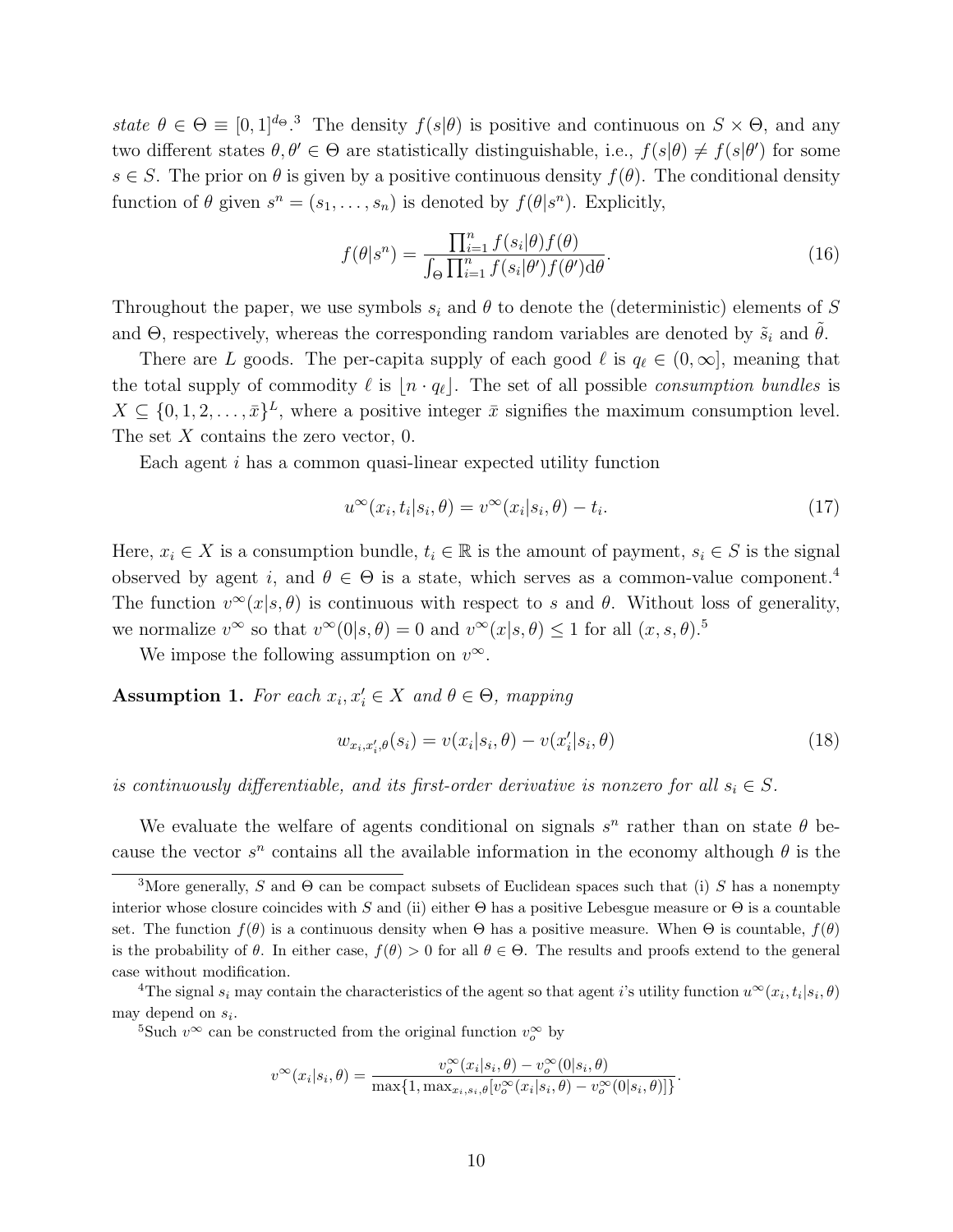*state* $\theta \in \Theta \equiv [0,1]^{d_\Theta}$.[3] The density $f(s|\theta)$ is positive and continuous on $S \times \Theta$, and any two different states $\theta, \theta' \in \Theta$ are statistically distinguishable, i.e., $f(s|\theta) \neq f(s|\theta')$ for some $s \in S$. The prior on $\theta$ is given by a positive continuous density $f(\theta)$. The conditional density function of $\theta$ given $s^n = (s_1, \ldots, s_n)$ is denoted by $f(\theta|s^n)$. Explicitly,

$$f(\theta|s^n) = \frac{\prod_{i=1}^n f(s_i|\theta) f(\theta)}{\int_\Theta \prod_{i=1}^n f(s_i|\theta') f(\theta') \mathrm{d}\theta}. \tag{16}$$

Throughout the paper, we use symbols $s_i$ and $\theta$ to denote the (deterministic) elements of $S$ and $\Theta$, respectively, whereas the corresponding random variables are denoted by $\tilde{s}_i$ and $\tilde{\theta}$.

There are $L$ goods. The per-capita supply of each good $\ell$ is $q_\ell \in (0, \infty]$, meaning that the total supply of commodity $\ell$ is $\lfloor n \cdot q_\ell \rfloor$. The set of all possible *consumption bundles* is $X \subseteq \{0, 1, 2, \ldots, \bar{x}\}^L$, where a positive integer $\bar{x}$ signifies the maximum consumption level. The set $X$ contains the zero vector, 0.

Each agent $i$ has a common quasi-linear expected utility function

$$u^\infty(x_i, t_i|s_i, \theta) = v^\infty(x_i|s_i, \theta) - t_i. \tag{17}$$

Here, $x_i \in X$ is a consumption bundle, $t_i \in \mathbb{R}$ is the amount of payment, $s_i \in S$ is the signal observed by agent $i$, and $\theta \in \Theta$ is a state, which serves as a common-value component.[4] The function $v^\infty(x|s, \theta)$ is continuous with respect to $s$ and $\theta$. Without loss of generality, we normalize $v^\infty$ so that $v^\infty(0|s, \theta) = 0$ and $v^\infty(x|s, \theta) \leq 1$ for all $(x, s, \theta)$.[5]

We impose the following assumption on $v^\infty$.

**Assumption 1.** *For each $x_i, x_i' \in X$ and $\theta \in \Theta$, mapping*

$$w_{x_i, x_i', \theta}(s_i) = v(x_i|s_i, \theta) - v(x_i'|s_i, \theta) \tag{18}$$

*is continuously differentiable, and its first-order derivative is nonzero for all $s_i \in S$.*

We evaluate the welfare of agents conditional on signals $s^n$ rather than on state $\theta$ because the vector $s^n$ contains all the available information in the economy although $\theta$ is the

[3] More generally, $S$ and $\Theta$ can be compact subsets of Euclidean spaces such that (i) $S$ has a nonempty interior whose closure coincides with $S$ and (ii) either $\Theta$ has a positive Lebesgue measure or $\Theta$ is a countable set. The function $f(\theta)$ is a continuous density when $\Theta$ has a positive measure. When $\Theta$ is countable, $f(\theta)$ is the probability of $\theta$. In either case, $f(\theta) > 0$ for all $\theta \in \Theta$. The results and proofs extend to the general case without modification.

[4] The signal $s_i$ may contain the characteristics of the agent so that agent $i$'s utility function $u^\infty(x_i, t_i|s_i, \theta)$ may depend on $s_i$.

[5] Such $v^\infty$ can be constructed from the original function $v_o^\infty$ by

$$v^\infty(x_i|s_i, \theta) = \frac{v_o^\infty(x_i|s_i, \theta) - v_o^\infty(0|s_i, \theta)}{\max\{1, \max_{x_i, s_i, \theta}[v_o^\infty(x_i|s_i, \theta) - v_o^\infty(0|s_i, \theta)]\}}.$$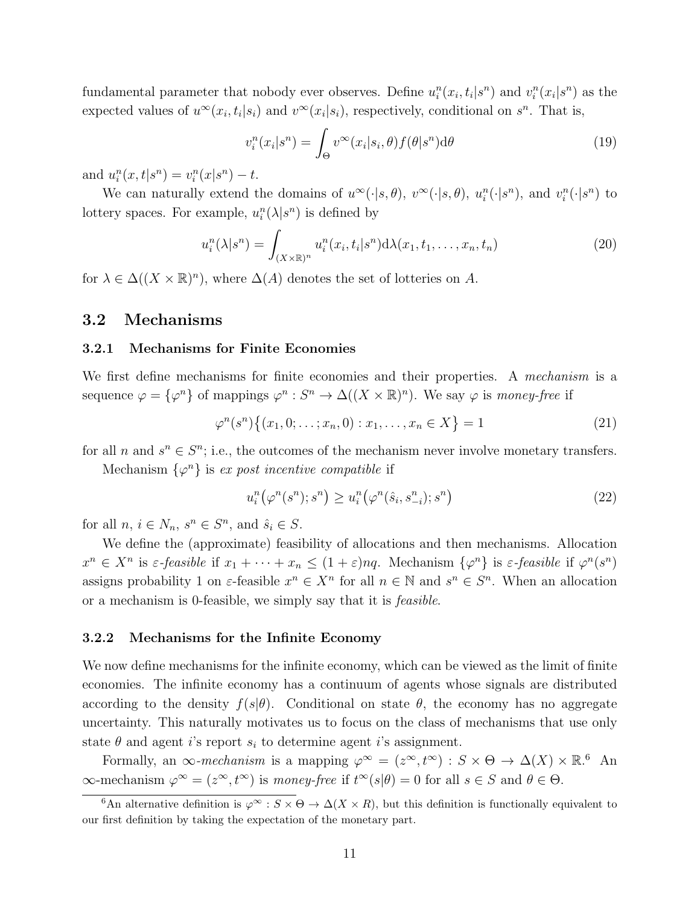fundamental parameter that nobody ever observes. Define $u_i^n(x_i, t_i|s^n)$ and $v_i^n(x_i|s^n)$ as the expected values of $u^\infty(x_i, t_i|s_i)$ and $v^\infty(x_i|s_i)$, respectively, conditional on $s^n$. That is,

$$v_i^n(x_i|s^n) = \int_\Theta v^\infty(x_i|s_i, \theta) f(\theta|s^n) \mathrm{d}\theta \tag{19}$$

and $u_i^n(x, t|s^n) = v_i^n(x|s^n) - t$.

We can naturally extend the domains of $u^\infty(\cdot|s, \theta)$, $v^\infty(\cdot|s, \theta)$, $u_i^n(\cdot|s^n)$, and $v_i^n(\cdot|s^n)$ to lottery spaces. For example, $u_i^n(\lambda|s^n)$ is defined by

$$u_i^n(\lambda|s^n) = \int_{(X\times\mathbb{R})^n} u_i^n(x_i, t_i|s^n) \mathrm{d}\lambda(x_1, t_1, \ldots, x_n, t_n) \tag{20}$$

for $\lambda \in \Delta((X \times \mathbb{R})^n)$, where $\Delta(A)$ denotes the set of lotteries on $A$.

## 3.2 Mechanisms

### 3.2.1 Mechanisms for Finite Economies

We first define mechanisms for finite economies and their properties. A *mechanism* is a sequence $\varphi = \{\varphi^n\}$ of mappings $\varphi^n : S^n \to \Delta((X \times \mathbb{R})^n)$. We say $\varphi$ is *money-free* if

$$\varphi^n(s^n)\big\{(x_1, 0; \ldots ; x_n, 0) : x_1, \ldots , x_n \in X\big\} = 1 \tag{21}$$

for all $n$ and $s^n \in S^n$; i.e., the outcomes of the mechanism never involve monetary transfers.

Mechanism $\{\varphi^n\}$ is *ex post incentive compatible* if

$$u_i^n\big(\varphi^n(s^n); s^n\big) \geq u_i^n\big(\varphi^n(\hat{s}_i, s_{-i}^n); s^n\big) \tag{22}$$

for all $n$, $i \in N_n$, $s^n \in S^n$, and $\hat{s}_i \in S$.

We define the (approximate) feasibility of allocations and then mechanisms. Allocation $x^n \in X^n$ is *ε-feasible* if $x_1 + \cdots + x_n \leq (1 + \varepsilon)nq$. Mechanism $\{\varphi^n\}$ is *ε-feasible* if $\varphi^n(s^n)$ assigns probability 1 on $\varepsilon$-feasible $x^n \in X^n$ for all $n \in \mathbb{N}$ and $s^n \in S^n$. When an allocation or a mechanism is 0-feasible, we simply say that it is *feasible*.

### 3.2.2 Mechanisms for the Infinite Economy

We now define mechanisms for the infinite economy, which can be viewed as the limit of finite economies. The infinite economy has a continuum of agents whose signals are distributed according to the density $f(s|\theta)$. Conditional on state $\theta$, the economy has no aggregate uncertainty. This naturally motivates us to focus on the class of mechanisms that use only state $\theta$ and agent $i$'s report $s_i$ to determine agent $i$'s assignment.

Formally, an *∞-mechanism* is a mapping $\varphi^\infty = (z^\infty, t^\infty) : S \times \Theta \to \Delta(X) \times \mathbb{R}$.[6] An $\infty$-mechanism $\varphi^\infty = (z^\infty, t^\infty)$ is *money-free* if $t^\infty(s|\theta) = 0$ for all $s \in S$ and $\theta \in \Theta$.

[6] An alternative definition is $\varphi^\infty : S \times \Theta \to \Delta(X \times R)$, but this definition is functionally equivalent to our first definition by taking the expectation of the monetary part.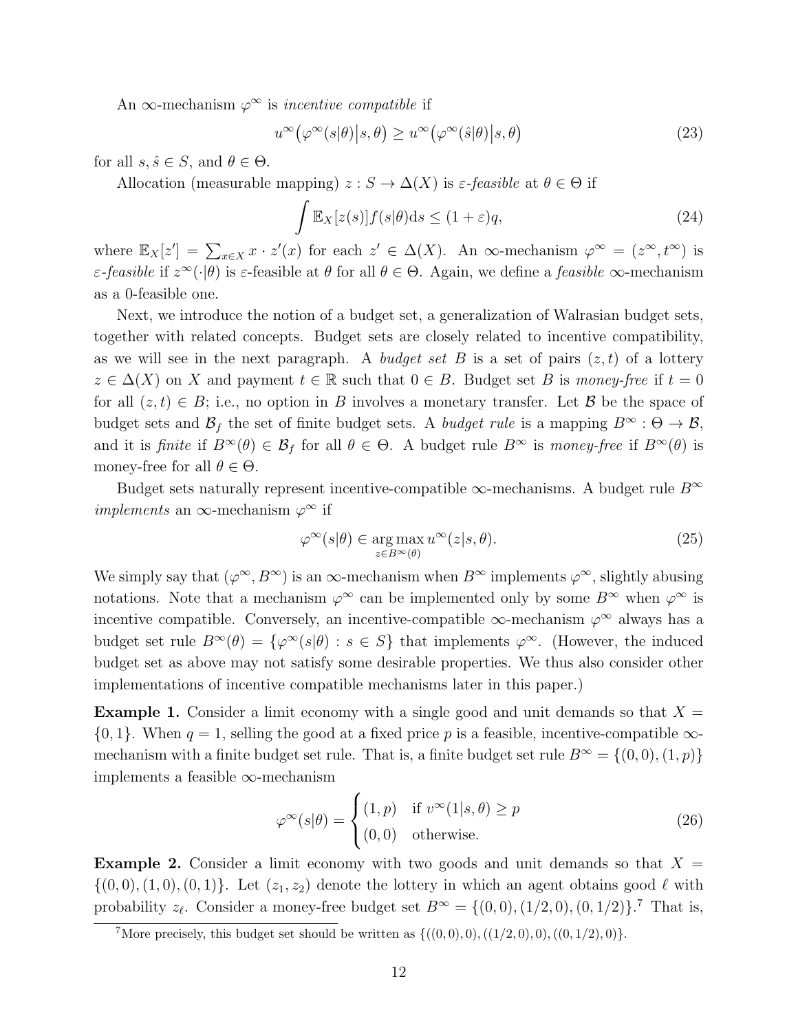An $\infty$-mechanism $\varphi^\infty$ is *incentive compatible* if

$$u^\infty\big(\varphi^\infty(s|\theta)\big|s,\theta\big) \geq u^\infty\big(\varphi^\infty(\hat{s}|\theta)\big|s,\theta\big) \tag{23}$$

for all $s, \hat{s} \in S$, and $\theta \in \Theta$.

Allocation (measurable mapping) $z : S \to \Delta(X)$ is *$\varepsilon$-feasible* at $\theta \in \Theta$ if

$$\int \mathbb{E}_X[z(s)] f(s|\theta) \mathrm{d}s \leq (1+\varepsilon)q, \tag{24}$$

where $\mathbb{E}_X[z'] = \sum_{x \in X} x \cdot z'(x)$ for each $z' \in \Delta(X)$. An $\infty$-mechanism $\varphi^\infty = (z^\infty, t^\infty)$ is *$\varepsilon$-feasible* if $z^\infty(\cdot|\theta)$ is $\varepsilon$-feasible at $\theta$ for all $\theta \in \Theta$. Again, we define a *feasible* $\infty$-mechanism as a 0-feasible one.

Next, we introduce the notion of a budget set, a generalization of Walrasian budget sets, together with related concepts. Budget sets are closely related to incentive compatibility, as we will see in the next paragraph. A *budget set* $B$ is a set of pairs $(z, t)$ of a lottery $z \in \Delta(X)$ on $X$ and payment $t \in \mathbb{R}$ such that $0 \in B$. Budget set $B$ is *money-free* if $t = 0$ for all $(z, t) \in B$; i.e., no option in $B$ involves a monetary transfer. Let $\mathcal{B}$ be the space of budget sets and $\mathcal{B}_f$ the set of finite budget sets. A *budget rule* is a mapping $B^\infty : \Theta \to \mathcal{B}$, and it is *finite* if $B^\infty(\theta) \in \mathcal{B}_f$ for all $\theta \in \Theta$. A budget rule $B^\infty$ is *money-free* if $B^\infty(\theta)$ is money-free for all $\theta \in \Theta$.

Budget sets naturally represent incentive-compatible $\infty$-mechanisms. A budget rule $B^\infty$ *implements* an $\infty$-mechanism $\varphi^\infty$ if

$$\varphi^\infty(s|\theta) \in \operatorname*{arg\,max}_{z \in B^\infty(\theta)} u^\infty(z|s,\theta). \tag{25}$$

We simply say that $(\varphi^\infty, B^\infty)$ is an $\infty$-mechanism when $B^\infty$ implements $\varphi^\infty$, slightly abusing notations. Note that a mechanism $\varphi^\infty$ can be implemented only by some $B^\infty$ when $\varphi^\infty$ is incentive compatible. Conversely, an incentive-compatible $\infty$-mechanism $\varphi^\infty$ always has a budget set rule $B^\infty(\theta) = \{\varphi^\infty(s|\theta) : s \in S\}$ that implements $\varphi^\infty$. (However, the induced budget set as above may not satisfy some desirable properties. We thus also consider other implementations of incentive compatible mechanisms later in this paper.)

**Example 1.** Consider a limit economy with a single good and unit demands so that $X = \{0, 1\}$. When $q = 1$, selling the good at a fixed price $p$ is a feasible, incentive-compatible $\infty$-mechanism with a finite budget set rule. That is, a finite budget set rule $B^\infty = \{(0, 0), (1, p)\}$ implements a feasible $\infty$-mechanism

$$\varphi^\infty(s|\theta) = \begin{cases} (1, p) & \text{if } v^\infty(1|s,\theta) \geq p \\ (0, 0) & \text{otherwise.} \end{cases} \tag{26}$$

**Example 2.** Consider a limit economy with two goods and unit demands so that $X = \{(0, 0), (1, 0), (0, 1)\}$. Let $(z_1, z_2)$ denote the lottery in which an agent obtains good $\ell$ with probability $z_\ell$. Consider a money-free budget set $B^\infty = \{(0, 0), (1/2, 0), (0, 1/2)\}$.[7] That is,

[7] More precisely, this budget set should be written as $\{((0, 0), 0), ((1/2, 0), 0), ((0, 1/2), 0)\}$.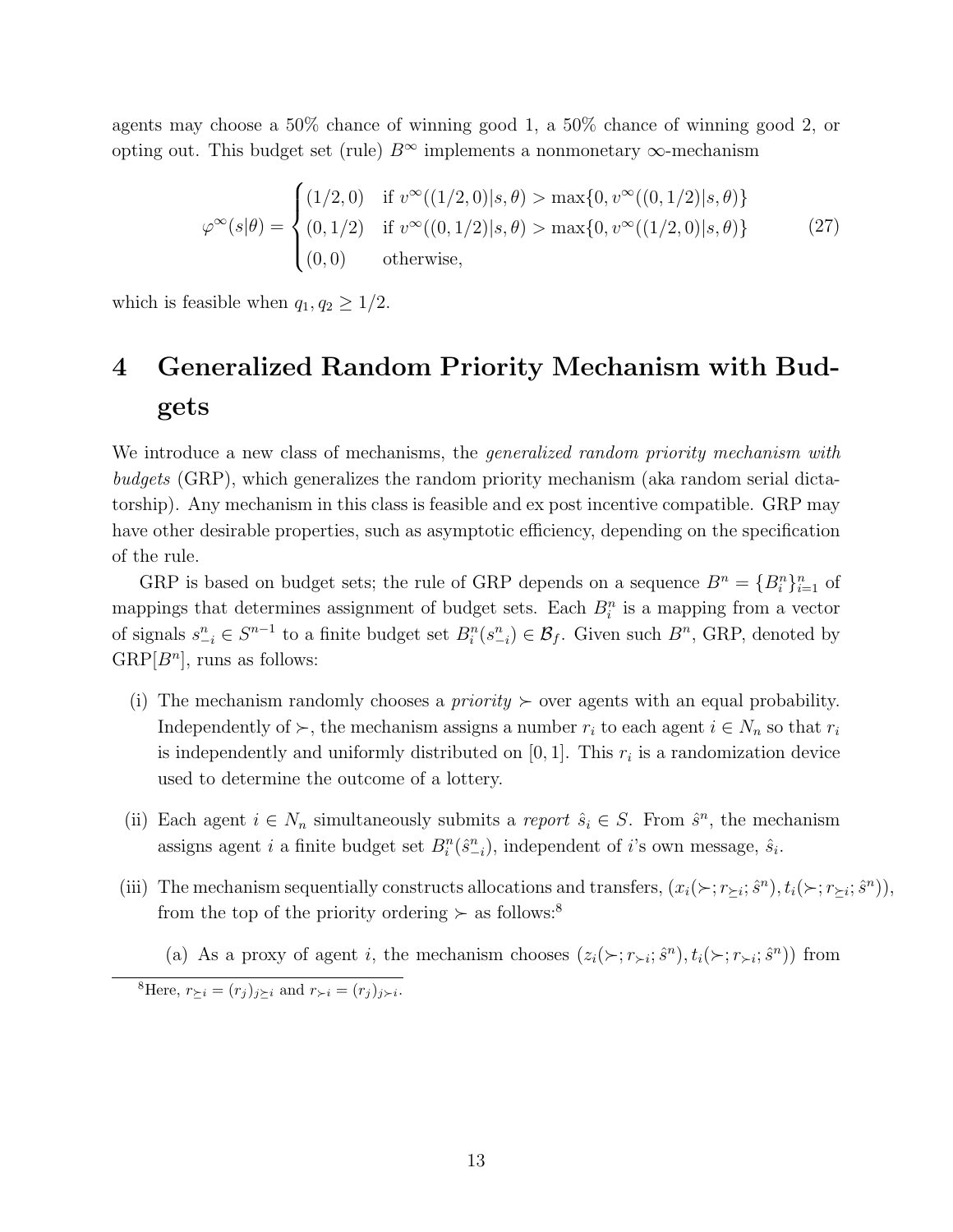agents may choose a 50% chance of winning good 1, a 50% chance of winning good 2, or opting out. This budget set (rule) $B^\infty$ implements a nonmonetary $\infty$-mechanism

$$
\varphi^\infty(s|\theta) = \begin{cases} (1/2, 0) & \text{if } v^\infty((1/2,0)|s,\theta) > \max\{0, v^\infty((0,1/2)|s,\theta)\} \\ (0, 1/2) & \text{if } v^\infty((0,1/2)|s,\theta) > \max\{0, v^\infty((1/2,0)|s,\theta)\} \\ (0,0) & \text{otherwise,} \end{cases} \tag{27}
$$

which is feasible when $q_1, q_2 \geq 1/2$.

# 4 Generalized Random Priority Mechanism with Budgets

We introduce a new class of mechanisms, the *generalized random priority mechanism with budgets* (GRP), which generalizes the random priority mechanism (aka random serial dictatorship). Any mechanism in this class is feasible and ex post incentive compatible. GRP may have other desirable properties, such as asymptotic efficiency, depending on the specification of the rule.

GRP is based on budget sets; the rule of GRP depends on a sequence $B^n = \{B_i^n\}_{i=1}^n$ of mappings that determines assignment of budget sets. Each $B_i^n$ is a mapping from a vector of signals $s_{-i}^n \in S^{n-1}$ to a finite budget set $B_i^n(s_{-i}^n) \in \mathcal{B}_f$. Given such $B^n$, GRP, denoted by $\text{GRP}[B^n]$, runs as follows:

(i) The mechanism randomly chooses a *priority* $\succ$ over agents with an equal probability. Independently of $\succ$, the mechanism assigns a number $r_i$ to each agent $i \in N_n$ so that $r_i$ is independently and uniformly distributed on $[0,1]$. This $r_i$ is a randomization device used to determine the outcome of a lottery.

(ii) Each agent $i \in N_n$ simultaneously submits a *report* $\hat{s}_i \in S$. From $\hat{s}^n$, the mechanism assigns agent $i$ a finite budget set $B_i^n(\hat{s}_{-i}^n)$, independent of $i$'s own message, $\hat{s}_i$.

(iii) The mechanism sequentially constructs allocations and transfers, $(x_i(\succ; r_{\succeq i}; \hat{s}^n), t_i(\succ; r_{\succeq i}; \hat{s}^n))$, from the top of the priority ordering $\succ$ as follows:[8]

   (a) As a proxy of agent $i$, the mechanism chooses $(z_i(\succ; r_{\succ i}; \hat{s}^n), t_i(\succ; r_{\succ i}; \hat{s}^n))$ from

[8] Here, $r_{\succeq i} = (r_j)_{j \succeq i}$ and $r_{\succ i} = (r_j)_{j \succ i}$.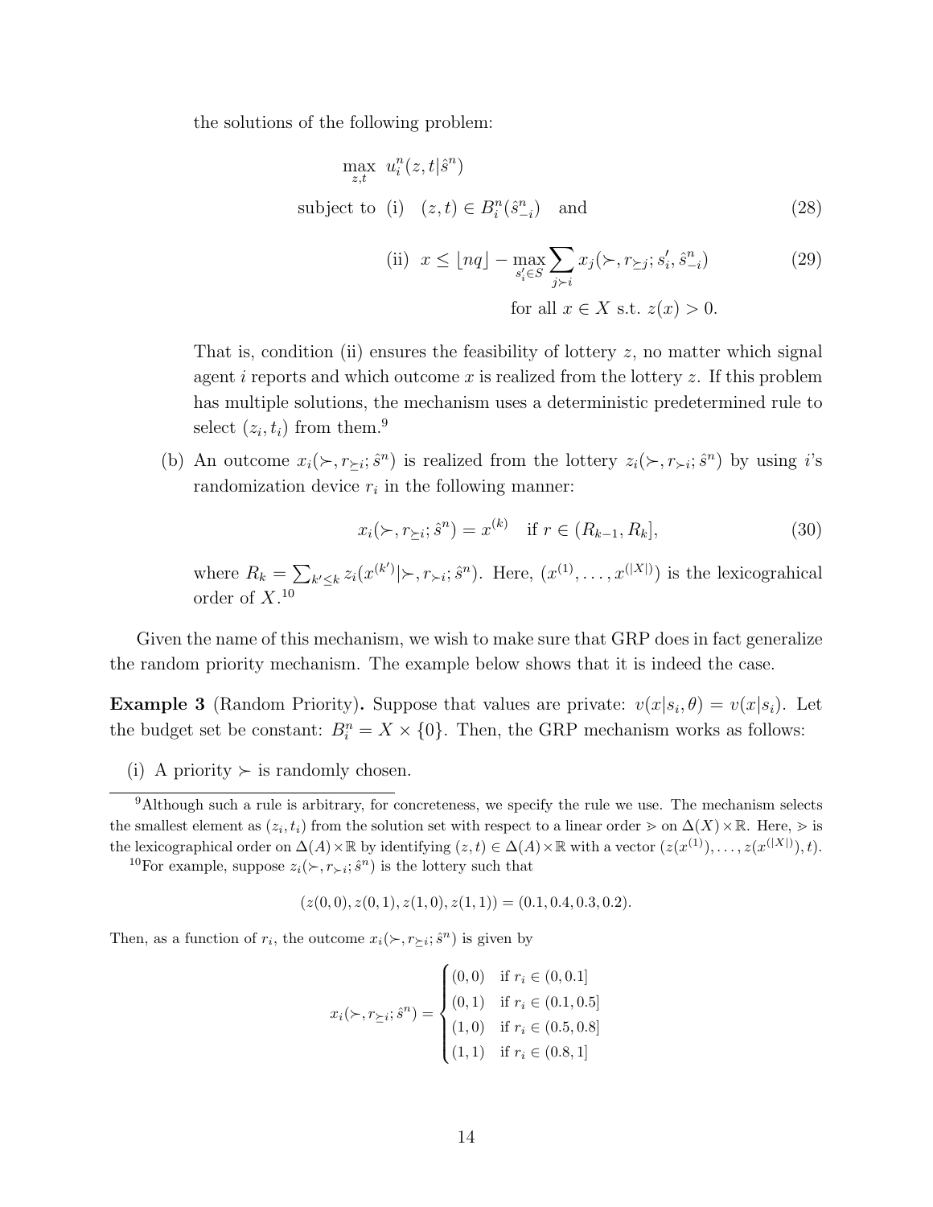the solutions of the following problem:

$$\max_{z,t} \; u_i^n(z,t|\hat{s}^n)$$

$$\text{subject to (i)} \quad (z,t) \in B_i^n(\hat{s}_{-i}^n) \quad \text{and} \tag{28}$$

$$\text{(ii)} \;\; x \leq \lfloor nq \rfloor - \max_{s_i' \in S} \sum_{j \succ i} x_j(\succ, r_{\succeq j}; s_i', \hat{s}_{-i}^n) \tag{29}$$

$$\text{for all } x \in X \text{ s.t. } z(x) > 0.$$

That is, condition (ii) ensures the feasibility of lottery $z$, no matter which signal agent $i$ reports and which outcome $x$ is realized from the lottery $z$. If this problem has multiple solutions, the mechanism uses a deterministic predetermined rule to select $(z_i, t_i)$ from them.[9]

(b) An outcome $x_i(\succ, r_{\succeq i}; \hat{s}^n)$ is realized from the lottery $z_i(\succ, r_{\succ i}; \hat{s}^n)$ by using $i$'s randomization device $r_i$ in the following manner:

$$x_i(\succ, r_{\succeq i}; \hat{s}^n) = x^{(k)} \quad \text{if } r \in (R_{k-1}, R_k], \tag{30}$$

where $R_k = \sum_{k' \leq k} z_i(x^{(k')}|\succ, r_{\succ i}; \hat{s}^n)$. Here, $(x^{(1)}, \dots, x^{(|X|)})$ is the lexicograhical order of $X$.[10]

Given the name of this mechanism, we wish to make sure that GRP does in fact generalize the random priority mechanism. The example below shows that it is indeed the case.

**Example 3** (Random Priority)**.** Suppose that values are private: $v(x|s_i, \theta) = v(x|s_i)$. Let the budget set be constant: $B_i^n = X \times \{0\}$. Then, the GRP mechanism works as follows:

(i) A priority $\succ$ is randomly chosen.

---

[9] Although such a rule is arbitrary, for concreteness, we specify the rule we use. The mechanism selects the smallest element as $(z_i, t_i)$ from the solution set with respect to a linear order $\gtrdot$ on $\Delta(X) \times \mathbb{R}$. Here, $\gtrdot$ is the lexicographical order on $\Delta(A) \times \mathbb{R}$ by identifying $(z,t) \in \Delta(A) \times \mathbb{R}$ with a vector $(z(x^{(1)}), \dots, z(x^{(|X|)}), t)$.

[10] For example, suppose $z_i(\succ, r_{\succ i}; \hat{s}^n)$ is the lottery such that

$$(z(0,0), z(0,1), z(1,0), z(1,1)) = (0.1, 0.4, 0.3, 0.2).$$

Then, as a function of $r_i$, the outcome $x_i(\succ, r_{\succeq i}; \hat{s}^n)$ is given by

$$x_i(\succ, r_{\succeq i}; \hat{s}^n) = \begin{cases} (0,0) & \text{if } r_i \in (0, 0.1] \\ (0,1) & \text{if } r_i \in (0.1, 0.5] \\ (1,0) & \text{if } r_i \in (0.5, 0.8] \\ (1,1) & \text{if } r_i \in (0.8, 1] \end{cases}$$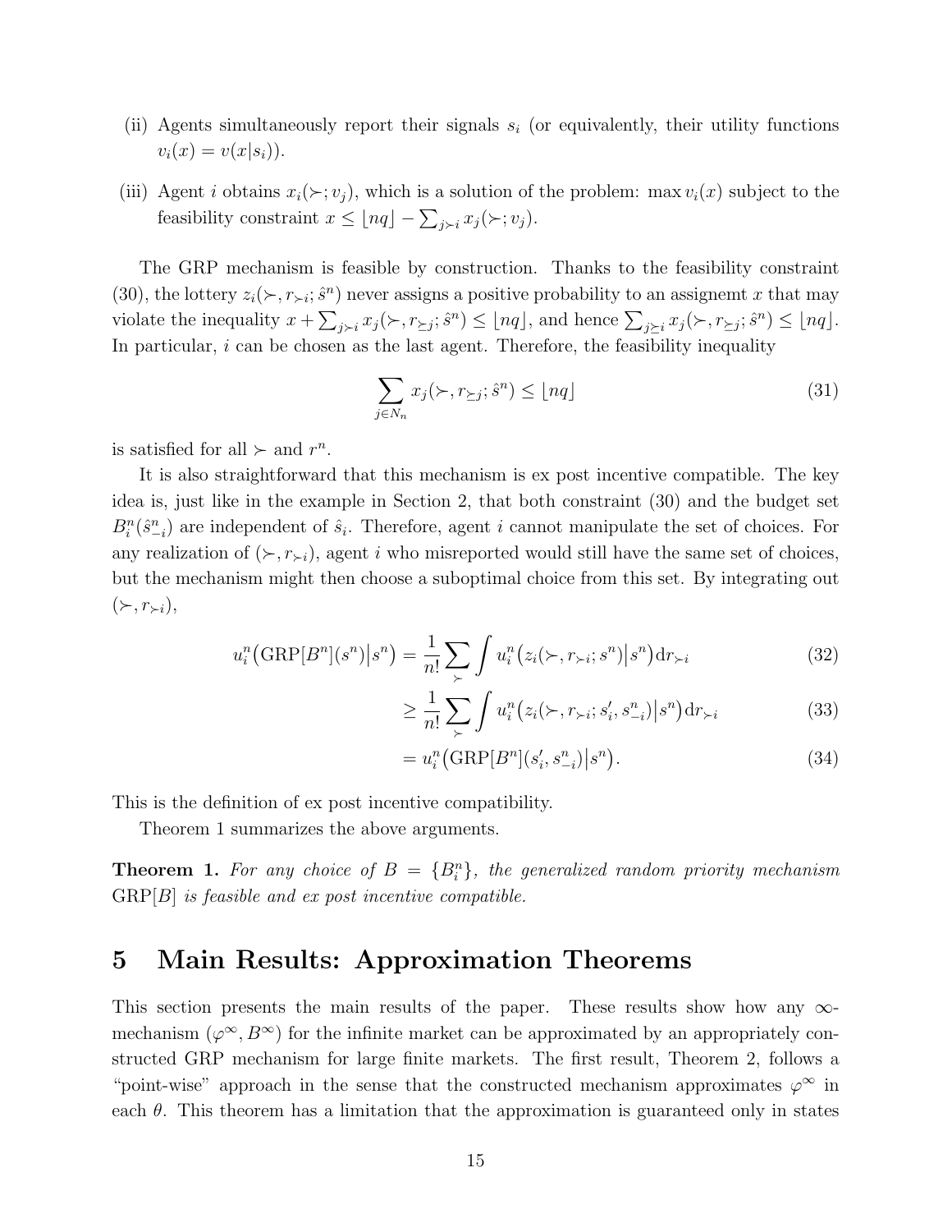(ii) Agents simultaneously report their signals $s_i$ (or equivalently, their utility functions $v_i(x) = v(x|s_i)$).

(iii) Agent $i$ obtains $x_i(\succ; v_j)$, which is a solution of the problem: $\max v_i(x)$ subject to the feasibility constraint $x \leq \lfloor nq \rfloor - \sum_{j \succ i} x_j(\succ; v_j)$.

The GRP mechanism is feasible by construction. Thanks to the feasibility constraint (30), the lottery $z_i(\succ, r_{\succ i}; \hat{s}^n)$ never assigns a positive probability to an assignemt $x$ that may violate the inequality $x + \sum_{j \succ i} x_j(\succ, r_{\succeq j}; \hat{s}^n) \leq \lfloor nq \rfloor$, and hence $\sum_{j \succeq i} x_j(\succ, r_{\succeq j}; \hat{s}^n) \leq \lfloor nq \rfloor$. In particular, $i$ can be chosen as the last agent. Therefore, the feasibility inequality

$$\sum_{j \in N_n} x_j(\succ, r_{\succeq j}; \hat{s}^n) \leq \lfloor nq \rfloor \tag{31}$$

is satisfied for all $\succ$ and $r^n$.

It is also straightforward that this mechanism is ex post incentive compatible. The key idea is, just like in the example in Section 2, that both constraint (30) and the budget set $B_i^n(\hat{s}_{-i}^n)$ are independent of $\hat{s}_i$. Therefore, agent $i$ cannot manipulate the set of choices. For any realization of $(\succ, r_{\succ i})$, agent $i$ who misreported would still have the same set of choices, but the mechanism might then choose a suboptimal choice from this set. By integrating out $(\succ, r_{\succ i})$,

$$u_i^n\big(\mathrm{GRP}[B^n](s^n)\big|s^n\big) = \frac{1}{n!} \sum_{\succ} \int u_i^n\big(z_i(\succ, r_{\succ i}; s^n)\big|s^n\big) \mathrm{d}r_{\succ i} \tag{32}$$

$$\geq \frac{1}{n!} \sum_{\succ} \int u_i^n\big(z_i(\succ, r_{\succ i}; s_i', s_{-i}^n)\big|s^n\big) \mathrm{d}r_{\succ i} \tag{33}$$

$$= u_i^n\big(\mathrm{GRP}[B^n](s_i', s_{-i}^n)\big|s^n\big). \tag{34}$$

This is the definition of ex post incentive compatibility.

Theorem 1 summarizes the above arguments.

**Theorem 1.** *For any choice of $B = \{B_i^n\}$, the generalized random priority mechanism $\mathrm{GRP}[B]$ is feasible and ex post incentive compatible.*

# 5 Main Results: Approximation Theorems

This section presents the main results of the paper. These results show how any $\infty$-mechanism $(\varphi^\infty, B^\infty)$ for the infinite market can be approximated by an appropriately constructed GRP mechanism for large finite markets. The first result, Theorem 2, follows a "point-wise" approach in the sense that the constructed mechanism approximates $\varphi^\infty$ in each $\theta$. This theorem has a limitation that the approximation is guaranteed only in states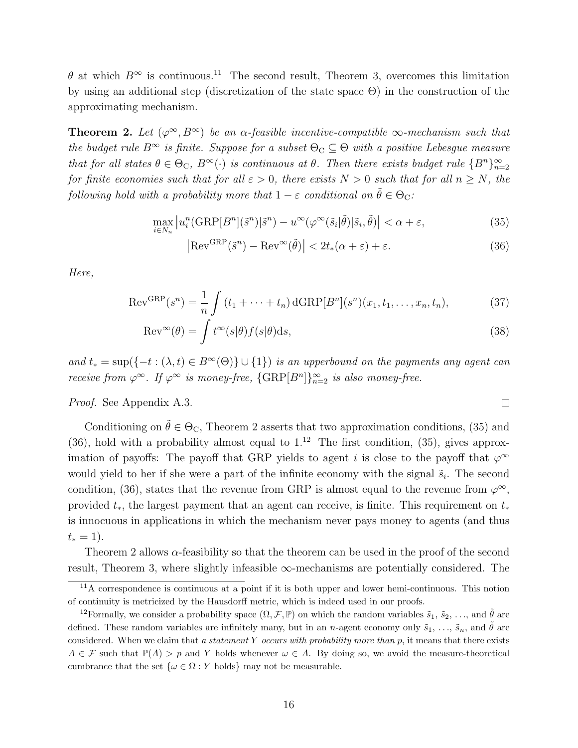$\theta$ at which $B^\infty$ is continuous.[11] The second result, Theorem 3, overcomes this limitation by using an additional step (discretization of the state space $\Theta$) in the construction of the approximating mechanism.

**Theorem 2.** *Let $(\varphi^\infty, B^\infty)$ be an $\alpha$-feasible incentive-compatible $\infty$-mechanism such that the budget rule $B^\infty$ is finite. Suppose for a subset $\Theta_C \subseteq \Theta$ with a positive Lebesgue measure that for all states $\theta \in \Theta_C$, $B^\infty(\cdot)$ is continuous at $\theta$. Then there exists budget rule $\{B^n\}_{n=2}^\infty$ for finite economies such that for all $\varepsilon > 0$, there exists $N > 0$ such that for all $n \geq N$, the following hold with a probability more that $1 - \varepsilon$ conditional on $\tilde{\theta} \in \Theta_C$:*

$$\max_{i \in N_n} \left| u_i^n(\mathrm{GRP}[B^n](\tilde{s}^n)|\tilde{s}^n) - u^\infty(\varphi^\infty(\tilde{s}_i|\tilde{\theta})|\tilde{s}_i, \tilde{\theta}) \right| < \alpha + \varepsilon, \tag{35}$$

$$\left| \mathrm{Rev}^{\mathrm{GRP}}(\tilde{s}^n) - \mathrm{Rev}^\infty(\tilde{\theta}) \right| < 2t_*(\alpha + \varepsilon) + \varepsilon. \tag{36}$$

*Here,*

$$\mathrm{Rev}^{\mathrm{GRP}}(s^n) = \frac{1}{n} \int (t_1 + \cdots + t_n) \, \mathrm{dGRP}[B^n](s^n)(x_1, t_1, \ldots, x_n, t_n), \tag{37}$$

$$\mathrm{Rev}^\infty(\theta) = \int t^\infty(s|\theta) f(s|\theta) \mathrm{d}s, \tag{38}$$

*and $t_* = \sup(\{-t : (\lambda, t) \in B^\infty(\Theta)\} \cup \{1\})$ is an upperbound on the payments any agent can receive from $\varphi^\infty$. If $\varphi^\infty$ is money-free, $\{\mathrm{GRP}[B^n]\}_{n=2}^\infty$ is also money-free.*

*Proof.* See Appendix A.3. $\square$

Conditioning on $\tilde{\theta} \in \Theta_C$, Theorem 2 asserts that two approximation conditions, (35) and (36), hold with a probability almost equal to 1.[12] The first condition, (35), gives approximation of payoffs: The payoff that GRP yields to agent $i$ is close to the payoff that $\varphi^\infty$ would yield to her if she were a part of the infinite economy with the signal $\tilde{s}_i$. The second condition, (36), states that the revenue from GRP is almost equal to the revenue from $\varphi^\infty$, provided $t_*$, the largest payment that an agent can receive, is finite. This requirement on $t_*$ is innocuous in applications in which the mechanism never pays money to agents (and thus $t_* = 1$).

Theorem 2 allows $\alpha$-feasibility so that the theorem can be used in the proof of the second result, Theorem 3, where slightly infeasible $\infty$-mechanisms are potentially considered. The

[11] A correspondence is continuous at a point if it is both upper and lower hemi-continuous. This notion of continuity is metricized by the Hausdorff metric, which is indeed used in our proofs.

[12] Formally, we consider a probability space $(\Omega, \mathcal{F}, \mathbb{P})$ on which the random variables $\tilde{s}_1$, $\tilde{s}_2$, ..., and $\tilde{\theta}$ are defined. These random variables are infinitely many, but in an $n$-agent economy only $\tilde{s}_1$, ..., $\tilde{s}_n$, and $\tilde{\theta}$ are considered. When we claim that *a statement $Y$ occurs with probability more than $p$*, it means that there exists $A \in \mathcal{F}$ such that $\mathbb{P}(A) > p$ and $Y$ holds whenever $\omega \in A$. By doing so, we avoid the measure-theoretical cumbrance that the set $\{\omega \in \Omega : Y \text{ holds}\}$ may not be measurable.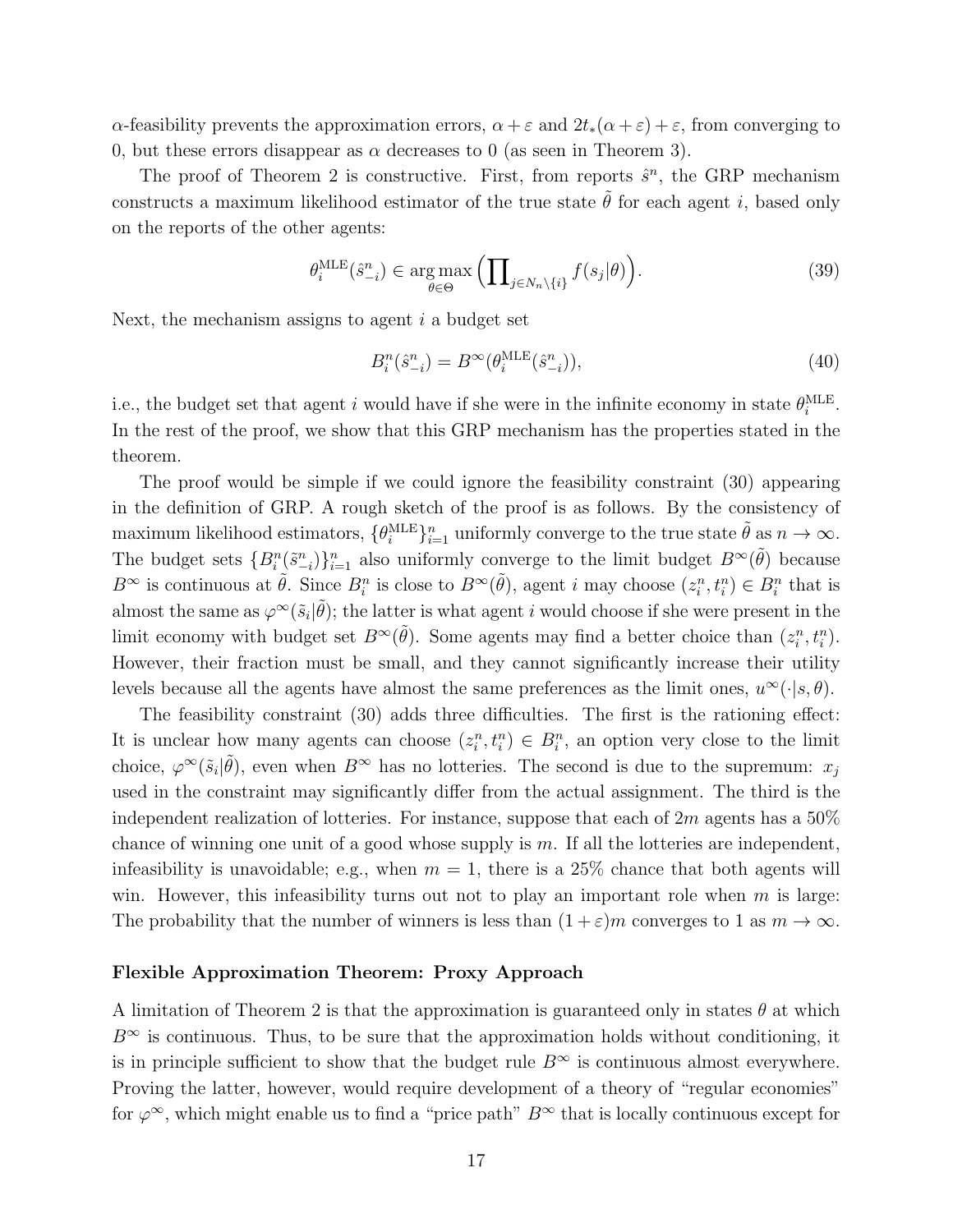$\alpha$-feasibility prevents the approximation errors, $\alpha + \varepsilon$ and $2t_*(\alpha + \varepsilon) + \varepsilon$, from converging to 0, but these errors disappear as $\alpha$ decreases to 0 (as seen in Theorem 3).

The proof of Theorem 2 is constructive. First, from reports $\hat{s}^n$, the GRP mechanism constructs a maximum likelihood estimator of the true state $\tilde{\theta}$ for each agent $i$, based only on the reports of the other agents:

$$\theta_i^{\text{MLE}}(\hat{s}_{-i}^n) \in \underset{\theta \in \Theta}{\arg\max} \Big( \prod\nolimits_{j \in N_n \setminus \{i\}} f(s_j|\theta) \Big). \tag{39}$$

Next, the mechanism assigns to agent $i$ a budget set

$$B_i^n(\hat{s}_{-i}^n) = B^\infty(\theta_i^{\text{MLE}}(\hat{s}_{-i}^n)), \tag{40}$$

i.e., the budget set that agent $i$ would have if she were in the infinite economy in state $\theta_i^{\text{MLE}}$. In the rest of the proof, we show that this GRP mechanism has the properties stated in the theorem.

The proof would be simple if we could ignore the feasibility constraint (30) appearing in the definition of GRP. A rough sketch of the proof is as follows. By the consistency of maximum likelihood estimators, $\{\theta_i^{\text{MLE}}\}_{i=1}^n$ uniformly converge to the true state $\tilde{\theta}$ as $n \to \infty$. The budget sets $\{B_i^n(\tilde{s}_{-i}^n)\}_{i=1}^n$ also uniformly converge to the limit budget $B^\infty(\tilde{\theta})$ because $B^\infty$ is continuous at $\tilde{\theta}$. Since $B_i^n$ is close to $B^\infty(\tilde{\theta})$, agent $i$ may choose $(z_i^n, t_i^n) \in B_i^n$ that is almost the same as $\varphi^\infty(\tilde{s}_i|\tilde{\theta})$; the latter is what agent $i$ would choose if she were present in the limit economy with budget set $B^\infty(\tilde{\theta})$. Some agents may find a better choice than $(z_i^n, t_i^n)$. However, their fraction must be small, and they cannot significantly increase their utility levels because all the agents have almost the same preferences as the limit ones, $u^\infty(\cdot|s, \theta)$.

The feasibility constraint (30) adds three difficulties. The first is the rationing effect: It is unclear how many agents can choose $(z_i^n, t_i^n) \in B_i^n$, an option very close to the limit choice, $\varphi^\infty(\tilde{s}_i|\tilde{\theta})$, even when $B^\infty$ has no lotteries. The second is due to the supremum: $x_j$ used in the constraint may significantly differ from the actual assignment. The third is the independent realization of lotteries. For instance, suppose that each of $2m$ agents has a 50% chance of winning one unit of a good whose supply is $m$. If all the lotteries are independent, infeasibility is unavoidable; e.g., when $m = 1$, there is a 25% chance that both agents will win. However, this infeasibility turns out not to play an important role when $m$ is large: The probability that the number of winners is less than $(1 + \varepsilon)m$ converges to 1 as $m \to \infty$.

#### Flexible Approximation Theorem: Proxy Approach

A limitation of Theorem 2 is that the approximation is guaranteed only in states $\theta$ at which $B^\infty$ is continuous. Thus, to be sure that the approximation holds without conditioning, it is in principle sufficient to show that the budget rule $B^\infty$ is continuous almost everywhere. Proving the latter, however, would require development of a theory of "regular economies" for $\varphi^\infty$, which might enable us to find a "price path" $B^\infty$ that is locally continuous except for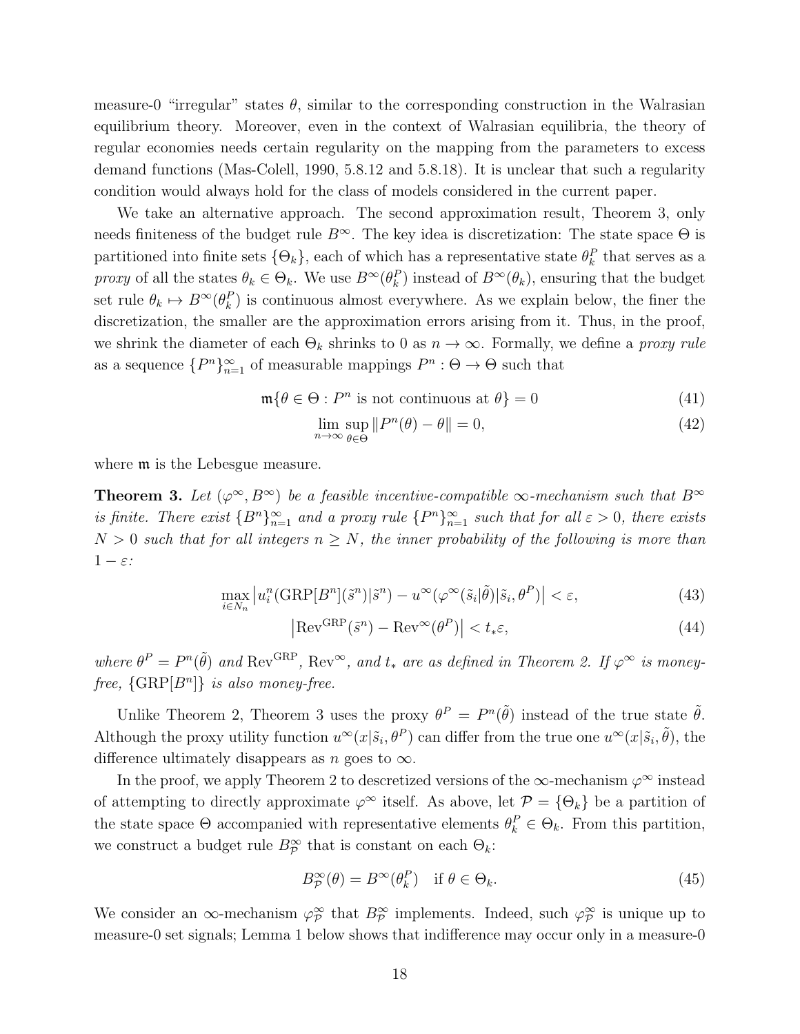measure-0 "irregular" states $\theta$, similar to the corresponding construction in the Walrasian equilibrium theory. Moreover, even in the context of Walrasian equilibria, the theory of regular economies needs certain regularity on the mapping from the parameters to excess demand functions (Mas-Colell, 1990, 5.8.12 and 5.8.18). It is unclear that such a regularity condition would always hold for the class of models considered in the current paper.

We take an alternative approach. The second approximation result, Theorem 3, only needs finiteness of the budget rule $B^\infty$. The key idea is discretization: The state space $\Theta$ is partitioned into finite sets $\{\Theta_k\}$, each of which has a representative state $\theta_k^P$ that serves as a *proxy* of all the states $\theta_k \in \Theta_k$. We use $B^\infty(\theta_k^P)$ instead of $B^\infty(\theta_k)$, ensuring that the budget set rule $\theta_k \mapsto B^\infty(\theta_k^P)$ is continuous almost everywhere. As we explain below, the finer the discretization, the smaller are the approximation errors arising from it. Thus, in the proof, we shrink the diameter of each $\Theta_k$ shrinks to 0 as $n \to \infty$. Formally, we define a *proxy rule* as a sequence $\{P^n\}_{n=1}^\infty$ of measurable mappings $P^n : \Theta \to \Theta$ such that

$$\mathfrak{m}\{\theta \in \Theta : P^n \text{ is not continuous at } \theta\} = 0 \tag{41}$$

$$\lim_{n\to\infty} \sup_{\theta \in \Theta} \|P^n(\theta) - \theta\| = 0, \tag{42}$$

where $\mathfrak{m}$ is the Lebesgue measure.

**Theorem 3.** *Let $(\varphi^\infty, B^\infty)$ be a feasible incentive-compatible $\infty$-mechanism such that $B^\infty$ is finite. There exist $\{B^n\}_{n=1}^\infty$ and a proxy rule $\{P^n\}_{n=1}^\infty$ such that for all $\varepsilon > 0$, there exists $N > 0$ such that for all integers $n \geq N$, the inner probability of the following is more than $1 - \varepsilon$:*

$$\max_{i \in N_n} \left| u_i^n(\mathrm{GRP}[B^n](\tilde{s}^n) | \tilde{s}^n) - u^\infty(\varphi^\infty(\tilde{s}_i|\tilde{\theta}) | \tilde{s}_i, \theta^P) \right| < \varepsilon, \tag{43}$$

$$\left| \mathrm{Rev}^{\mathrm{GRP}}(\tilde{s}^n) - \mathrm{Rev}^\infty(\theta^P) \right| < t_* \varepsilon, \tag{44}$$

*where $\theta^P = P^n(\tilde{\theta})$ and $\mathrm{Rev}^{\mathrm{GRP}}$, $\mathrm{Rev}^\infty$, and $t_*$ are as defined in Theorem 2. If $\varphi^\infty$ is money-free, $\{\mathrm{GRP}[B^n]\}$ is also money-free.*

Unlike Theorem 2, Theorem 3 uses the proxy $\theta^P = P^n(\tilde{\theta})$ instead of the true state $\tilde{\theta}$. Although the proxy utility function $u^\infty(x|\tilde{s}_i, \theta^P)$ can differ from the true one $u^\infty(x|\tilde{s}_i, \tilde{\theta})$, the difference ultimately disappears as $n$ goes to $\infty$.

In the proof, we apply Theorem 2 to descretized versions of the $\infty$-mechanism $\varphi^\infty$ instead of attempting to directly approximate $\varphi^\infty$ itself. As above, let $\mathcal{P} = \{\Theta_k\}$ be a partition of the state space $\Theta$ accompanied with representative elements $\theta_k^P \in \Theta_k$. From this partition, we construct a budget rule $B_{\mathcal{P}}^\infty$ that is constant on each $\Theta_k$:

$$B_{\mathcal{P}}^\infty(\theta) = B^\infty(\theta_k^P) \quad \text{if } \theta \in \Theta_k. \tag{45}$$

We consider an $\infty$-mechanism $\varphi_{\mathcal{P}}^\infty$ that $B_{\mathcal{P}}^\infty$ implements. Indeed, such $\varphi_{\mathcal{P}}^\infty$ is unique up to measure-0 set signals; Lemma 1 below shows that indifference may occur only in a measure-0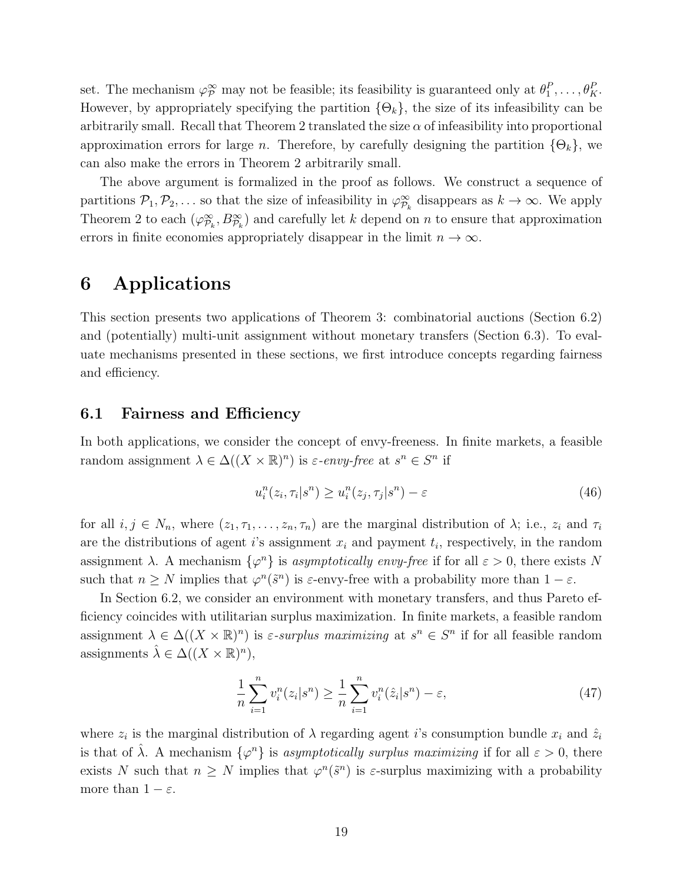set. The mechanism $\varphi^\infty_{\mathcal{P}}$ may not be feasible; its feasibility is guaranteed only at $\theta^P_1, \dots, \theta^P_K$. However, by appropriately specifying the partition $\{\Theta_k\}$, the size of its infeasibility can be arbitrarily small. Recall that Theorem 2 translated the size $\alpha$ of infeasibility into proportional approximation errors for large $n$. Therefore, by carefully designing the partition $\{\Theta_k\}$, we can also make the errors in Theorem 2 arbitrarily small.

The above argument is formalized in the proof as follows. We construct a sequence of partitions $\mathcal{P}_1, \mathcal{P}_2, \dots$ so that the size of infeasibility in $\varphi^\infty_{\mathcal{P}_k}$ disappears as $k \to \infty$. We apply Theorem 2 to each $(\varphi^\infty_{\mathcal{P}_k}, B^\infty_{\mathcal{P}_k})$ and carefully let $k$ depend on $n$ to ensure that approximation errors in finite economies appropriately disappear in the limit $n \to \infty$.

# 6 Applications

This section presents two applications of Theorem 3: combinatorial auctions (Section 6.2) and (potentially) multi-unit assignment without monetary transfers (Section 6.3). To evaluate mechanisms presented in these sections, we first introduce concepts regarding fairness and efficiency.

## 6.1 Fairness and Efficiency

In both applications, we consider the concept of envy-freeness. In finite markets, a feasible random assignment $\lambda \in \Delta((X \times \mathbb{R})^n)$ is *$\varepsilon$-envy-free* at $s^n \in S^n$ if

$$u^n_i(z_i, \tau_i | s^n) \geq u^n_i(z_j, \tau_j | s^n) - \varepsilon \tag{46}$$

for all $i, j \in N_n$, where $(z_1, \tau_1, \dots, z_n, \tau_n)$ are the marginal distribution of $\lambda$; i.e., $z_i$ and $\tau_i$ are the distributions of agent $i$'s assignment $x_i$ and payment $t_i$, respectively, in the random assignment $\lambda$. A mechanism $\{\varphi^n\}$ is *asymptotically envy-free* if for all $\varepsilon > 0$, there exists $N$ such that $n \geq N$ implies that $\varphi^n(\tilde{s}^n)$ is $\varepsilon$-envy-free with a probability more than $1 - \varepsilon$.

In Section 6.2, we consider an environment with monetary transfers, and thus Pareto efficiency coincides with utilitarian surplus maximization. In finite markets, a feasible random assignment $\lambda \in \Delta((X \times \mathbb{R})^n)$ is *$\varepsilon$-surplus maximizing* at $s^n \in S^n$ if for all feasible random assignments $\hat{\lambda} \in \Delta((X \times \mathbb{R})^n)$,

$$\frac{1}{n} \sum_{i=1}^n v^n_i(z_i | s^n) \geq \frac{1}{n} \sum_{i=1}^n v^n_i(\hat{z}_i | s^n) - \varepsilon, \tag{47}$$

where $z_i$ is the marginal distribution of $\lambda$ regarding agent $i$'s consumption bundle $x_i$ and $\hat{z}_i$ is that of $\hat{\lambda}$. A mechanism $\{\varphi^n\}$ is *asymptotically surplus maximizing* if for all $\varepsilon > 0$, there exists $N$ such that $n \geq N$ implies that $\varphi^n(\tilde{s}^n)$ is $\varepsilon$-surplus maximizing with a probability more than $1 - \varepsilon$.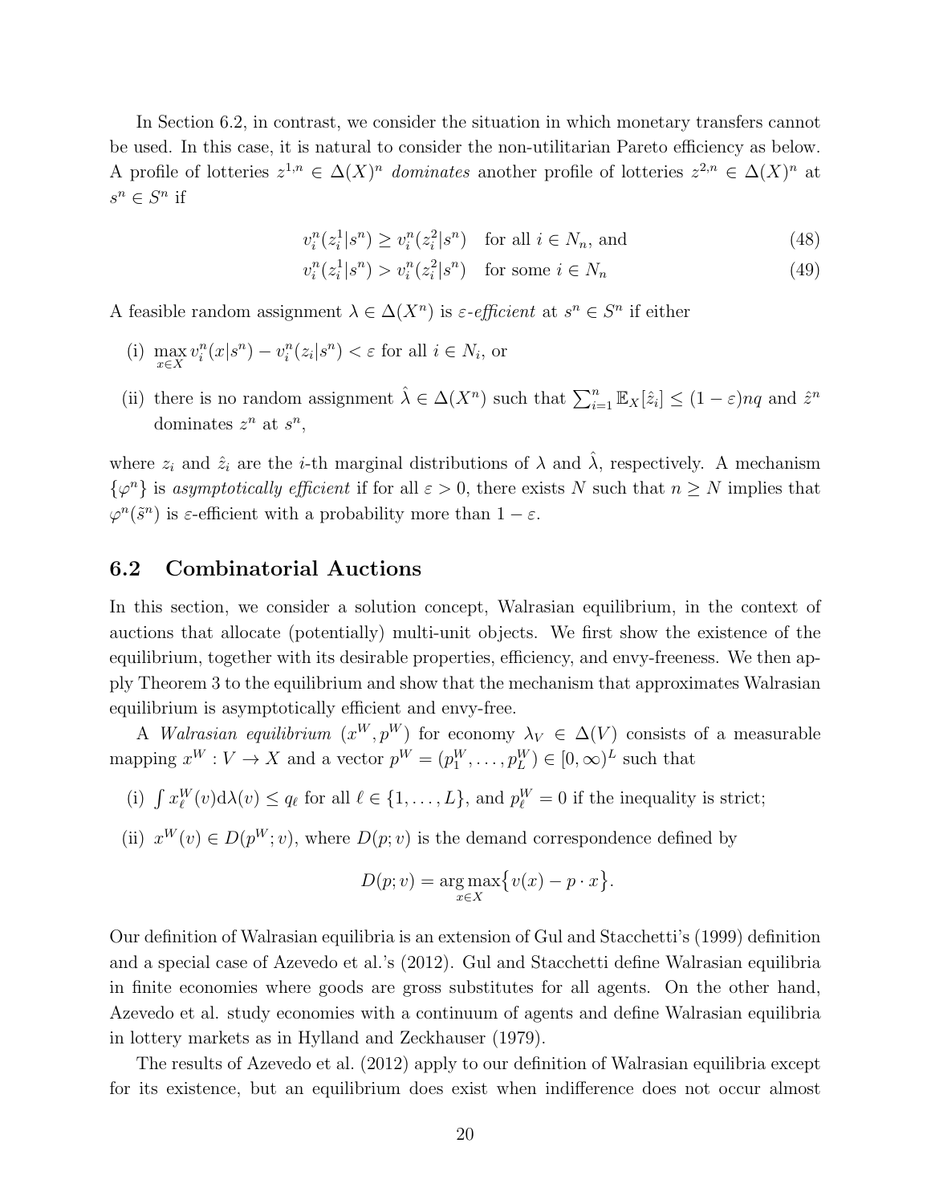In Section 6.2, in contrast, we consider the situation in which monetary transfers cannot be used. In this case, it is natural to consider the non-utilitarian Pareto efficiency as below. A profile of lotteries $z^{1,n} \in \Delta(X)^n$ *dominates* another profile of lotteries $z^{2,n} \in \Delta(X)^n$ at $s^n \in S^n$ if

$$v_i^n(z_i^1|s^n) \geq v_i^n(z_i^2|s^n) \quad \text{for all } i \in N_n, \text{ and} \tag{48}$$

$$v_i^n(z_i^1|s^n) > v_i^n(z_i^2|s^n) \quad \text{for some } i \in N_n \tag{49}$$

A feasible random assignment $\lambda \in \Delta(X^n)$ is $\varepsilon$-*efficient* at $s^n \in S^n$ if either

(i) $\max_{x \in X} v_i^n(x|s^n) - v_i^n(z_i|s^n) < \varepsilon$ for all $i \in N_i$, or

(ii) there is no random assignment $\hat{\lambda} \in \Delta(X^n)$ such that $\sum_{i=1}^n \mathbb{E}_X[\hat{z}_i] \leq (1-\varepsilon)nq$ and $\hat{z}^n$ dominates $z^n$ at $s^n$,

where $z_i$ and $\hat{z}_i$ are the $i$-th marginal distributions of $\lambda$ and $\hat{\lambda}$, respectively. A mechanism $\{\varphi^n\}$ is *asymptotically efficient* if for all $\varepsilon > 0$, there exists $N$ such that $n \geq N$ implies that $\varphi^n(\tilde{s}^n)$ is $\varepsilon$-efficient with a probability more than $1 - \varepsilon$.

## 6.2 Combinatorial Auctions

In this section, we consider a solution concept, Walrasian equilibrium, in the context of auctions that allocate (potentially) multi-unit objects. We first show the existence of the equilibrium, together with its desirable properties, efficiency, and envy-freeness. We then apply Theorem 3 to the equilibrium and show that the mechanism that approximates Walrasian equilibrium is asymptotically efficient and envy-free.

A *Walrasian equilibrium* $(x^W, p^W)$ for economy $\lambda_V \in \Delta(V)$ consists of a measurable mapping $x^W : V \to X$ and a vector $p^W = (p_1^W, \ldots, p_L^W) \in [0, \infty)^L$ such that

(i) $\int x_\ell^W(v) \mathrm{d}\lambda(v) \leq q_\ell$ for all $\ell \in \{1, \ldots, L\}$, and $p_\ell^W = 0$ if the inequality is strict;

(ii) $x^W(v) \in D(p^W; v)$, where $D(p; v)$ is the demand correspondence defined by

$$D(p; v) = \operatorname*{arg\,max}_{x \in X} \big\{ v(x) - p \cdot x \big\}.$$

Our definition of Walrasian equilibria is an extension of Gul and Stacchetti's (1999) definition and a special case of Azevedo et al.'s (2012). Gul and Stacchetti define Walrasian equilibria in finite economies where goods are gross substitutes for all agents. On the other hand, Azevedo et al. study economies with a continuum of agents and define Walrasian equilibria in lottery markets as in Hylland and Zeckhauser (1979).

The results of Azevedo et al. (2012) apply to our definition of Walrasian equilibria except for its existence, but an equilibrium does exist when indifference does not occur almost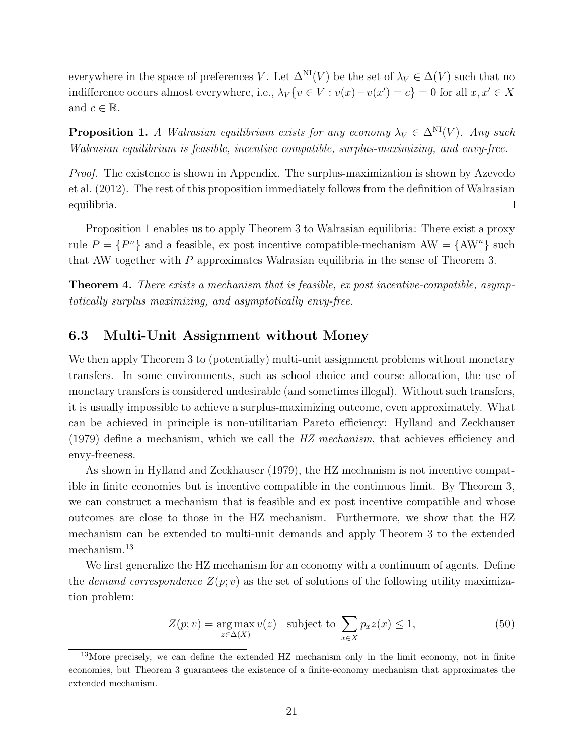everywhere in the space of preferences $V$. Let $\Delta^{\mathrm{NI}}(V)$ be the set of $\lambda_V \in \Delta(V)$ such that no indifference occurs almost everywhere, i.e., $\lambda_V\{v \in V : v(x) - v(x') = c\} = 0$ for all $x, x' \in X$ and $c \in \mathbb{R}$.

**Proposition 1.** *A Walrasian equilibrium exists for any economy $\lambda_V \in \Delta^{\mathrm{NI}}(V)$. Any such Walrasian equilibrium is feasible, incentive compatible, surplus-maximizing, and envy-free.*

*Proof.* The existence is shown in Appendix. The surplus-maximization is shown by Azevedo et al. (2012). The rest of this proposition immediately follows from the definition of Walrasian equilibria. □

Proposition 1 enables us to apply Theorem 3 to Walrasian equilibria: There exist a proxy rule $P = \{P^n\}$ and a feasible, ex post incentive compatible-mechanism $\mathrm{AW} = \{\mathrm{AW}^n\}$ such that AW together with $P$ approximates Walrasian equilibria in the sense of Theorem 3.

**Theorem 4.** *There exists a mechanism that is feasible, ex post incentive-compatible, asymptotically surplus maximizing, and asymptotically envy-free.*

## 6.3 Multi-Unit Assignment without Money

We then apply Theorem 3 to (potentially) multi-unit assignment problems without monetary transfers. In some environments, such as school choice and course allocation, the use of monetary transfers is considered undesirable (and sometimes illegal). Without such transfers, it is usually impossible to achieve a surplus-maximizing outcome, even approximately. What can be achieved in principle is non-utilitarian Pareto efficiency: Hylland and Zeckhauser (1979) define a mechanism, which we call the *HZ mechanism*, that achieves efficiency and envy-freeness.

As shown in Hylland and Zeckhauser (1979), the HZ mechanism is not incentive compatible in finite economies but is incentive compatible in the continuous limit. By Theorem 3, we can construct a mechanism that is feasible and ex post incentive compatible and whose outcomes are close to those in the HZ mechanism. Furthermore, we show that the HZ mechanism can be extended to multi-unit demands and apply Theorem 3 to the extended mechanism.[13]

We first generalize the HZ mechanism for an economy with a continuum of agents. Define the *demand correspondence* $Z(p; v)$ as the set of solutions of the following utility maximization problem:

$$Z(p; v) = \underset{z \in \Delta(X)}{\arg\max}\, v(z) \quad \text{subject to } \sum_{x \in X} p_x z(x) \leq 1, \tag{50}$$

[13] More precisely, we can define the extended HZ mechanism only in the limit economy, not in finite economies, but Theorem 3 guarantees the existence of a finite-economy mechanism that approximates the extended mechanism.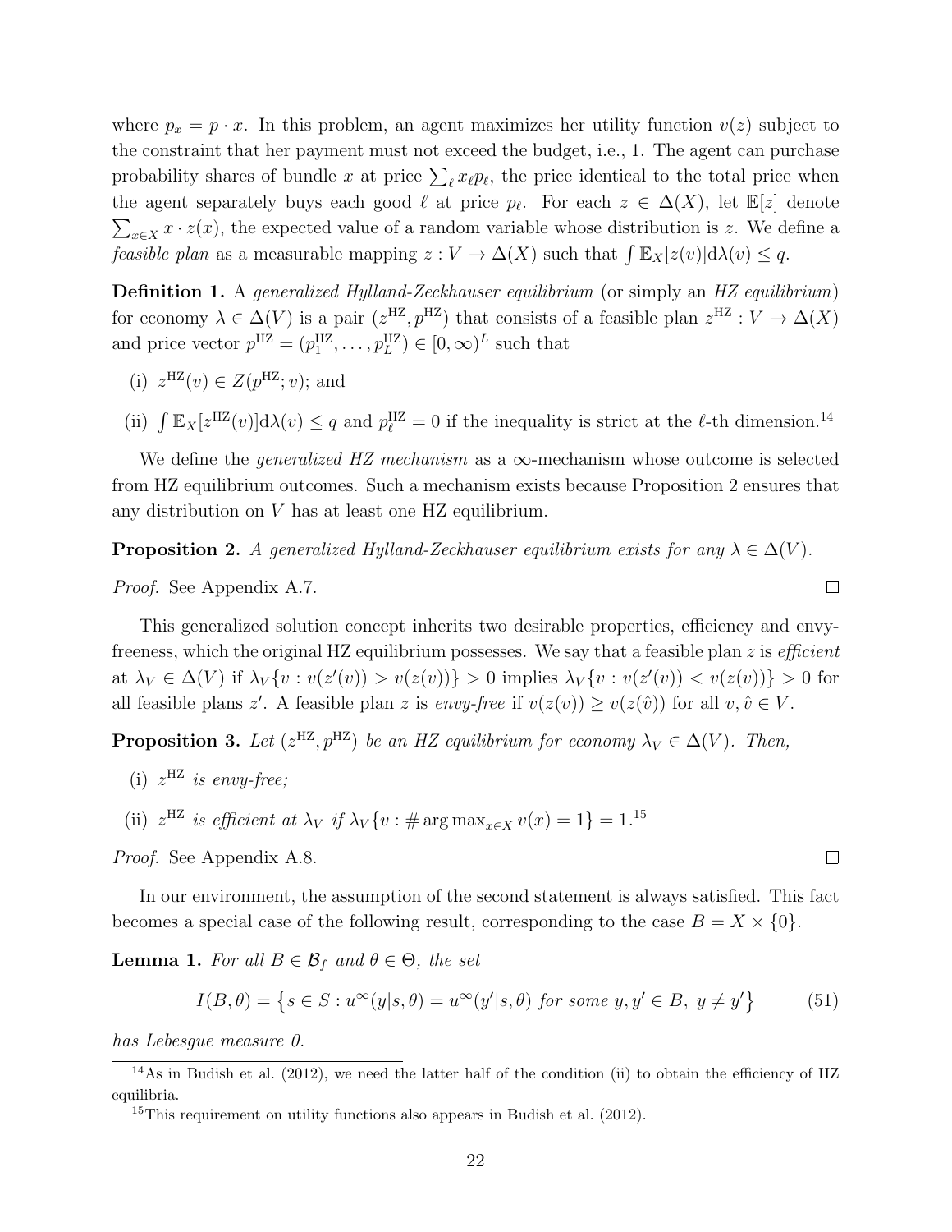where $p_x = p \cdot x$. In this problem, an agent maximizes her utility function $v(z)$ subject to the constraint that her payment must not exceed the budget, i.e., 1. The agent can purchase probability shares of bundle $x$ at price $\sum_\ell x_\ell p_\ell$, the price identical to the total price when the agent separately buys each good $\ell$ at price $p_\ell$. For each $z \in \Delta(X)$, let $\mathbb{E}[z]$ denote $\sum_{x \in X} x \cdot z(x)$, the expected value of a random variable whose distribution is $z$. We define a *feasible plan* as a measurable mapping $z : V \to \Delta(X)$ such that $\int \mathbb{E}_X[z(v)]\mathrm{d}\lambda(v) \leq q$.

**Definition 1.** A *generalized Hylland-Zeckhauser equilibrium* (or simply an *HZ equilibrium*) for economy $\lambda \in \Delta(V)$ is a pair $(z^{\mathrm{HZ}}, p^{\mathrm{HZ}})$ that consists of a feasible plan $z^{\mathrm{HZ}} : V \to \Delta(X)$ and price vector $p^{\mathrm{HZ}} = (p_1^{\mathrm{HZ}}, \dots, p_L^{\mathrm{HZ}}) \in [0, \infty)^L$ such that

(i) $z^{\mathrm{HZ}}(v) \in Z(p^{\mathrm{HZ}}; v)$; and

(ii) $\int \mathbb{E}_X[z^{\mathrm{HZ}}(v)]\mathrm{d}\lambda(v) \leq q$ and $p_\ell^{\mathrm{HZ}} = 0$ if the inequality is strict at the $\ell$-th dimension.[14]

We define the *generalized HZ mechanism* as a $\infty$-mechanism whose outcome is selected from HZ equilibrium outcomes. Such a mechanism exists because Proposition 2 ensures that any distribution on $V$ has at least one HZ equilibrium.

**Proposition 2.** *A generalized Hylland-Zeckhauser equilibrium exists for any $\lambda \in \Delta(V)$.*

*Proof.* See Appendix A.7. $\square$

This generalized solution concept inherits two desirable properties, efficiency and envy-freeness, which the original HZ equilibrium possesses. We say that a feasible plan $z$ is *efficient* at $\lambda_V \in \Delta(V)$ if $\lambda_V\{v : v(z'(v)) > v(z(v))\} > 0$ implies $\lambda_V\{v : v(z'(v)) < v(z(v))\} > 0$ for all feasible plans $z'$. A feasible plan $z$ is *envy-free* if $v(z(v)) \geq v(z(\hat{v}))$ for all $v, \hat{v} \in V$.

**Proposition 3.** *Let $(z^{\mathrm{HZ}}, p^{\mathrm{HZ}})$ be an HZ equilibrium for economy $\lambda_V \in \Delta(V)$. Then,*

(i) *$z^{\mathrm{HZ}}$ is envy-free;*

(ii) *$z^{\mathrm{HZ}}$ is efficient at $\lambda_V$ if $\lambda_V\{v : \# \arg\max_{x \in X} v(x) = 1\} = 1$.*[15]

*Proof.* See Appendix A.8. $\square$

In our environment, the assumption of the second statement is always satisfied. This fact becomes a special case of the following result, corresponding to the case $B = X \times \{0\}$.

**Lemma 1.** *For all $B \in \mathcal{B}_f$ and $\theta \in \Theta$, the set*

$$I(B, \theta) = \left\{ s \in S : u^\infty(y|s, \theta) = u^\infty(y'|s, \theta) \text{ for some } y, y' \in B,\ y \neq y' \right\} \tag{51}$$

*has Lebesgue measure 0.*

---

[14] As in Budish et al. (2012), we need the latter half of the condition (ii) to obtain the efficiency of HZ equilibria.

[15] This requirement on utility functions also appears in Budish et al. (2012).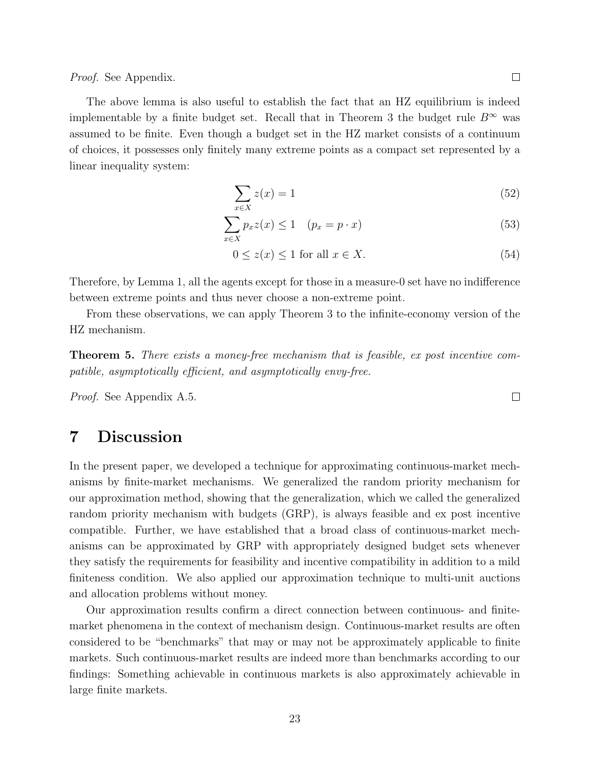*Proof.* See Appendix. □

The above lemma is also useful to establish the fact that an HZ equilibrium is indeed implementable by a finite budget set. Recall that in Theorem 3 the budget rule $B^\infty$ was assumed to be finite. Even though a budget set in the HZ market consists of a continuum of choices, it possesses only finitely many extreme points as a compact set represented by a linear inequality system:

$$\sum_{x \in X} z(x) = 1 \tag{52}$$

$$\sum_{x \in X} p_x z(x) \leq 1 \quad (p_x = p \cdot x) \tag{53}$$

$$0 \leq z(x) \leq 1 \text{ for all } x \in X. \tag{54}$$

Therefore, by Lemma 1, all the agents except for those in a measure-0 set have no indifference between extreme points and thus never choose a non-extreme point.

From these observations, we can apply Theorem 3 to the infinite-economy version of the HZ mechanism.

**Theorem 5.** *There exists a money-free mechanism that is feasible, ex post incentive compatible, asymptotically efficient, and asymptotically envy-free.*

*Proof.* See Appendix A.5. □

# 7 Discussion

In the present paper, we developed a technique for approximating continuous-market mechanisms by finite-market mechanisms. We generalized the random priority mechanism for our approximation method, showing that the generalization, which we called the generalized random priority mechanism with budgets (GRP), is always feasible and ex post incentive compatible. Further, we have established that a broad class of continuous-market mechanisms can be approximated by GRP with appropriately designed budget sets whenever they satisfy the requirements for feasibility and incentive compatibility in addition to a mild finiteness condition. We also applied our approximation technique to multi-unit auctions and allocation problems without money.

Our approximation results confirm a direct connection between continuous- and finite-market phenomena in the context of mechanism design. Continuous-market results are often considered to be "benchmarks" that may or may not be approximately applicable to finite markets. Such continuous-market results are indeed more than benchmarks according to our findings: Something achievable in continuous markets is also approximately achievable in large finite markets.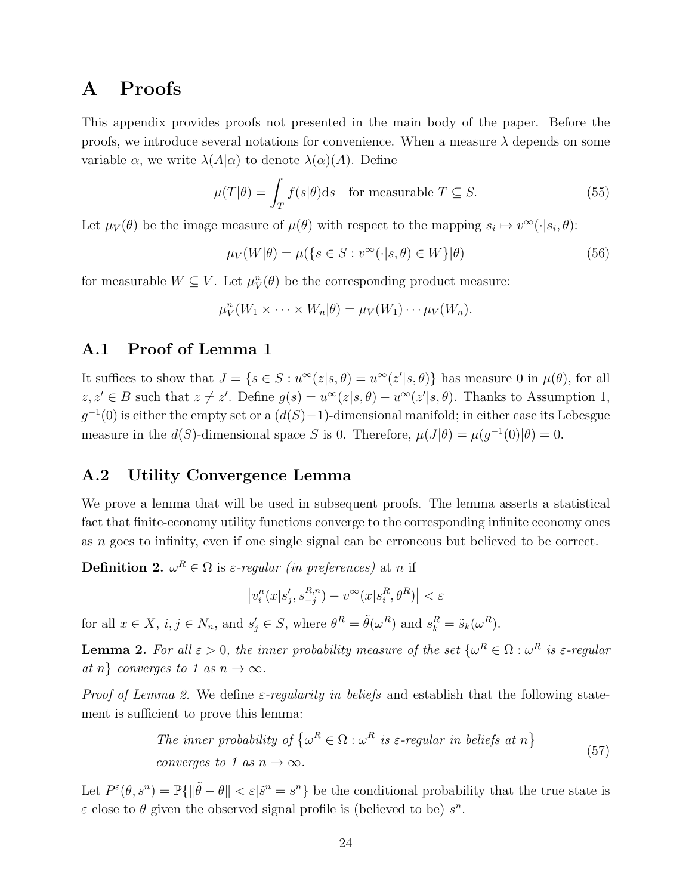# A Proofs

This appendix provides proofs not presented in the main body of the paper. Before the proofs, we introduce several notations for convenience. When a measure $\lambda$ depends on some variable $\alpha$, we write $\lambda(A|\alpha)$ to denote $\lambda(\alpha)(A)$. Define

$$\mu(T|\theta) = \int_T f(s|\theta)\mathrm{d}s \quad \text{for measurable } T \subseteq S. \tag{55}$$

Let $\mu_V(\theta)$ be the image measure of $\mu(\theta)$ with respect to the mapping $s_i \mapsto v^\infty(\cdot|s_i, \theta)$:

$$\mu_V(W|\theta) = \mu(\{s \in S : v^\infty(\cdot|s, \theta) \in W\}|\theta) \tag{56}$$

for measurable $W \subseteq V$. Let $\mu_V^n(\theta)$ be the corresponding product measure:

$$\mu_V^n(W_1 \times \cdots \times W_n|\theta) = \mu_V(W_1) \cdots \mu_V(W_n).$$

## A.1 Proof of Lemma 1

It suffices to show that $J = \{s \in S : u^\infty(z|s, \theta) = u^\infty(z'|s, \theta)\}$ has measure 0 in $\mu(\theta)$, for all $z, z' \in B$ such that $z \neq z'$. Define $g(s) = u^\infty(z|s, \theta) - u^\infty(z'|s, \theta)$. Thanks to Assumption 1, $g^{-1}(0)$ is either the empty set or a $(d(S)-1)$-dimensional manifold; in either case its Lebesgue measure in the $d(S)$-dimensional space $S$ is 0. Therefore, $\mu(J|\theta) = \mu(g^{-1}(0)|\theta) = 0$.

## A.2 Utility Convergence Lemma

We prove a lemma that will be used in subsequent proofs. The lemma asserts a statistical fact that finite-economy utility functions converge to the corresponding infinite economy ones as $n$ goes to infinity, even if one single signal can be erroneous but believed to be correct.

**Definition 2.** $\omega^R \in \Omega$ is *$\varepsilon$-regular (in preferences)* at $n$ if

$$\left|v_i^n(x|s'_j, s_{-j}^{R,n}) - v^\infty(x|s_i^R, \theta^R)\right| < \varepsilon$$

for all $x \in X$, $i, j \in N_n$, and $s'_j \in S$, where $\theta^R = \tilde{\theta}(\omega^R)$ and $s_k^R = \tilde{s}_k(\omega^R)$.

**Lemma 2.** *For all $\varepsilon > 0$, the inner probability measure of the set $\{\omega^R \in \Omega : \omega^R$ is $\varepsilon$-regular at $n\}$ converges to 1 as $n \to \infty$.*

*Proof of Lemma 2.* We define *$\varepsilon$-regularity in beliefs* and establish that the following statement is sufficient to prove this lemma:

$$\begin{gathered}\textit{The inner probability of } \{\omega^R \in \Omega : \omega^R \textit{ is } \varepsilon\textit{-regular in beliefs at } n\} \\ \textit{converges to 1 as } n \to \infty.\end{gathered} \tag{57}$$

Let $P^\varepsilon(\theta, s^n) = \mathbb{P}\{\|\tilde{\theta} - \theta\| < \varepsilon | \tilde{s}^n = s^n\}$ be the conditional probability that the true state is $\varepsilon$ close to $\theta$ given the observed signal profile is (believed to be) $s^n$.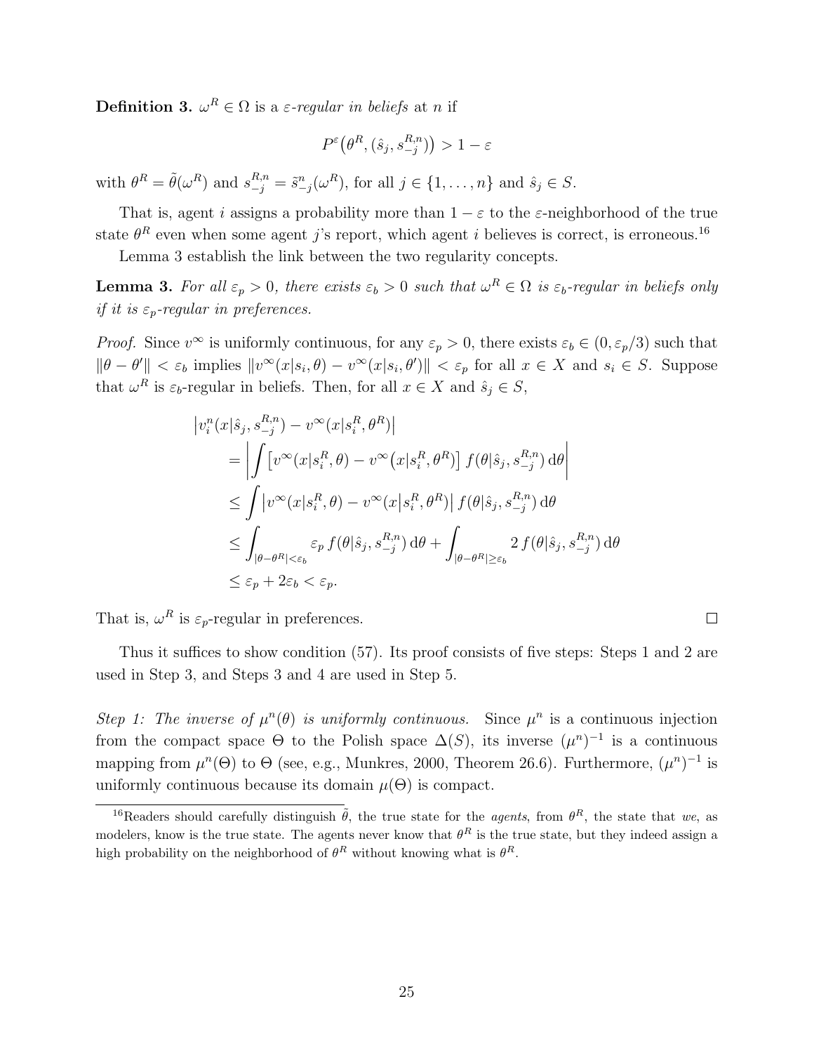**Definition 3.** $\omega^R \in \Omega$ is a *$\varepsilon$-regular in beliefs* at $n$ if

$$P^{\varepsilon}\big(\theta^R, (\hat{s}_j, s^{R,n}_{-j})\big) > 1 - \varepsilon$$

with $\theta^R = \tilde{\theta}(\omega^R)$ and $s^{R,n}_{-j} = \tilde{s}^n_{-j}(\omega^R)$, for all $j \in \{1, \ldots, n\}$ and $\hat{s}_j \in S$.

That is, agent $i$ assigns a probability more than $1 - \varepsilon$ to the $\varepsilon$-neighborhood of the true state $\theta^R$ even when some agent $j$'s report, which agent $i$ believes is correct, is erroneous.[16]

Lemma 3 establish the link between the two regularity concepts.

**Lemma 3.** *For all $\varepsilon_p > 0$, there exists $\varepsilon_b > 0$ such that $\omega^R \in \Omega$ is $\varepsilon_b$-regular in beliefs only if it is $\varepsilon_p$-regular in preferences.*

*Proof.* Since $v^\infty$ is uniformly continuous, for any $\varepsilon_p > 0$, there exists $\varepsilon_b \in (0, \varepsilon_p/3)$ such that $\|\theta - \theta'\| < \varepsilon_b$ implies $\|v^\infty(x|s_i, \theta) - v^\infty(x|s_i, \theta')\| < \varepsilon_p$ for all $x \in X$ and $s_i \in S$. Suppose that $\omega^R$ is $\varepsilon_b$-regular in beliefs. Then, for all $x \in X$ and $\hat{s}_j \in S$,

$$\begin{aligned}
&\big|v^n_i(x|\hat{s}_j, s^{R,n}_{-j}) - v^\infty(x|s^R_i, \theta^R)\big| \\
&\quad = \left| \int \big[v^\infty(x|s^R_i, \theta) - v^\infty\big(x|s^R_i, \theta^R\big)\big] \, f(\theta|\hat{s}_j, s^{R,n}_{-j}) \, \mathrm{d}\theta \right| \\
&\quad \leq \int \big|v^\infty(x|s^R_i, \theta) - v^\infty\big(x\big|s^R_i, \theta^R\big)\big| \, f(\theta|\hat{s}_j, s^{R,n}_{-j}) \, \mathrm{d}\theta \\
&\quad \leq \int_{|\theta - \theta^R| < \varepsilon_b} \varepsilon_p \, f(\theta|\hat{s}_j, s^{R,n}_{-j}) \, \mathrm{d}\theta + \int_{|\theta - \theta^R| \geq \varepsilon_b} 2 \, f(\theta|\hat{s}_j, s^{R,n}_{-j}) \, \mathrm{d}\theta \\
&\quad \leq \varepsilon_p + 2\varepsilon_b < \varepsilon_p.
\end{aligned}$$

That is, $\omega^R$ is $\varepsilon_p$-regular in preferences. ∎

Thus it suffices to show condition (57). Its proof consists of five steps: Steps 1 and 2 are used in Step 3, and Steps 3 and 4 are used in Step 5.

*Step 1: The inverse of $\mu^n(\theta)$ is uniformly continuous.* Since $\mu^n$ is a continuous injection from the compact space $\Theta$ to the Polish space $\Delta(S)$, its inverse $(\mu^n)^{-1}$ is a continuous mapping from $\mu^n(\Theta)$ to $\Theta$ (see, e.g., Munkres, 2000, Theorem 26.6). Furthermore, $(\mu^n)^{-1}$ is uniformly continuous because its domain $\mu(\Theta)$ is compact.

[16] Readers should carefully distinguish $\tilde{\theta}$, the true state for the *agents*, from $\theta^R$, the state that *we*, as modelers, know is the true state. The agents never know that $\theta^R$ is the true state, but they indeed assign a high probability on the neighborhood of $\theta^R$ without knowing what is $\theta^R$.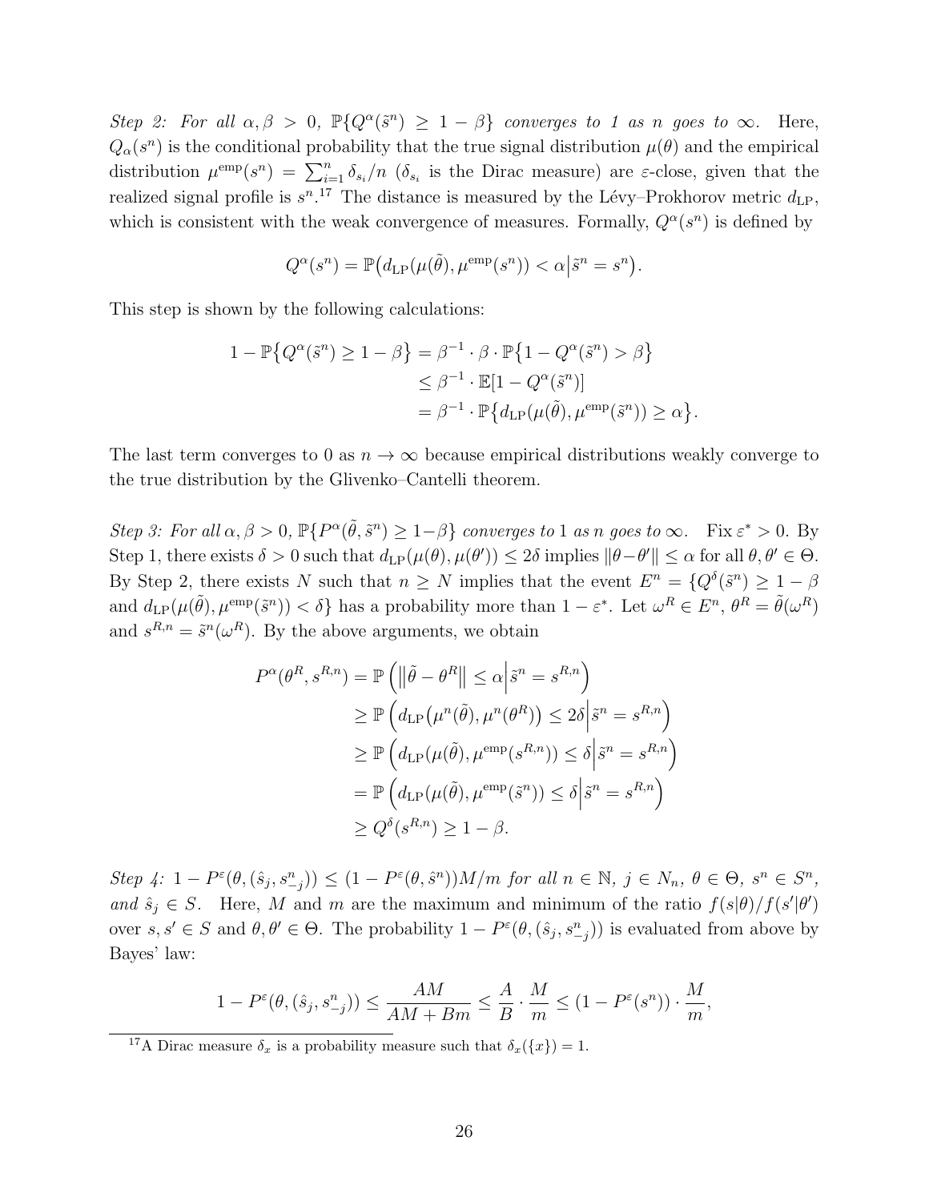*Step 2: For all $\alpha, \beta > 0$, $\mathbb{P}\{Q^\alpha(\tilde{s}^n) \geq 1 - \beta\}$ converges to 1 as $n$ goes to $\infty$.* Here, $Q_\alpha(s^n)$ is the conditional probability that the true signal distribution $\mu(\theta)$ and the empirical distribution $\mu^{\text{emp}}(s^n) = \sum_{i=1}^n \delta_{s_i}/n$ ($\delta_{s_i}$ is the Dirac measure) are $\varepsilon$-close, given that the realized signal profile is $s^n$.[17] The distance is measured by the Lévy–Prokhorov metric $d_{\text{LP}}$, which is consistent with the weak convergence of measures. Formally, $Q^\alpha(s^n)$ is defined by

$$Q^\alpha(s^n) = \mathbb{P}\big(d_{\text{LP}}(\mu(\tilde{\theta}), \mu^{\text{emp}}(s^n)) < \alpha \big| \tilde{s}^n = s^n\big).$$

This step is shown by the following calculations:

$$\begin{aligned}
1 - \mathbb{P}\big\{Q^\alpha(\tilde{s}^n) \geq 1 - \beta\big\} &= \beta^{-1} \cdot \beta \cdot \mathbb{P}\big\{1 - Q^\alpha(\tilde{s}^n) > \beta\big\} \\
&\leq \beta^{-1} \cdot \mathbb{E}[1 - Q^\alpha(\tilde{s}^n)] \\
&= \beta^{-1} \cdot \mathbb{P}\big\{d_{\text{LP}}(\mu(\tilde{\theta}), \mu^{\text{emp}}(\tilde{s}^n)) \geq \alpha\big\}.
\end{aligned}$$

The last term converges to 0 as $n \to \infty$ because empirical distributions weakly converge to the true distribution by the Glivenko–Cantelli theorem.

*Step 3: For all $\alpha, \beta > 0$, $\mathbb{P}\{P^\alpha(\tilde{\theta}, \tilde{s}^n) \geq 1 - \beta\}$ converges to 1 as $n$ goes to $\infty$.* Fix $\varepsilon^* > 0$. By Step 1, there exists $\delta > 0$ such that $d_{\text{LP}}(\mu(\theta), \mu(\theta')) \leq 2\delta$ implies $\|\theta - \theta'\| \leq \alpha$ for all $\theta, \theta' \in \Theta$. By Step 2, there exists $N$ such that $n \geq N$ implies that the event $E^n = \{Q^\delta(\tilde{s}^n) \geq 1 - \beta$ and $d_{\text{LP}}(\mu(\tilde{\theta}), \mu^{\text{emp}}(\tilde{s}^n)) < \delta\}$ has a probability more than $1 - \varepsilon^*$. Let $\omega^R \in E^n$, $\theta^R = \tilde{\theta}(\omega^R)$ and $s^{R,n} = \tilde{s}^n(\omega^R)$. By the above arguments, we obtain

$$\begin{aligned}
P^\alpha(\theta^R, s^{R,n}) &= \mathbb{P}\left(\big\|\tilde{\theta} - \theta^R\big\| \leq \alpha \Big| \tilde{s}^n = s^{R,n}\right) \\
&\geq \mathbb{P}\left(d_{\text{LP}}\big(\mu^n(\tilde{\theta}), \mu^n(\theta^R)\big) \leq 2\delta \Big| \tilde{s}^n = s^{R,n}\right) \\
&\geq \mathbb{P}\left(d_{\text{LP}}(\mu(\tilde{\theta}), \mu^{\text{emp}}(s^{R,n})) \leq \delta \Big| \tilde{s}^n = s^{R,n}\right) \\
&= \mathbb{P}\left(d_{\text{LP}}(\mu(\tilde{\theta}), \mu^{\text{emp}}(\tilde{s}^n)) \leq \delta \Big| \tilde{s}^n = s^{R,n}\right) \\
&\geq Q^\delta(s^{R,n}) \geq 1 - \beta.
\end{aligned}$$

*Step 4: $1 - P^\varepsilon(\theta, (\hat{s}_j, s_{-j}^n)) \leq (1 - P^\varepsilon(\theta, \hat{s}^n))M/m$ for all $n \in \mathbb{N}$, $j \in N_n$, $\theta \in \Theta$, $s^n \in S^n$, and $\hat{s}_j \in S$.* Here, $M$ and $m$ are the maximum and minimum of the ratio $f(s|\theta)/f(s'|\theta')$ over $s, s' \in S$ and $\theta, \theta' \in \Theta$. The probability $1 - P^\varepsilon(\theta, (\hat{s}_j, s_{-j}^n))$ is evaluated from above by Bayes' law:

$$1 - P^\varepsilon(\theta, (\hat{s}_j, s_{-j}^n)) \leq \frac{AM}{AM + Bm} \leq \frac{A}{B} \cdot \frac{M}{m} \leq (1 - P^\varepsilon(s^n)) \cdot \frac{M}{m},$$

[17] A Dirac measure $\delta_x$ is a probability measure such that $\delta_x(\{x\}) = 1$.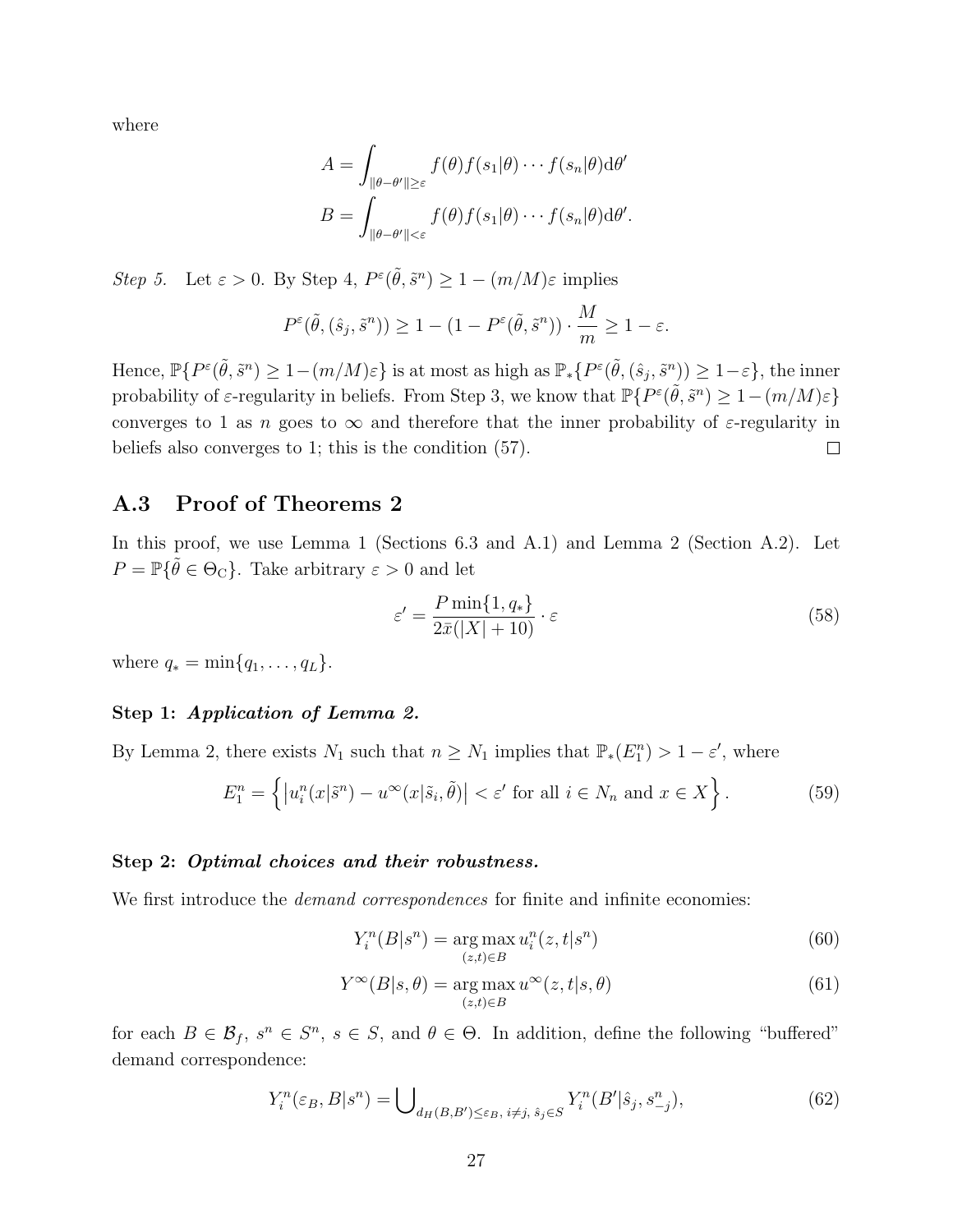where

$$A = \int_{\|\theta-\theta'\|\geq\varepsilon} f(\theta)f(s_1|\theta)\cdots f(s_n|\theta)\mathrm{d}\theta'$$

$$B = \int_{\|\theta-\theta'\|<\varepsilon} f(\theta)f(s_1|\theta)\cdots f(s_n|\theta)\mathrm{d}\theta'.$$

*Step 5.* Let $\varepsilon > 0$. By Step 4, $P^{\varepsilon}(\tilde{\theta}, \tilde{s}^n) \geq 1 - (m/M)\varepsilon$ implies

$$P^{\varepsilon}(\tilde{\theta}, (\hat{s}_j, \tilde{s}^n)) \geq 1 - (1 - P^{\varepsilon}(\tilde{\theta}, \tilde{s}^n)) \cdot \frac{M}{m} \geq 1 - \varepsilon.$$

Hence, $\mathbb{P}\{P^{\varepsilon}(\tilde{\theta}, \tilde{s}^n) \geq 1-(m/M)\varepsilon\}$ is at most as high as $\mathbb{P}_*\{P^{\varepsilon}(\tilde{\theta}, (\hat{s}_j, \tilde{s}^n)) \geq 1-\varepsilon\}$, the inner probability of $\varepsilon$-regularity in beliefs. From Step 3, we know that $\mathbb{P}\{P^{\varepsilon}(\tilde{\theta}, \tilde{s}^n) \geq 1-(m/M)\varepsilon\}$ converges to 1 as $n$ goes to $\infty$ and therefore that the inner probability of $\varepsilon$-regularity in beliefs also converges to 1; this is the condition (57). □

## A.3 Proof of Theorems 2

In this proof, we use Lemma 1 (Sections 6.3 and A.1) and Lemma 2 (Section A.2). Let $P = \mathbb{P}\{\tilde{\theta} \in \Theta_{\mathrm{C}}\}$. Take arbitrary $\varepsilon > 0$ and let

$$\varepsilon' = \frac{P \min\{1, q_*\}}{2\bar{x}(|X| + 10)} \cdot \varepsilon \tag{58}$$

where $q_* = \min\{q_1, \ldots, q_L\}$.

### Step 1: *Application of Lemma 2.*

By Lemma 2, there exists $N_1$ such that $n \geq N_1$ implies that $\mathbb{P}_*(E_1^n) > 1 - \varepsilon'$, where

$$E_1^n = \left\{ \left| u_i^n(x|\tilde{s}^n) - u^{\infty}(x|\tilde{s}_i, \tilde{\theta}) \right| < \varepsilon' \text{ for all } i \in N_n \text{ and } x \in X \right\}. \tag{59}$$

### Step 2: *Optimal choices and their robustness.*

We first introduce the *demand correspondences* for finite and infinite economies:

$$Y_i^n(B|s^n) = \underset{(z,t)\in B}{\arg\max}\, u_i^n(z,t|s^n) \tag{60}$$

$$Y^{\infty}(B|s,\theta) = \underset{(z,t)\in B}{\arg\max}\, u^{\infty}(z,t|s,\theta) \tag{61}$$

for each $B \in \mathcal{B}_f$, $s^n \in S^n$, $s \in S$, and $\theta \in \Theta$. In addition, define the following "buffered" demand correspondence:

$$Y_i^n(\varepsilon_B, B|s^n) = \bigcup\nolimits_{d_H(B,B')\leq\varepsilon_B,\, i\neq j,\, \hat{s}_j\in S} Y_i^n(B'|\hat{s}_j, s_{-j}^n), \tag{62}$$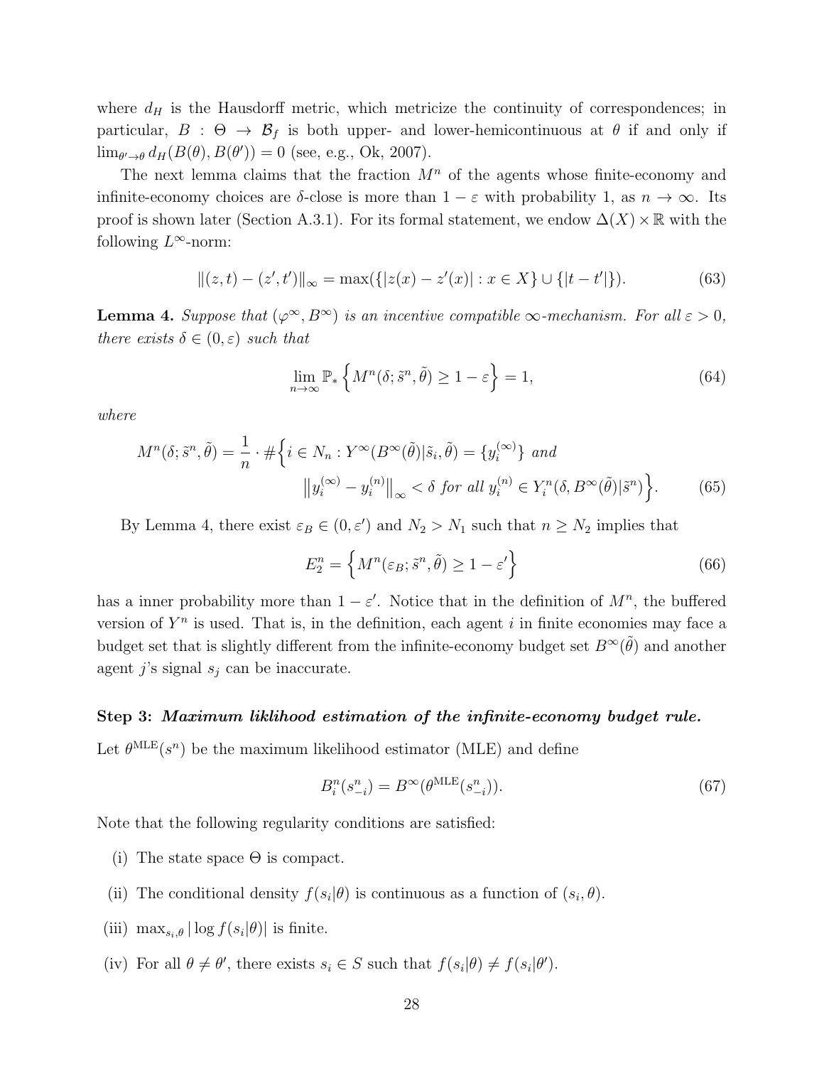where $d_H$ is the Hausdorff metric, which metricize the continuity of correspondences; in particular, $B : \Theta \to \mathcal{B}_f$ is both upper- and lower-hemicontinuous at $\theta$ if and only if $\lim_{\theta' \to \theta} d_H(B(\theta), B(\theta')) = 0$ (see, e.g., Ok, 2007).

The next lemma claims that the fraction $M^n$ of the agents whose finite-economy and infinite-economy choices are $\delta$-close is more than $1 - \varepsilon$ with probability 1, as $n \to \infty$. Its proof is shown later (Section A.3.1). For its formal statement, we endow $\Delta(X) \times \mathbb{R}$ with the following $L^\infty$-norm:

$$\|(z, t) - (z', t')\|_\infty = \max(\{|z(x) - z'(x)| : x \in X\} \cup \{|t - t'|\}). \tag{63}$$

**Lemma 4.** *Suppose that $(\varphi^\infty, B^\infty)$ is an incentive compatible $\infty$-mechanism. For all $\varepsilon > 0$, there exists $\delta \in (0, \varepsilon)$ such that*

$$\lim_{n \to \infty} \mathbb{P}_* \left\{ M^n(\delta; \tilde{s}^n, \tilde{\theta}) \geq 1 - \varepsilon \right\} = 1, \tag{64}$$

*where*

$$M^n(\delta; \tilde{s}^n, \tilde{\theta}) = \frac{1}{n} \cdot \# \Big\{ i \in N_n : Y^\infty(B^\infty(\tilde{\theta}) | \tilde{s}_i, \tilde{\theta}) = \{y_i^{(\infty)}\} \text{ and } \\ \big\| y_i^{(\infty)} - y_i^{(n)} \big\|_\infty < \delta \text{ for all } y_i^{(n)} \in Y_i^n(\delta, B^\infty(\tilde{\theta}) | \tilde{s}^n) \Big\}. \tag{65}$$

By Lemma 4, there exist $\varepsilon_B \in (0, \varepsilon')$ and $N_2 > N_1$ such that $n \geq N_2$ implies that

$$E_2^n = \left\{ M^n(\varepsilon_B; \tilde{s}^n, \tilde{\theta}) \geq 1 - \varepsilon' \right\} \tag{66}$$

has a inner probability more than $1 - \varepsilon'$. Notice that in the definition of $M^n$, the buffered version of $Y^n$ is used. That is, in the definition, each agent $i$ in finite economies may face a budget set that is slightly different from the infinite-economy budget set $B^\infty(\tilde{\theta})$ and another agent $j$'s signal $s_j$ can be inaccurate.

**Step 3: *Maximum liklihood estimation of the infinite-economy budget rule.***

Let $\theta^{\text{MLE}}(s^n)$ be the maximum likelihood estimator (MLE) and define

$$B_i^n(s_{-i}^n) = B^\infty(\theta^{\text{MLE}}(s_{-i}^n)). \tag{67}$$

Note that the following regularity conditions are satisfied:

(i) The state space $\Theta$ is compact.

(ii) The conditional density $f(s_i|\theta)$ is continuous as a function of $(s_i, \theta)$.

(iii) $\max_{s_i, \theta} |\log f(s_i|\theta)|$ is finite.

(iv) For all $\theta \neq \theta'$, there exists $s_i \in S$ such that $f(s_i|\theta) \neq f(s_i|\theta')$.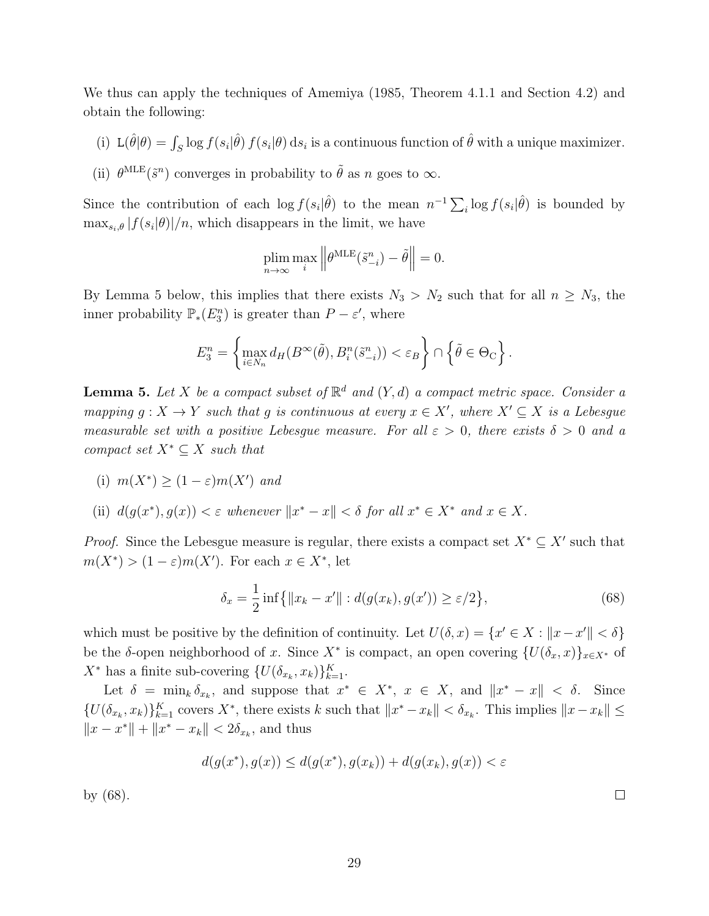We thus can apply the techniques of Amemiya (1985, Theorem 4.1.1 and Section 4.2) and obtain the following:

(i) $\mathtt{L}(\hat{\theta}|\theta) = \int_S \log f(s_i|\hat{\theta})\, f(s_i|\theta)\, \mathrm{d}s_i$ is a continuous function of $\hat{\theta}$ with a unique maximizer.

(ii) $\theta^{\mathrm{MLE}}(\tilde{s}^n)$ converges in probability to $\tilde{\theta}$ as $n$ goes to $\infty$.

Since the contribution of each $\log f(s_i|\hat{\theta})$ to the mean $n^{-1}\sum_i \log f(s_i|\hat{\theta})$ is bounded by $\max_{s_i,\theta} |f(s_i|\theta)|/n$, which disappears in the limit, we have

$$\operatorname*{plim}_{n\to\infty} \max_i \left\| \theta^{\mathrm{MLE}}(\tilde{s}^n_{-i}) - \tilde{\theta} \right\| = 0.$$

By Lemma 5 below, this implies that there exists $N_3 > N_2$ such that for all $n \geq N_3$, the inner probability $\mathbb{P}_*(E_3^n)$ is greater than $P - \varepsilon'$, where

$$E_3^n = \left\{ \max_{i \in N_n} d_H(B^\infty(\tilde{\theta}), B_i^n(\tilde{s}^n_{-i})) < \varepsilon_B \right\} \cap \left\{ \tilde{\theta} \in \Theta_{\mathrm{C}} \right\}.$$

**Lemma 5.** *Let $X$ be a compact subset of $\mathbb{R}^d$ and $(Y, d)$ a compact metric space. Consider a mapping $g : X \to Y$ such that $g$ is continuous at every $x \in X'$, where $X' \subseteq X$ is a Lebesgue measurable set with a positive Lebesgue measure. For all $\varepsilon > 0$, there exists $\delta > 0$ and a compact set $X^* \subseteq X$ such that*

*(i) $m(X^*) \geq (1 - \varepsilon) m(X')$ and*

*(ii) $d(g(x^*), g(x)) < \varepsilon$ whenever $\|x^* - x\| < \delta$ for all $x^* \in X^*$ and $x \in X$.*

*Proof.* Since the Lebesgue measure is regular, there exists a compact set $X^* \subseteq X'$ such that $m(X^*) > (1 - \varepsilon) m(X')$. For each $x \in X^*$, let

$$\delta_x = \frac{1}{2} \inf\bigl\{ \|x_k - x'\| : d(g(x_k), g(x')) \geq \varepsilon/2 \bigr\}, \tag{68}$$

which must be positive by the definition of continuity. Let $U(\delta, x) = \{x' \in X : \|x - x'\| < \delta\}$ be the $\delta$-open neighborhood of $x$. Since $X^*$ is compact, an open covering $\{U(\delta_x, x)\}_{x \in X^*}$ of $X^*$ has a finite sub-covering $\{U(\delta_{x_k}, x_k)\}_{k=1}^K$.

Let $\delta = \min_k \delta_{x_k}$, and suppose that $x^* \in X^*$, $x \in X$, and $\|x^* - x\| < \delta$. Since $\{U(\delta_{x_k}, x_k)\}_{k=1}^K$ covers $X^*$, there exists $k$ such that $\|x^* - x_k\| < \delta_{x_k}$. This implies $\|x - x_k\| \leq \|x - x^*\| + \|x^* - x_k\| < 2\delta_{x_k}$, and thus

$$d(g(x^*), g(x)) \leq d(g(x^*), g(x_k)) + d(g(x_k), g(x)) < \varepsilon$$

by (68). ∎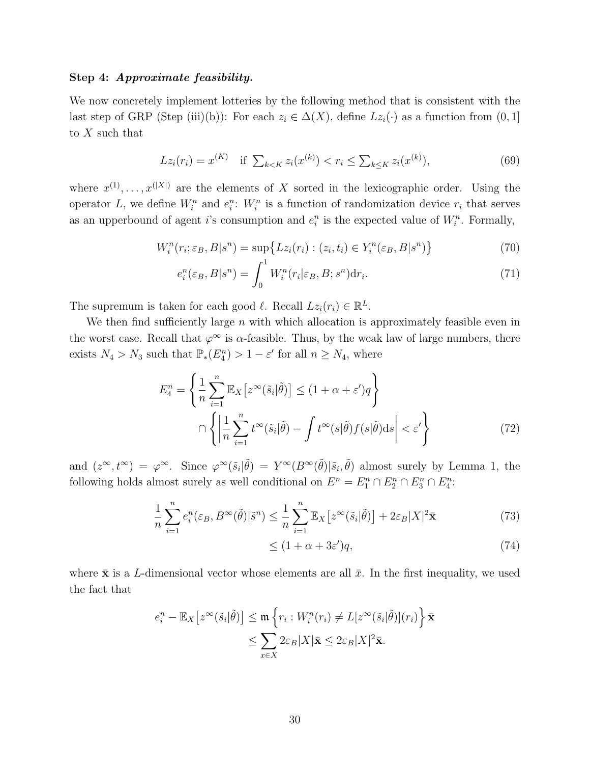**Step 4:** ***Approximate feasibility.***

We now concretely implement lotteries by the following method that is consistent with the last step of GRP (Step (iii)(b)): For each $z_i \in \Delta(X)$, define $Lz_i(\cdot)$ as a function from $(0,1]$ to $X$ such that

$$
Lz_i(r_i) = x^{(K)} \quad \text{if } \sum_{k<K} z_i(x^{(k)}) < r_i \le \sum_{k\le K} z_i(x^{(k)}), \tag{69}
$$

where $x^{(1)}, \ldots, x^{(|X|)}$ are the elements of $X$ sorted in the lexicographic order. Using the operator $L$, we define $W_i^n$ and $e_i^n$: $W_i^n$ is a function of randomization device $r_i$ that serves as an upperbound of agent $i$'s consumption and $e_i^n$ is the expected value of $W_i^n$. Formally,

$$
W_i^n(r_i; \varepsilon_B, B|s^n) = \sup\{Lz_i(r_i) : (z_i, t_i) \in Y_i^n(\varepsilon_B, B|s^n)\} \tag{70}
$$

$$
e_i^n(\varepsilon_B, B|s^n) = \int_0^1 W_i^n(r_i|\varepsilon_B, B; s^n) \mathrm{d}r_i. \tag{71}
$$

The supremum is taken for each good $\ell$. Recall $Lz_i(r_i) \in \mathbb{R}^L$.

We then find sufficiently large $n$ with which allocation is approximately feasible even in the worst case. Recall that $\varphi^\infty$ is $\alpha$-feasible. Thus, by the weak law of large numbers, there exists $N_4 > N_3$ such that $\mathbb{P}_*(E_4^n) > 1 - \varepsilon'$ for all $n \ge N_4$, where

$$
\begin{aligned}
E_4^n = &\left\{ \frac{1}{n}\sum_{i=1}^n \mathbb{E}_X\big[z^\infty(\tilde{s}_i|\tilde{\theta})\big] \le (1+\alpha+\varepsilon')q \right\} \\
&\cap \left\{ \left| \frac{1}{n}\sum_{i=1}^n t^\infty(\tilde{s}_i|\tilde{\theta}) - \int t^\infty(s|\tilde{\theta}) f(s|\tilde{\theta})\mathrm{d}s \right| < \varepsilon' \right\}
\end{aligned} \tag{72}
$$

and $(z^\infty, t^\infty) = \varphi^\infty$. Since $\varphi^\infty(\tilde{s}_i|\tilde{\theta}) = Y^\infty(B^\infty(\tilde{\theta})|\tilde{s}_i, \tilde{\theta})$ almost surely by Lemma 1, the following holds almost surely as well conditional on $E^n = E_1^n \cap E_2^n \cap E_3^n \cap E_4^n$:

$$
\begin{aligned}
\frac{1}{n}\sum_{i=1}^n e_i^n(\varepsilon_B, B^\infty(\tilde{\theta})|\tilde{s}^n) &\le \frac{1}{n}\sum_{i=1}^n \mathbb{E}_X\big[z^\infty(\tilde{s}_i|\tilde{\theta})\big] + 2\varepsilon_B|X|^2\bar{\mathbf{x}} && (73)\\
&\le (1+\alpha+3\varepsilon')q, && (74)
\end{aligned}
$$

where $\bar{\mathbf{x}}$ is a $L$-dimensional vector whose elements are all $\bar{x}$. In the first inequality, we used the fact that

$$
\begin{aligned}
e_i^n - \mathbb{E}_X\big[z^\infty(\tilde{s}_i|\tilde{\theta})\big] &\le \mathfrak{m}\left\{ r_i : W_i^n(r_i) \ne L[z^\infty(\tilde{s}_i|\tilde{\theta})](r_i) \right\} \bar{\mathbf{x}} \\
&\le \sum_{x\in X} 2\varepsilon_B|X|\bar{\mathbf{x}} \le 2\varepsilon_B|X|^2\bar{\mathbf{x}}.
\end{aligned}
$$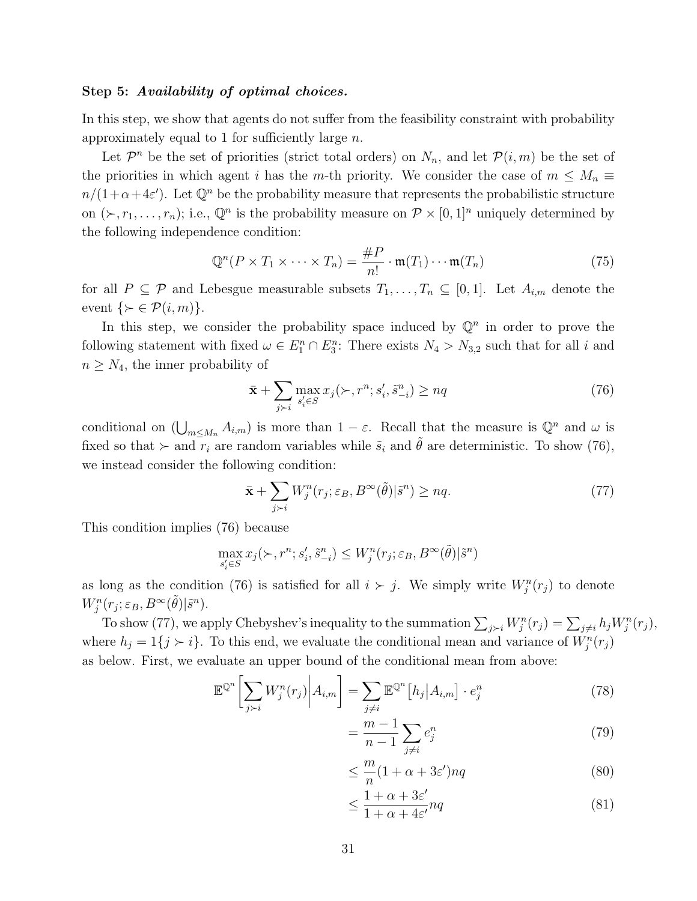**Step 5: *Availability of optimal choices.***

In this step, we show that agents do not suffer from the feasibility constraint with probability approximately equal to 1 for sufficiently large $n$.

Let $\mathcal{P}^n$ be the set of priorities (strict total orders) on $N_n$, and let $\mathcal{P}(i,m)$ be the set of the priorities in which agent $i$ has the $m$-th priority. We consider the case of $m \leq M_n \equiv n/(1+\alpha+4\varepsilon')$. Let $\mathbb{Q}^n$ be the probability measure that represents the probabilistic structure on $(\succ, r_1, \ldots, r_n)$; i.e., $\mathbb{Q}^n$ is the probability measure on $\mathcal{P} \times [0,1]^n$ uniquely determined by the following independence condition:

$$\mathbb{Q}^n(P \times T_1 \times \cdots \times T_n) = \frac{\#P}{n!} \cdot \mathfrak{m}(T_1) \cdots \mathfrak{m}(T_n) \tag{75}$$

for all $P \subseteq \mathcal{P}$ and Lebesgue measurable subsets $T_1, \ldots, T_n \subseteq [0,1]$. Let $A_{i,m}$ denote the event $\{\succ \in \mathcal{P}(i,m)\}$.

In this step, we consider the probability space induced by $\mathbb{Q}^n$ in order to prove the following statement with fixed $\omega \in E_1^n \cap E_3^n$: There exists $N_4 > N_{3,2}$ such that for all $i$ and $n \geq N_4$, the inner probability of

$$\bar{\mathbf{x}} + \sum_{j \succ i} \max_{s_i' \in S} x_j(\succ, r^n; s_i', \tilde{s}_{-i}^n) \geq nq \tag{76}$$

conditional on $(\bigcup_{m \leq M_n} A_{i,m})$ is more than $1-\varepsilon$. Recall that the measure is $\mathbb{Q}^n$ and $\omega$ is fixed so that $\succ$ and $r_i$ are random variables while $\tilde{s}_i$ and $\tilde{\theta}$ are deterministic. To show (76), we instead consider the following condition:

$$\bar{\mathbf{x}} + \sum_{j \succ i} W_j^n(r_j; \varepsilon_B, B^\infty(\tilde{\theta}) | \tilde{s}^n) \geq nq. \tag{77}$$

This condition implies (76) because

$$\max_{s_i' \in S} x_j(\succ, r^n; s_i', \tilde{s}_{-i}^n) \leq W_j^n(r_j; \varepsilon_B, B^\infty(\tilde{\theta}) | \tilde{s}^n)$$

as long as the condition (76) is satisfied for all $i \succ j$. We simply write $W_j^n(r_j)$ to denote $W_j^n(r_j; \varepsilon_B, B^\infty(\tilde{\theta}) | \tilde{s}^n)$.

To show (77), we apply Chebyshev's inequality to the summation $\sum_{j \succ i} W_j^n(r_j) = \sum_{j \neq i} h_j W_j^n(r_j)$, where $h_j = 1\{j \succ i\}$. To this end, we evaluate the conditional mean and variance of $W_j^n(r_j)$ as below. First, we evaluate an upper bound of the conditional mean from above:

$$\mathbb{E}^{\mathbb{Q}^n}\left[\sum_{j \succ i} W_j^n(r_j) \middle| A_{i,m}\right] = \sum_{j \neq i} \mathbb{E}^{\mathbb{Q}^n}\left[h_j \middle| A_{i,m}\right] \cdot e_j^n \tag{78}$$

$$= \frac{m-1}{n-1} \sum_{j \neq i} e_j^n \tag{79}$$

$$\leq \frac{m}{n}(1+\alpha+3\varepsilon')nq \tag{80}$$

$$\leq \frac{1+\alpha+3\varepsilon'}{1+\alpha+4\varepsilon'} nq \tag{81}$$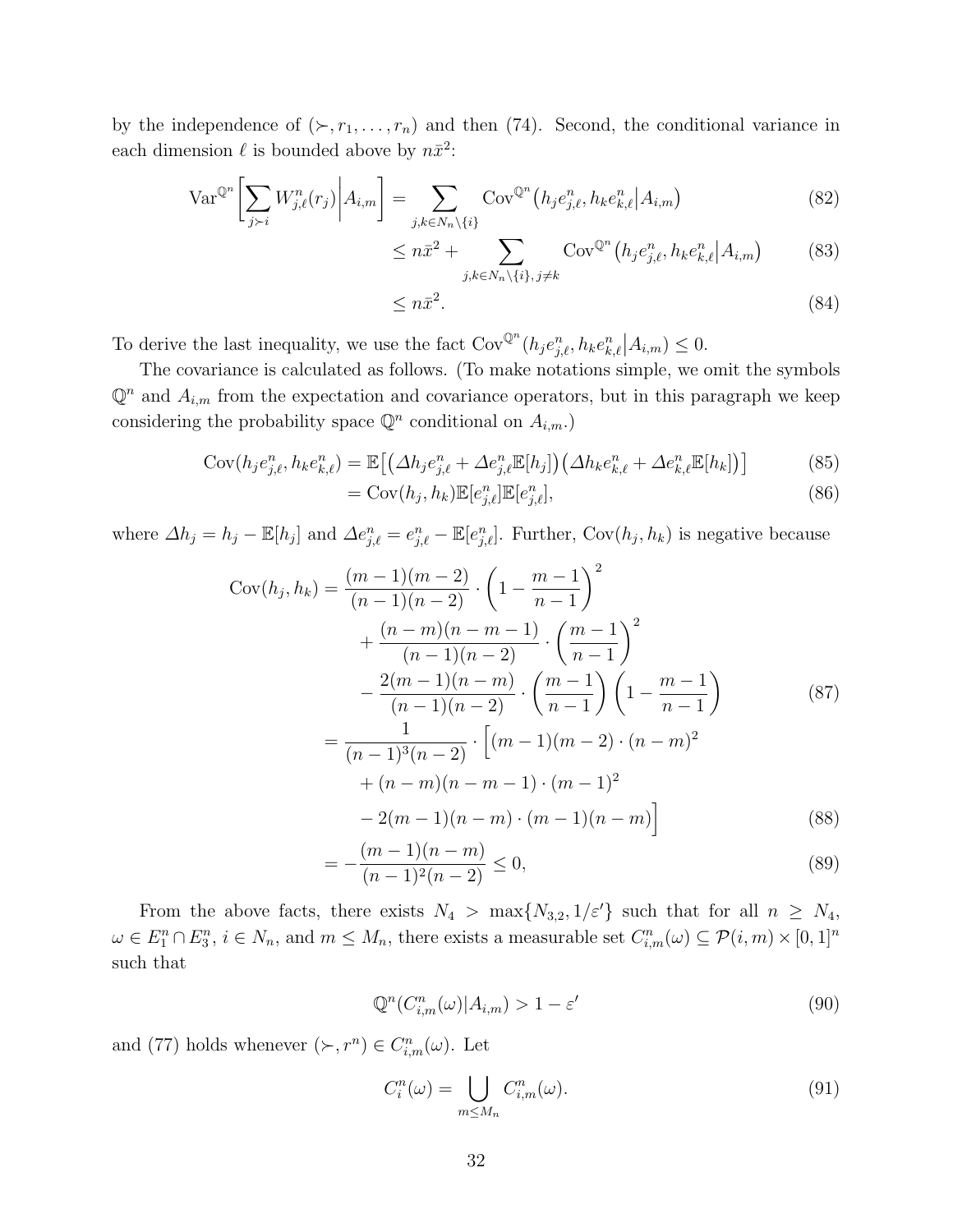by the independence of $(\succ, r_1, \ldots, r_n)$ and then (74). Second, the conditional variance in each dimension $\ell$ is bounded above by $n\bar{x}^2$:

$$\operatorname{Var}^{\mathbb{Q}^n}\left[\sum_{j \succ i} W^n_{j,\ell}(r_j) \middle| A_{i,m}\right] = \sum_{j,k \in N_n \setminus \{i\}} \operatorname{Cov}^{\mathbb{Q}^n}\left(h_j e^n_{j,\ell}, h_k e^n_{k,\ell} \middle| A_{i,m}\right) \tag{82}$$

$$\leq n\bar{x}^2 + \sum_{j,k \in N_n \setminus \{i\}, j \neq k} \operatorname{Cov}^{\mathbb{Q}^n}\left(h_j e^n_{j,\ell}, h_k e^n_{k,\ell} \middle| A_{i,m}\right) \tag{83}$$

$$\leq n\bar{x}^2. \tag{84}$$

To derive the last inequality, we use the fact $\operatorname{Cov}^{\mathbb{Q}^n}(h_j e^n_{j,\ell}, h_k e^n_{k,\ell} | A_{i,m}) \leq 0$.

The covariance is calculated as follows. (To make notations simple, we omit the symbols $\mathbb{Q}^n$ and $A_{i,m}$ from the expectation and covariance operators, but in this paragraph we keep considering the probability space $\mathbb{Q}^n$ conditional on $A_{i,m}$.)

$$\operatorname{Cov}(h_j e^n_{j,\ell}, h_k e^n_{k,\ell}) = \mathbb{E}\big[\big(\Delta h_j e^n_{j,\ell} + \Delta e^n_{j,\ell}\mathbb{E}[h_j]\big)\big(\Delta h_k e^n_{k,\ell} + \Delta e^n_{k,\ell}\mathbb{E}[h_k]\big)\big] \tag{85}$$

$$= \operatorname{Cov}(h_j, h_k)\mathbb{E}[e^n_{j,\ell}]\mathbb{E}[e^n_{j,\ell}], \tag{86}$$

where $\Delta h_j = h_j - \mathbb{E}[h_j]$ and $\Delta e^n_{j,\ell} = e^n_{j,\ell} - \mathbb{E}[e^n_{j,\ell}]$. Further, $\operatorname{Cov}(h_j, h_k)$ is negative because

$$\begin{aligned}
\operatorname{Cov}(h_j, h_k) &= \frac{(m-1)(m-2)}{(n-1)(n-2)} \cdot \left(1 - \frac{m-1}{n-1}\right)^2 \\
&\quad + \frac{(n-m)(n-m-1)}{(n-1)(n-2)} \cdot \left(\frac{m-1}{n-1}\right)^2 \\
&\quad - \frac{2(m-1)(n-m)}{(n-1)(n-2)} \cdot \left(\frac{m-1}{n-1}\right)\left(1 - \frac{m-1}{n-1}\right)
\end{aligned} \tag{87}$$

$$\begin{aligned}
&= \frac{1}{(n-1)^3(n-2)} \cdot \Big[(m-1)(m-2) \cdot (n-m)^2 \\
&\quad + (n-m)(n-m-1) \cdot (m-1)^2 \\
&\quad - 2(m-1)(n-m) \cdot (m-1)(n-m)\Big]
\end{aligned} \tag{88}$$

$$= -\frac{(m-1)(n-m)}{(n-1)^2(n-2)} \leq 0, \tag{89}$$

From the above facts, there exists $N_4 > \max\{N_{3,2}, 1/\varepsilon'\}$ such that for all $n \geq N_4$, $\omega \in E^n_1 \cap E^n_3$, $i \in N_n$, and $m \leq M_n$, there exists a measurable set $C^n_{i,m}(\omega) \subseteq \mathcal{P}(i,m) \times [0,1]^n$ such that

$$\mathbb{Q}^n(C^n_{i,m}(\omega) | A_{i,m}) > 1 - \varepsilon' \tag{90}$$

and (77) holds whenever $(\succ, r^n) \in C^n_{i,m}(\omega)$. Let

$$C^n_i(\omega) = \bigcup_{m \leq M_n} C^n_{i,m}(\omega). \tag{91}$$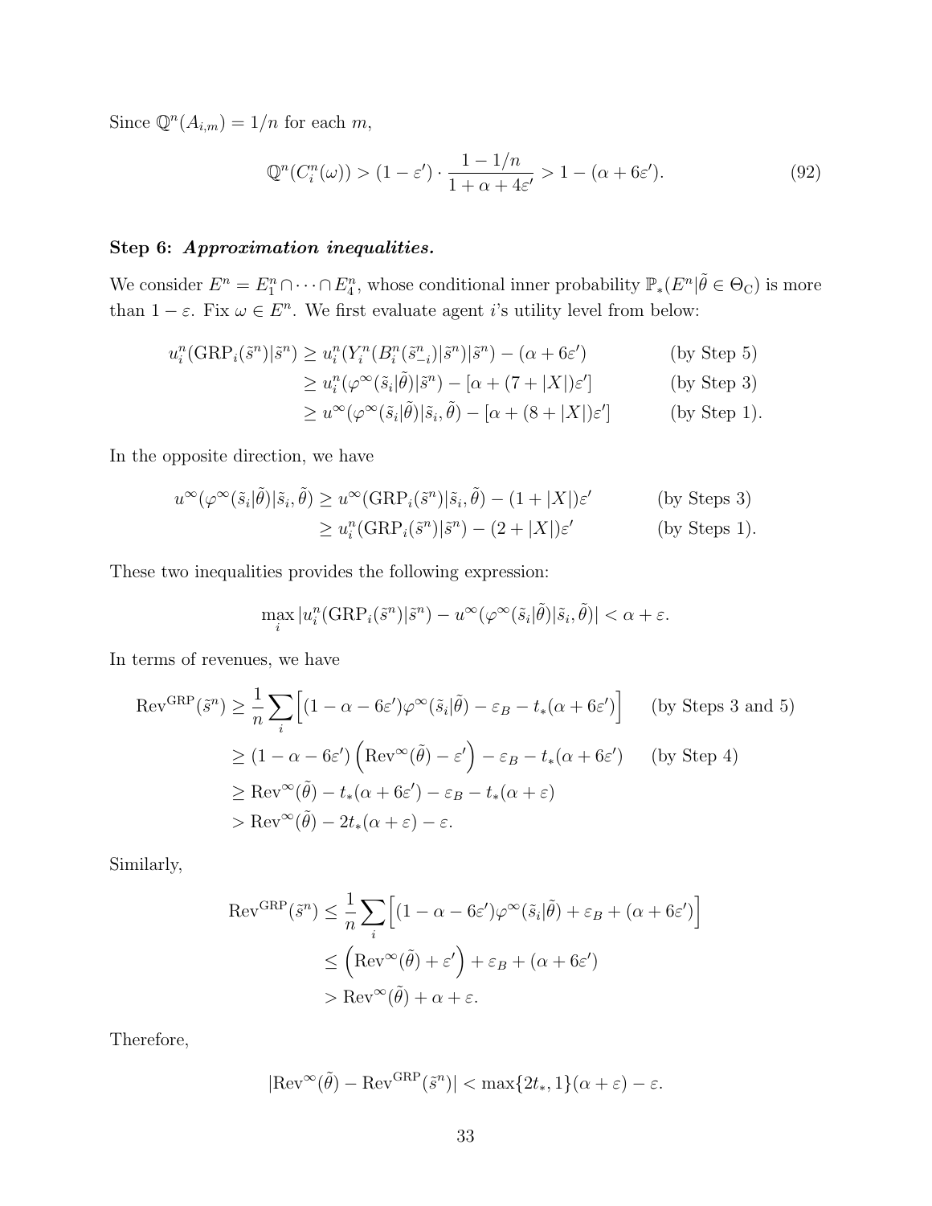Since $\mathbb{Q}^n(A_{i,m}) = 1/n$ for each $m$,

$$\mathbb{Q}^n(C_i^n(\omega)) > (1-\varepsilon') \cdot \frac{1-1/n}{1+\alpha+4\varepsilon'} > 1-(\alpha+6\varepsilon'). \tag{92}$$

**Step 6:** ***Approximation inequalities.***

We consider $E^n = E_1^n \cap \cdots \cap E_4^n$, whose conditional inner probability $\mathbb{P}_*(E^n|\tilde{\theta} \in \Theta_{\mathrm{C}})$ is more than $1-\varepsilon$. Fix $\omega \in E^n$. We first evaluate agent $i$'s utility level from below:

$$\begin{aligned}
u_i^n(\mathrm{GRP}_i(\tilde{s}^n)|\tilde{s}^n) &\geq u_i^n(Y_i^n(B_i^n(\tilde{s}_{-i}^n)|\tilde{s}^n)|\tilde{s}^n) - (\alpha + 6\varepsilon') && \text{(by Step 5)} \\
&\geq u_i^n(\varphi^\infty(\tilde{s}_i|\tilde{\theta})|\tilde{s}^n) - [\alpha + (7+|X|)\varepsilon'] && \text{(by Step 3)} \\
&\geq u^\infty(\varphi^\infty(\tilde{s}_i|\tilde{\theta})|\tilde{s}_i, \tilde{\theta}) - [\alpha + (8+|X|)\varepsilon'] && \text{(by Step 1)}.
\end{aligned}$$

In the opposite direction, we have

$$\begin{aligned}
u^\infty(\varphi^\infty(\tilde{s}_i|\tilde{\theta})|\tilde{s}_i, \tilde{\theta}) &\geq u^\infty(\mathrm{GRP}_i(\tilde{s}^n)|\tilde{s}_i, \tilde{\theta}) - (1+|X|)\varepsilon' && \text{(by Steps 3)} \\
&\geq u_i^n(\mathrm{GRP}_i(\tilde{s}^n)|\tilde{s}^n) - (2+|X|)\varepsilon' && \text{(by Steps 1)}.
\end{aligned}$$

These two inequalities provides the following expression:

$$\max_i |u_i^n(\mathrm{GRP}_i(\tilde{s}^n)|\tilde{s}^n) - u^\infty(\varphi^\infty(\tilde{s}_i|\tilde{\theta})|\tilde{s}_i, \tilde{\theta})| < \alpha + \varepsilon.$$

In terms of revenues, we have

$$\begin{aligned}
\mathrm{Rev}^{\mathrm{GRP}}(\tilde{s}^n) &\geq \frac{1}{n}\sum_i \Big[(1-\alpha-6\varepsilon')\varphi^\infty(\tilde{s}_i|\tilde{\theta}) - \varepsilon_B - t_*(\alpha+6\varepsilon')\Big] && \text{(by Steps 3 and 5)} \\
&\geq (1-\alpha-6\varepsilon')\Big(\mathrm{Rev}^\infty(\tilde{\theta}) - \varepsilon'\Big) - \varepsilon_B - t_*(\alpha+6\varepsilon') && \text{(by Step 4)} \\
&\geq \mathrm{Rev}^\infty(\tilde{\theta}) - t_*(\alpha+6\varepsilon') - \varepsilon_B - t_*(\alpha+\varepsilon) \\
&> \mathrm{Rev}^\infty(\tilde{\theta}) - 2t_*(\alpha+\varepsilon) - \varepsilon.
\end{aligned}$$

Similarly,

$$\begin{aligned}
\mathrm{Rev}^{\mathrm{GRP}}(\tilde{s}^n) &\leq \frac{1}{n}\sum_i \Big[(1-\alpha-6\varepsilon')\varphi^\infty(\tilde{s}_i|\tilde{\theta}) + \varepsilon_B + (\alpha+6\varepsilon')\Big] \\
&\leq \Big(\mathrm{Rev}^\infty(\tilde{\theta}) + \varepsilon'\Big) + \varepsilon_B + (\alpha+6\varepsilon') \\
&> \mathrm{Rev}^\infty(\tilde{\theta}) + \alpha + \varepsilon.
\end{aligned}$$

Therefore,

$$|\mathrm{Rev}^\infty(\tilde{\theta}) - \mathrm{Rev}^{\mathrm{GRP}}(\tilde{s}^n)| < \max\{2t_*, 1\}(\alpha+\varepsilon) - \varepsilon.$$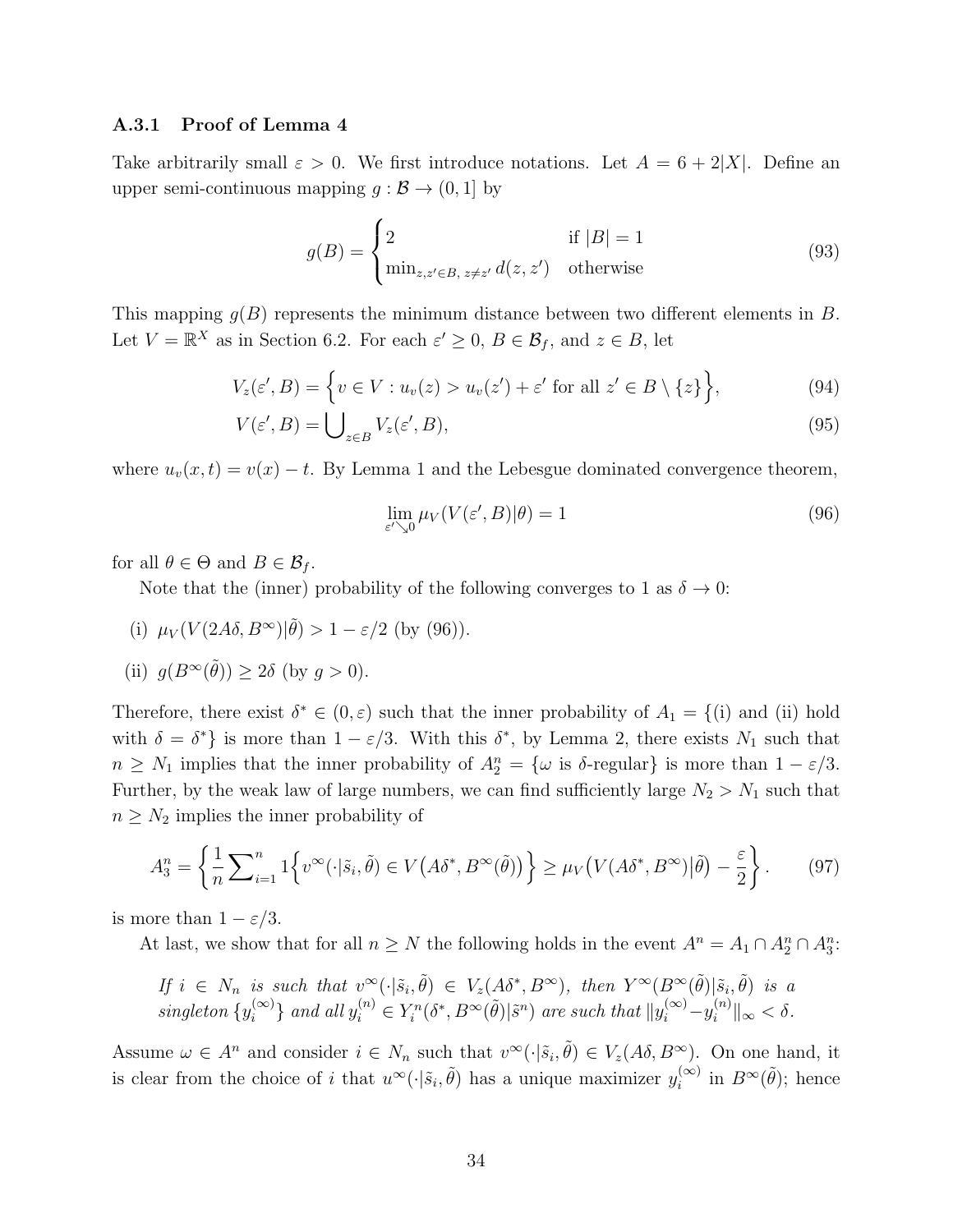### A.3.1 Proof of Lemma 4

Take arbitrarily small $\varepsilon > 0$. We first introduce notations. Let $A = 6 + 2|X|$. Define an upper semi-continuous mapping $g : \mathcal{B} \to (0, 1]$ by

$$g(B) = \begin{cases} 2 & \text{if } |B| = 1 \\ \min_{z,z' \in B,\, z \neq z'} d(z, z') & \text{otherwise} \end{cases} \tag{93}$$

This mapping $g(B)$ represents the minimum distance between two different elements in $B$. Let $V = \mathbb{R}^X$ as in Section 6.2. For each $\varepsilon' \geq 0$, $B \in \mathcal{B}_f$, and $z \in B$, let

$$V_z(\varepsilon', B) = \Big\{ v \in V : u_v(z) > u_v(z') + \varepsilon' \text{ for all } z' \in B \setminus \{z\} \Big\}, \tag{94}$$

$$V(\varepsilon', B) = \bigcup\nolimits_{z \in B} V_z(\varepsilon', B), \tag{95}$$

where $u_v(x, t) = v(x) - t$. By Lemma 1 and the Lebesgue dominated convergence theorem,

$$\lim_{\varepsilon' \searrow 0} \mu_V(V(\varepsilon', B)|\theta) = 1 \tag{96}$$

for all $\theta \in \Theta$ and $B \in \mathcal{B}_f$.

Note that the (inner) probability of the following converges to 1 as $\delta \to 0$:

(i) $\mu_V(V(2A\delta, B^\infty)|\tilde{\theta}) > 1 - \varepsilon/2$ (by (96)).

(ii) $g(B^\infty(\tilde{\theta})) \geq 2\delta$ (by $g > 0$).

Therefore, there exist $\delta^* \in (0, \varepsilon)$ such that the inner probability of $A_1 = \{$(i) and (ii) hold with $\delta = \delta^*\}$ is more than $1 - \varepsilon/3$. With this $\delta^*$, by Lemma 2, there exists $N_1$ such that $n \geq N_1$ implies that the inner probability of $A_2^n = \{\omega \text{ is } \delta\text{-regular}\}$ is more than $1 - \varepsilon/3$. Further, by the weak law of large numbers, we can find sufficiently large $N_2 > N_1$ such that $n \geq N_2$ implies the inner probability of

$$A_3^n = \left\{ \frac{1}{n} \sum\nolimits_{i=1}^n 1\Big\{ v^\infty(\cdot|\tilde{s}_i, \tilde{\theta}) \in V\big(A\delta^*, B^\infty(\tilde{\theta})\big) \Big\} \geq \mu_V\big(V(A\delta^*, B^\infty)\big|\tilde{\theta}\big) - \frac{\varepsilon}{2} \right\}. \tag{97}$$

is more than $1 - \varepsilon/3$.

At last, we show that for all $n \geq N$ the following holds in the event $A^n = A_1 \cap A_2^n \cap A_3^n$:

*If $i \in N_n$ is such that $v^\infty(\cdot|\tilde{s}_i, \tilde{\theta}) \in V_z(A\delta^*, B^\infty)$, then $Y^\infty(B^\infty(\tilde{\theta})|\tilde{s}_i, \tilde{\theta})$ is a singleton $\{y_i^{(\infty)}\}$ and all $y_i^{(n)} \in Y_i^n(\delta^*, B^\infty(\tilde{\theta})|\tilde{s}^n)$ are such that $\|y_i^{(\infty)} - y_i^{(n)}\|_\infty < \delta$.*

Assume $\omega \in A^n$ and consider $i \in N_n$ such that $v^\infty(\cdot|\tilde{s}_i, \tilde{\theta}) \in V_z(A\delta, B^\infty)$. On one hand, it is clear from the choice of $i$ that $u^\infty(\cdot|\tilde{s}_i, \tilde{\theta})$ has a unique maximizer $y_i^{(\infty)}$ in $B^\infty(\tilde{\theta})$; hence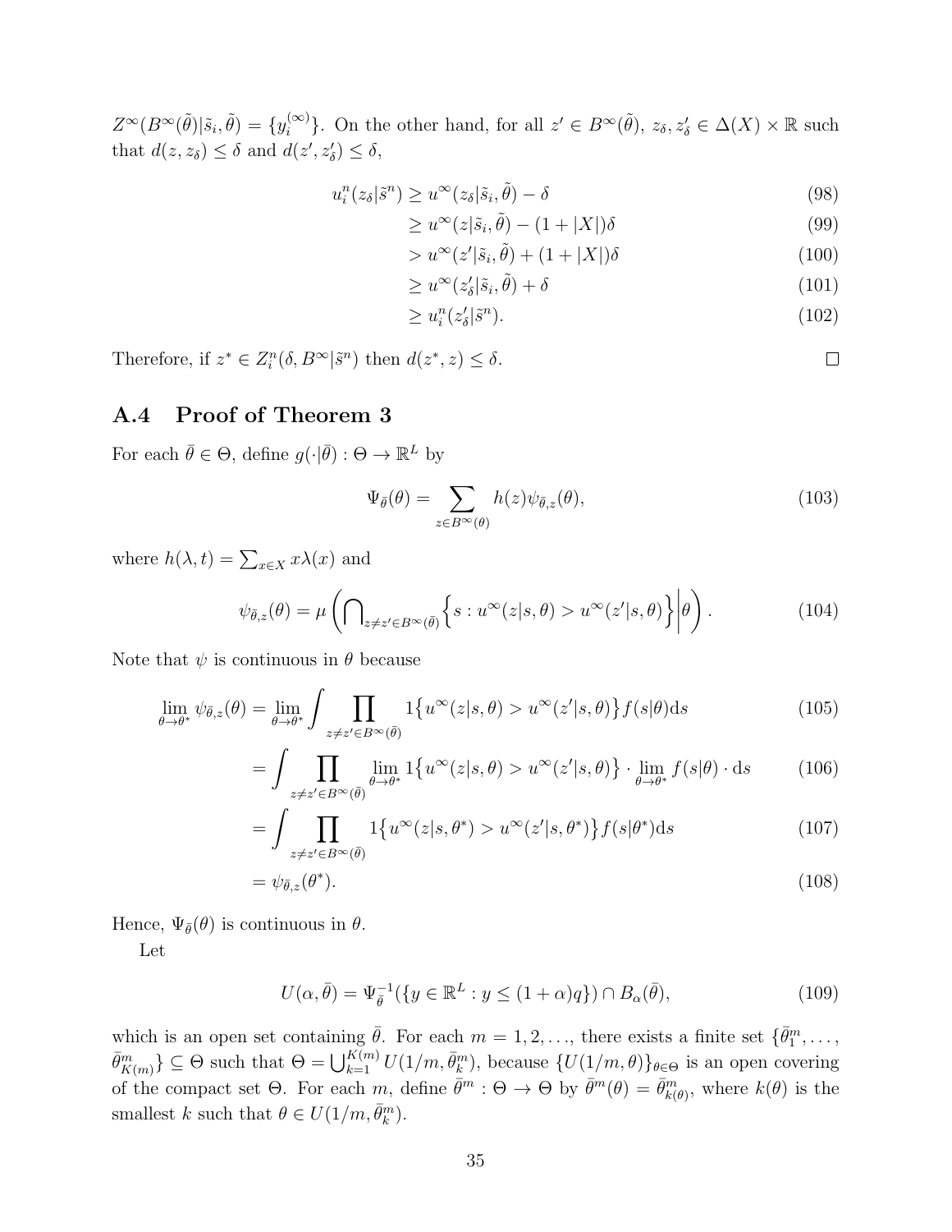$Z^\infty(B^\infty(\tilde{\theta})|\tilde{s}_i, \tilde{\theta}) = \{y_i^{(\infty)}\}$. On the other hand, for all $z' \in B^\infty(\tilde{\theta})$, $z_\delta, z'_\delta \in \Delta(X) \times \mathbb{R}$ such that $d(z, z_\delta) \le \delta$ and $d(z', z'_\delta) \le \delta$,

$$
\begin{aligned}
u_i^n(z_\delta|\tilde{s}^n) &\ge u^\infty(z_\delta|\tilde{s}_i, \tilde{\theta}) - \delta && (98)\\
&\ge u^\infty(z|\tilde{s}_i, \tilde{\theta}) - (1 + |X|)\delta && (99)\\
&> u^\infty(z'|\tilde{s}_i, \tilde{\theta}) + (1 + |X|)\delta && (100)\\
&\ge u^\infty(z'_\delta|\tilde{s}_i, \tilde{\theta}) + \delta && (101)\\
&\ge u_i^n(z'_\delta|\tilde{s}^n). && (102)
\end{aligned}
$$

Therefore, if $z^* \in Z_i^n(\delta, B^\infty|\tilde{s}^n)$ then $d(z^*, z) \le \delta$. □

## A.4 Proof of Theorem 3

For each $\bar{\theta} \in \Theta$, define $g(\cdot|\bar{\theta}) : \Theta \to \mathbb{R}^L$ by

$$
\Psi_{\bar{\theta}}(\theta) = \sum_{z \in B^\infty(\theta)} h(z)\psi_{\bar{\theta},z}(\theta), \tag{103}
$$

where $h(\lambda, t) = \sum_{x \in X} x\lambda(x)$ and

$$
\psi_{\bar{\theta},z}(\theta) = \mu\left(\bigcap\nolimits_{z \ne z' \in B^\infty(\bar{\theta})} \Big\{s : u^\infty(z|s, \theta) > u^\infty(z'|s, \theta)\Big\}\Big|\theta\right). \tag{104}
$$

Note that $\psi$ is continuous in $\theta$ because

$$
\begin{aligned}
\lim_{\theta \to \theta^*} \psi_{\bar{\theta},z}(\theta) &= \lim_{\theta \to \theta^*} \int \prod_{z \ne z' \in B^\infty(\bar{\theta})} 1\big\{u^\infty(z|s, \theta) > u^\infty(z'|s, \theta)\big\} f(s|\theta)\mathrm{d}s && (105)\\
&= \int \prod_{z \ne z' \in B^\infty(\bar{\theta})} \lim_{\theta \to \theta^*} 1\big\{u^\infty(z|s, \theta) > u^\infty(z'|s, \theta)\big\} \cdot \lim_{\theta \to \theta^*} f(s|\theta) \cdot \mathrm{d}s && (106)\\
&= \int \prod_{z \ne z' \in B^\infty(\bar{\theta})} 1\big\{u^\infty(z|s, \theta^*) > u^\infty(z'|s, \theta^*)\big\} f(s|\theta^*)\mathrm{d}s && (107)\\
&= \psi_{\bar{\theta},z}(\theta^*). && (108)
\end{aligned}
$$

Hence, $\Psi_{\bar{\theta}}(\theta)$ is continuous in $\theta$.

Let

$$
U(\alpha, \bar{\theta}) = \Psi_{\bar{\theta}}^{-1}(\{y \in \mathbb{R}^L : y \le (1 + \alpha)q\}) \cap B_\alpha(\bar{\theta}), \tag{109}
$$

which is an open set containing $\bar{\theta}$. For each $m = 1, 2, \ldots$, there exists a finite set $\{\bar{\theta}_1^m, \ldots, \bar{\theta}_{K(m)}^m\} \subseteq \Theta$ such that $\Theta = \bigcup_{k=1}^{K(m)} U(1/m, \bar{\theta}_k^m)$, because $\{U(1/m, \theta)\}_{\theta \in \Theta}$ is an open covering of the compact set $\Theta$. For each $m$, define $\bar{\theta}^m : \Theta \to \Theta$ by $\bar{\theta}^m(\theta) = \bar{\theta}_{k(\theta)}^m$, where $k(\theta)$ is the smallest $k$ such that $\theta \in U(1/m, \bar{\theta}_k^m)$.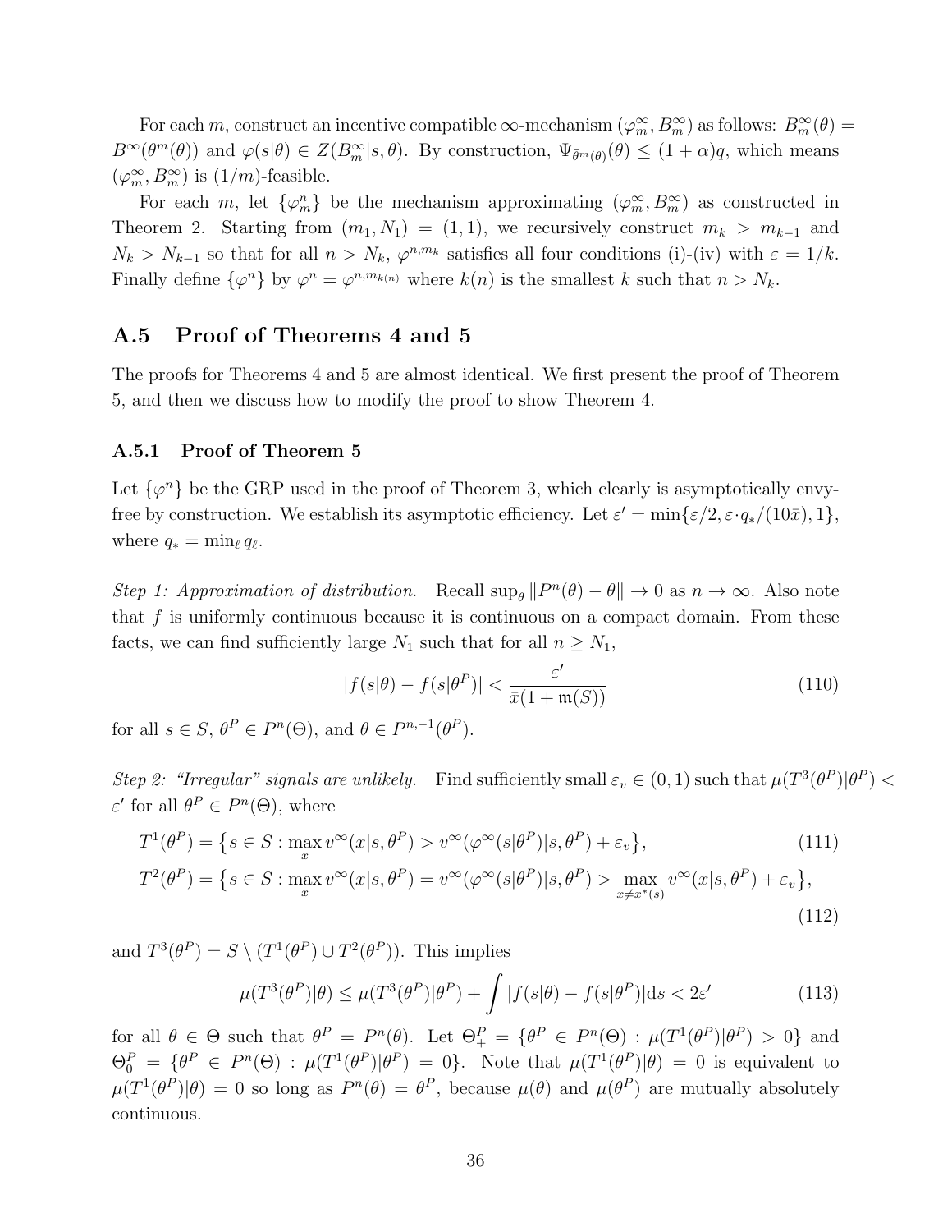For each $m$, construct an incentive compatible $\infty$-mechanism $(\varphi_m^\infty, B_m^\infty)$ as follows: $B_m^\infty(\theta) = B^\infty(\theta^m(\theta))$ and $\varphi(s|\theta) \in Z(B_m^\infty|s, \theta)$. By construction, $\Psi_{\bar{\theta}^m(\theta)}(\theta) \leq (1+\alpha)q$, which means $(\varphi_m^\infty, B_m^\infty)$ is $(1/m)$-feasible.

For each $m$, let $\{\varphi_m^n\}$ be the mechanism approximating $(\varphi_m^\infty, B_m^\infty)$ as constructed in Theorem 2. Starting from $(m_1, N_1) = (1, 1)$, we recursively construct $m_k > m_{k-1}$ and $N_k > N_{k-1}$ so that for all $n > N_k$, $\varphi^{n,m_k}$ satisfies all four conditions (i)-(iv) with $\varepsilon = 1/k$. Finally define $\{\varphi^n\}$ by $\varphi^n = \varphi^{n,m_{k(n)}}$ where $k(n)$ is the smallest $k$ such that $n > N_k$.

## A.5 Proof of Theorems 4 and 5

The proofs for Theorems 4 and 5 are almost identical. We first present the proof of Theorem 5, and then we discuss how to modify the proof to show Theorem 4.

### A.5.1 Proof of Theorem 5

Let $\{\varphi^n\}$ be the GRP used in the proof of Theorem 3, which clearly is asymptotically envy-free by construction. We establish its asymptotic efficiency. Let $\varepsilon' = \min\{\varepsilon/2, \varepsilon \cdot q_*/(10\bar{x}), 1\}$, where $q_* = \min_\ell q_\ell$.

*Step 1: Approximation of distribution.* Recall $\sup_\theta \|P^n(\theta) - \theta\| \to 0$ as $n \to \infty$. Also note that $f$ is uniformly continuous because it is continuous on a compact domain. From these facts, we can find sufficiently large $N_1$ such that for all $n \geq N_1$,

$$|f(s|\theta) - f(s|\theta^P)| < \frac{\varepsilon'}{\bar{x}(1 + \mathfrak{m}(S))} \tag{110}$$

for all $s \in S$, $\theta^P \in P^n(\Theta)$, and $\theta \in P^{n,-1}(\theta^P)$.

*Step 2: "Irregular" signals are unlikely.* Find sufficiently small $\varepsilon_v \in (0,1)$ such that $\mu(T^3(\theta^P)|\theta^P) < \varepsilon'$ for all $\theta^P \in P^n(\Theta)$, where

$$T^1(\theta^P) = \big\{s \in S : \max_x v^\infty(x|s, \theta^P) > v^\infty(\varphi^\infty(s|\theta^P)|s, \theta^P) + \varepsilon_v\big\}, \tag{111}$$

$$T^2(\theta^P) = \big\{s \in S : \max_x v^\infty(x|s, \theta^P) = v^\infty(\varphi^\infty(s|\theta^P)|s, \theta^P) > \max_{x \neq x^*(s)} v^\infty(x|s, \theta^P) + \varepsilon_v\big\}, \tag{112}$$

and $T^3(\theta^P) = S \setminus (T^1(\theta^P) \cup T^2(\theta^P))$. This implies

$$\mu(T^3(\theta^P)|\theta) \leq \mu(T^3(\theta^P)|\theta^P) + \int |f(s|\theta) - f(s|\theta^P)| \mathrm{d}s < 2\varepsilon' \tag{113}$$

for all $\theta \in \Theta$ such that $\theta^P = P^n(\theta)$. Let $\Theta_+^P = \{\theta^P \in P^n(\Theta) : \mu(T^1(\theta^P)|\theta^P) > 0\}$ and $\Theta_0^P = \{\theta^P \in P^n(\Theta) : \mu(T^1(\theta^P)|\theta^P) = 0\}$. Note that $\mu(T^1(\theta^P)|\theta) = 0$ is equivalent to $\mu(T^1(\theta^P)|\theta) = 0$ so long as $P^n(\theta) = \theta^P$, because $\mu(\theta)$ and $\mu(\theta^P)$ are mutually absolutely continuous.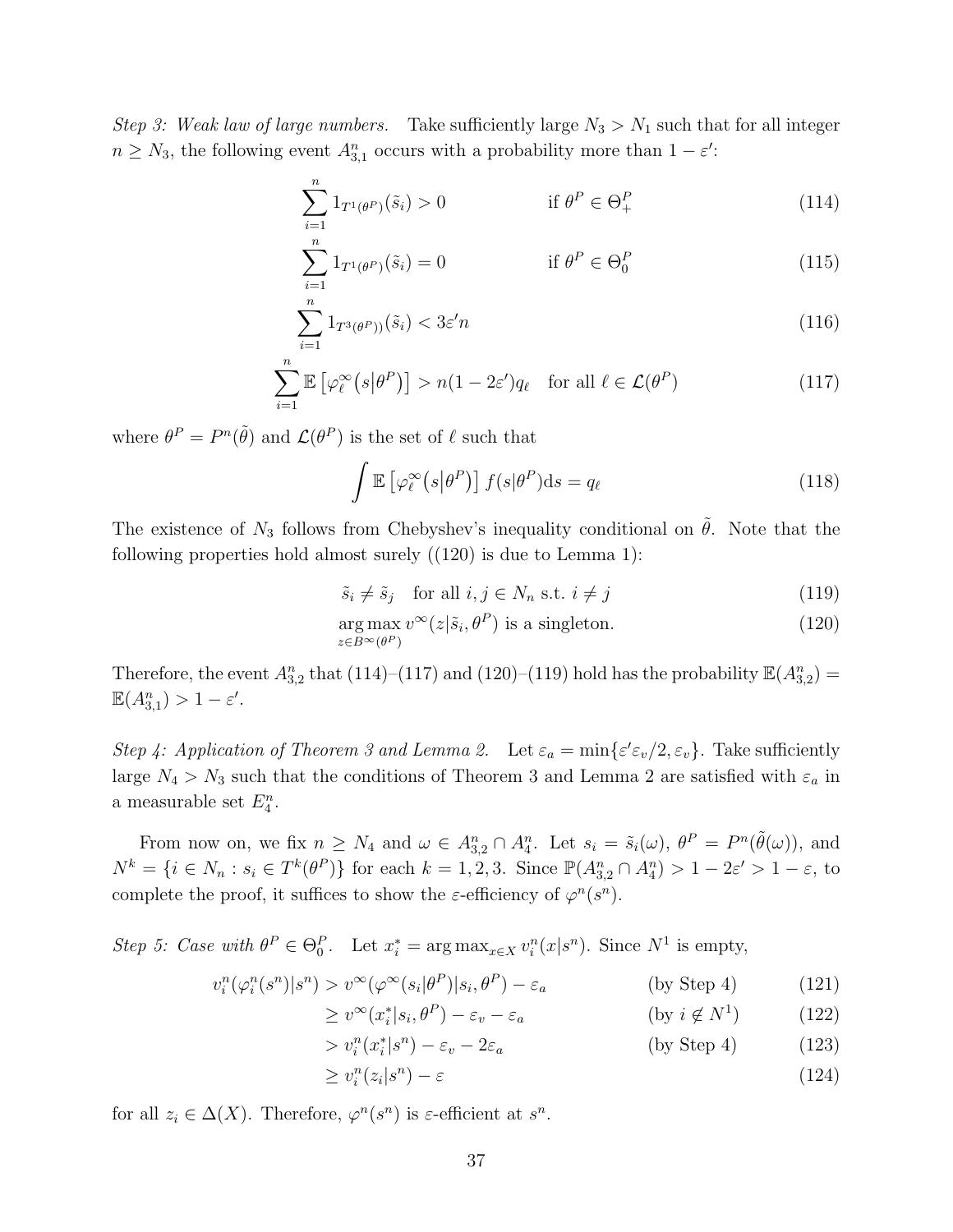*Step 3: Weak law of large numbers.* Take sufficiently large $N_3 > N_1$ such that for all integer $n \geq N_3$, the following event $A^n_{3,1}$ occurs with a probability more than $1 - \varepsilon'$:

$$\sum_{i=1}^{n} 1_{T^1(\theta^P)}(\tilde{s}_i) > 0 \qquad \text{if } \theta^P \in \Theta^P_+ \tag{114}$$

$$\sum_{i=1}^{n} 1_{T^1(\theta^P)}(\tilde{s}_i) = 0 \qquad \text{if } \theta^P \in \Theta^P_0 \tag{115}$$

$$\sum_{i=1}^{n} 1_{T^3(\theta^P))}(\tilde{s}_i) < 3\varepsilon' n \tag{116}$$

$$\sum_{i=1}^{n} \mathbb{E}\left[\varphi^\infty_\ell\big(s\big|\theta^P\big)\right] > n(1-2\varepsilon')q_\ell \quad \text{for all } \ell \in \mathcal{L}(\theta^P) \tag{117}$$

where $\theta^P = P^n(\tilde{\theta})$ and $\mathcal{L}(\theta^P)$ is the set of $\ell$ such that

$$\int \mathbb{E}\left[\varphi^\infty_\ell\big(s\big|\theta^P\big)\right] f(s|\theta^P)\mathrm{d}s = q_\ell \tag{118}$$

The existence of $N_3$ follows from Chebyshev's inequality conditional on $\tilde{\theta}$. Note that the following properties hold almost surely ((120) is due to Lemma 1):

$$\tilde{s}_i \neq \tilde{s}_j \quad \text{for all } i, j \in N_n \text{ s.t. } i \neq j \tag{119}$$

$$\underset{z \in B^\infty(\theta^P)}{\arg\max}\, v^\infty(z|\tilde{s}_i, \theta^P) \text{ is a singleton.} \tag{120}$$

Therefore, the event $A^n_{3,2}$ that (114)–(117) and (120)–(119) hold has the probability $\mathbb{E}(A^n_{3,2}) = \mathbb{E}(A^n_{3,1}) > 1 - \varepsilon'$.

*Step 4: Application of Theorem 3 and Lemma 2.* Let $\varepsilon_a = \min\{\varepsilon' \varepsilon_v/2, \varepsilon_v\}$. Take sufficiently large $N_4 > N_3$ such that the conditions of Theorem 3 and Lemma 2 are satisfied with $\varepsilon_a$ in a measurable set $E^n_4$.

From now on, we fix $n \geq N_4$ and $\omega \in A^n_{3,2} \cap A^n_4$. Let $s_i = \tilde{s}_i(\omega)$, $\theta^P = P^n(\tilde{\theta}(\omega))$, and $N^k = \{i \in N_n : s_i \in T^k(\theta^P)\}$ for each $k = 1, 2, 3$. Since $\mathbb{P}(A^n_{3,2} \cap A^n_4) > 1 - 2\varepsilon' > 1 - \varepsilon$, to complete the proof, it suffices to show the $\varepsilon$-efficiency of $\varphi^n(s^n)$.

*Step 5: Case with $\theta^P \in \Theta^P_0$.* Let $x^*_i = \arg\max_{x \in X} v^n_i(x|s^n)$. Since $N^1$ is empty,

$$v^n_i(\varphi^n_i(s^n)|s^n) > v^\infty(\varphi^\infty(s_i|\theta^P)|s_i, \theta^P) - \varepsilon_a \qquad \text{(by Step 4)} \tag{121}$$

$$\geq v^\infty(x^*_i|s_i, \theta^P) - \varepsilon_v - \varepsilon_a \qquad \text{(by } i \notin N^1\text{)} \tag{122}$$

$$> v^n_i(x^*_i|s^n) - \varepsilon_v - 2\varepsilon_a \qquad \text{(by Step 4)} \tag{123}$$

$$\geq v^n_i(z_i|s^n) - \varepsilon \tag{124}$$

for all $z_i \in \Delta(X)$. Therefore, $\varphi^n(s^n)$ is $\varepsilon$-efficient at $s^n$.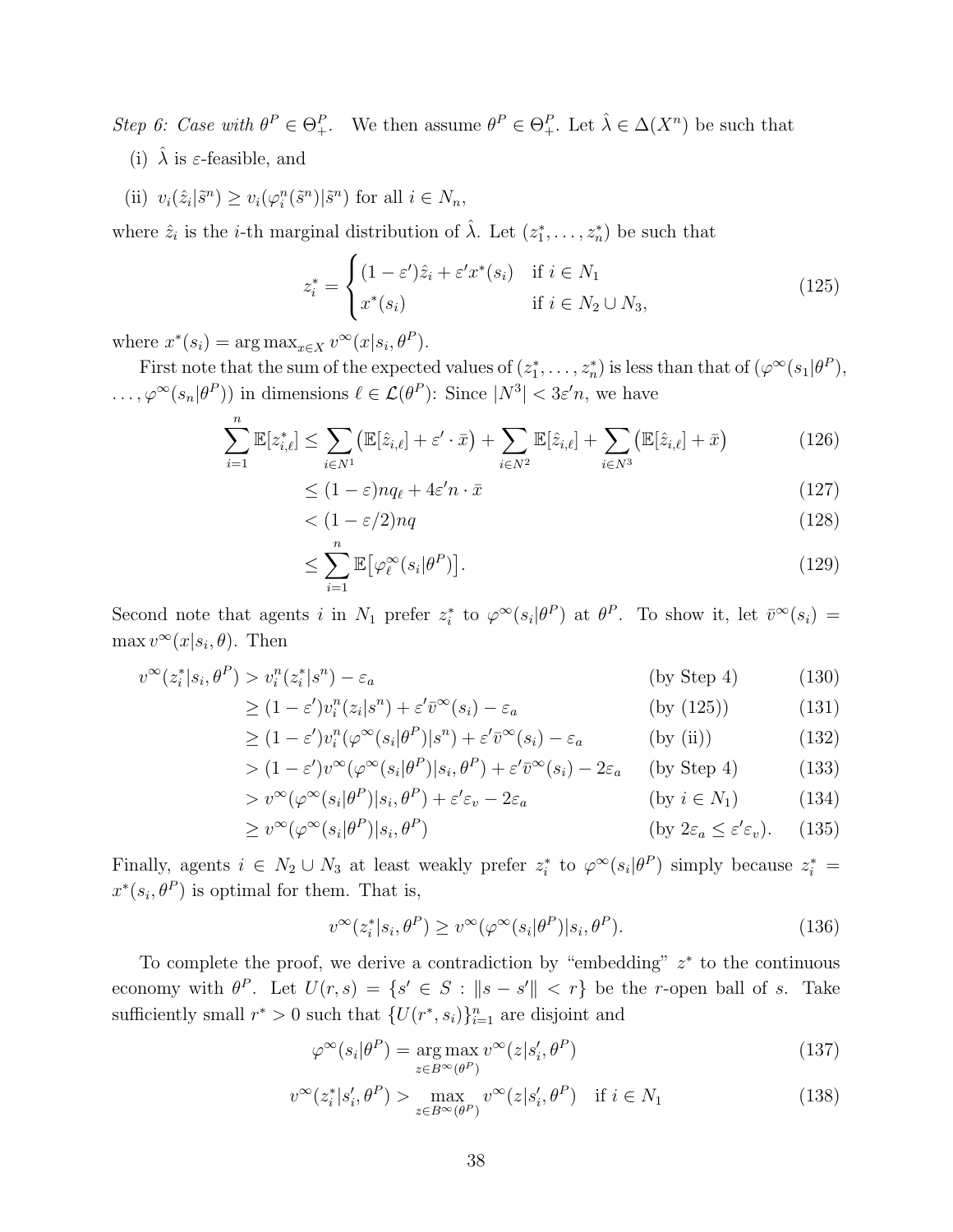*Step 6: Case with $\theta^P \in \Theta^P_+$.* We then assume $\theta^P \in \Theta^P_+$. Let $\hat{\lambda} \in \Delta(X^n)$ be such that

(i) $\hat{\lambda}$ is $\varepsilon$-feasible, and

(ii) $v_i(\hat{z}_i|\tilde{s}^n) \geq v_i(\varphi^n_i(\tilde{s}^n)|\tilde{s}^n)$ for all $i \in N_n$,

where $\hat{z}_i$ is the $i$-th marginal distribution of $\hat{\lambda}$. Let $(z^*_1, \ldots, z^*_n)$ be such that

$$z^*_i = \begin{cases} (1-\varepsilon')\hat{z}_i + \varepsilon' x^*(s_i) & \text{if } i \in N_1 \\ x^*(s_i) & \text{if } i \in N_2 \cup N_3, \end{cases} \tag{125}$$

where $x^*(s_i) = \arg\max_{x \in X} v^\infty(x|s_i, \theta^P)$.

First note that the sum of the expected values of $(z^*_1, \ldots, z^*_n)$ is less than that of $(\varphi^\infty(s_1|\theta^P), \ldots, \varphi^\infty(s_n|\theta^P))$ in dimensions $\ell \in \mathcal{L}(\theta^P)$: Since $|N^3| < 3\varepsilon' n$, we have

$$\begin{aligned}
\sum_{i=1}^n \mathbb{E}[z^*_{i,\ell}] &\leq \sum_{i \in N^1} \big(\mathbb{E}[\hat{z}_{i,\ell}] + \varepsilon' \cdot \bar{x}\big) + \sum_{i \in N^2} \mathbb{E}[\hat{z}_{i,\ell}] + \sum_{i \in N^3} \big(\mathbb{E}[\hat{z}_{i,\ell}] + \bar{x}\big) &(126)\\
&\leq (1-\varepsilon) n q_\ell + 4\varepsilon' n \cdot \bar{x} &(127)\\
&< (1-\varepsilon/2) n q &(128)\\
&\leq \sum_{i=1}^n \mathbb{E}\big[\varphi^\infty_\ell(s_i|\theta^P)\big]. &(129)
\end{aligned}$$

Second note that agents $i$ in $N_1$ prefer $z^*_i$ to $\varphi^\infty(s_i|\theta^P)$ at $\theta^P$. To show it, let $\bar{v}^\infty(s_i) = \max v^\infty(x|s_i, \theta)$. Then

$$\begin{aligned}
v^\infty(z^*_i|s_i, \theta^P) &> v^n_i(z^*_i|s^n) - \varepsilon_a && \text{(by Step 4)} &(130)\\
&\geq (1-\varepsilon') v^n_i(z_i|s^n) + \varepsilon' \bar{v}^\infty(s_i) - \varepsilon_a && \text{(by (125))} &(131)\\
&\geq (1-\varepsilon') v^n_i(\varphi^\infty(s_i|\theta^P)|s^n) + \varepsilon' \bar{v}^\infty(s_i) - \varepsilon_a && \text{(by (ii))} &(132)\\
&> (1-\varepsilon') v^\infty(\varphi^\infty(s_i|\theta^P)|s_i, \theta^P) + \varepsilon' \bar{v}^\infty(s_i) - 2\varepsilon_a && \text{(by Step 4)} &(133)\\
&> v^\infty(\varphi^\infty(s_i|\theta^P)|s_i, \theta^P) + \varepsilon' \varepsilon_v - 2\varepsilon_a && \text{(by } i \in N_1\text{)} &(134)\\
&\geq v^\infty(\varphi^\infty(s_i|\theta^P)|s_i, \theta^P) && \text{(by } 2\varepsilon_a \leq \varepsilon' \varepsilon_v\text{)}. &(135)
\end{aligned}$$

Finally, agents $i \in N_2 \cup N_3$ at least weakly prefer $z^*_i$ to $\varphi^\infty(s_i|\theta^P)$ simply because $z^*_i = x^*(s_i, \theta^P)$ is optimal for them. That is,

$$v^\infty(z^*_i|s_i, \theta^P) \geq v^\infty(\varphi^\infty(s_i|\theta^P)|s_i, \theta^P). \tag{136}$$

To complete the proof, we derive a contradiction by "embedding" $z^*$ to the continuous economy with $\theta^P$. Let $U(r, s) = \{s' \in S : \|s - s'\| < r\}$ be the $r$-open ball of $s$. Take sufficiently small $r^* > 0$ such that $\{U(r^*, s_i)\}_{i=1}^n$ are disjoint and

$$\varphi^\infty(s_i|\theta^P) = \underset{z \in B^\infty(\theta^P)}{\arg\max}\, v^\infty(z|s'_i, \theta^P) \tag{137}$$

$$v^\infty(z^*_i|s'_i, \theta^P) > \max_{z \in B^\infty(\theta^P)} v^\infty(z|s'_i, \theta^P) \quad \text{if } i \in N_1 \tag{138}$$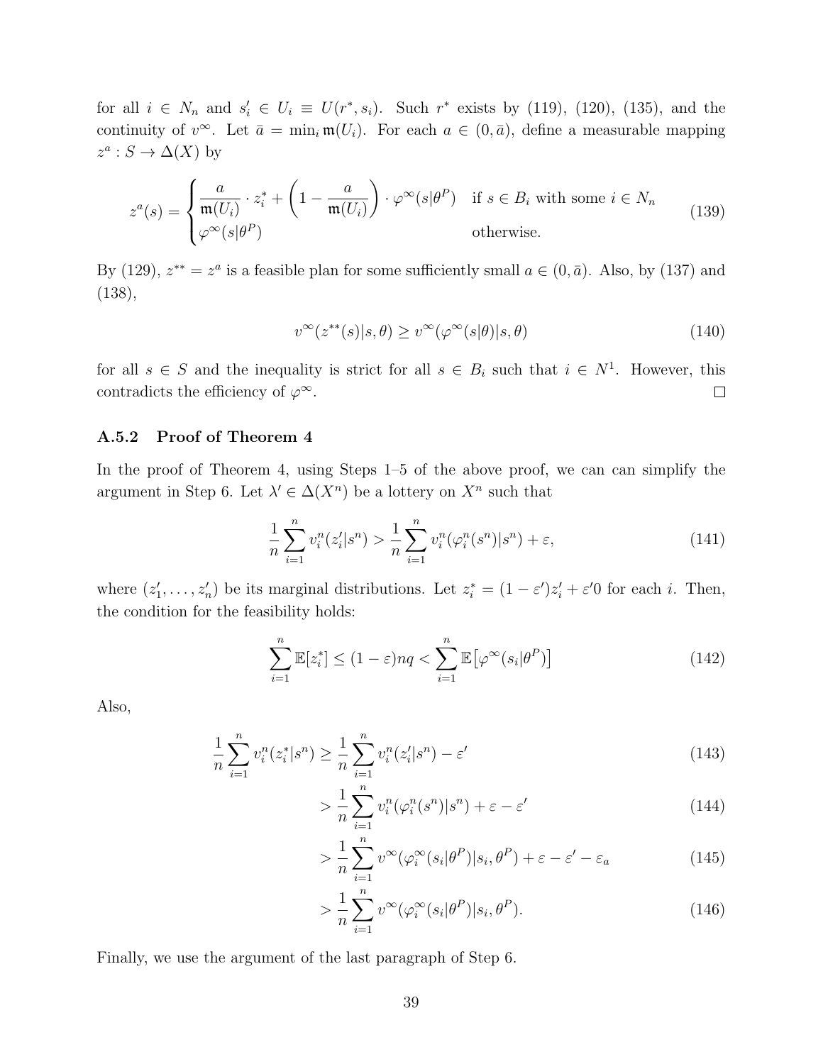for all $i \in N_n$ and $s'_i \in U_i \equiv U(r^*, s_i)$. Such $r^*$ exists by (119), (120), (135), and the continuity of $v^\infty$. Let $\bar{a} = \min_i \mathfrak{m}(U_i)$. For each $a \in (0, \bar{a})$, define a measurable mapping $z^a : S \to \Delta(X)$ by

$$
z^a(s) = \begin{cases} \dfrac{a}{\mathfrak{m}(U_i)} \cdot z_i^* + \left(1 - \dfrac{a}{\mathfrak{m}(U_i)}\right) \cdot \varphi^\infty(s|\theta^P) & \text{if } s \in B_i \text{ with some } i \in N_n \\ \varphi^\infty(s|\theta^P) & \text{otherwise.} \end{cases} \tag{139}
$$

By (129), $z^{**} = z^a$ is a feasible plan for some sufficiently small $a \in (0, \bar{a})$. Also, by (137) and (138),

$$
v^\infty(z^{**}(s)|s, \theta) \geq v^\infty(\varphi^\infty(s|\theta)|s, \theta) \tag{140}
$$

for all $s \in S$ and the inequality is strict for all $s \in B_i$ such that $i \in N^1$. However, this contradicts the efficiency of $\varphi^\infty$. □

### A.5.2 Proof of Theorem 4

In the proof of Theorem 4, using Steps 1–5 of the above proof, we can can simplify the argument in Step 6. Let $\lambda' \in \Delta(X^n)$ be a lottery on $X^n$ such that

$$
\frac{1}{n}\sum_{i=1}^n v_i^n(z'_i|s^n) > \frac{1}{n}\sum_{i=1}^n v_i^n(\varphi_i^n(s^n)|s^n) + \varepsilon, \tag{141}
$$

where $(z'_1, \ldots, z'_n)$ be its marginal distributions. Let $z_i^* = (1-\varepsilon')z'_i + \varepsilon' 0$ for each $i$. Then, the condition for the feasibility holds:

$$
\sum_{i=1}^n \mathbb{E}[z_i^*] \leq (1-\varepsilon)nq < \sum_{i=1}^n \mathbb{E}\left[\varphi^\infty(s_i|\theta^P)\right] \tag{142}
$$

Also,

$$
\begin{align}
\frac{1}{n}\sum_{i=1}^n v_i^n(z_i^*|s^n) &\geq \frac{1}{n}\sum_{i=1}^n v_i^n(z'_i|s^n) - \varepsilon' \tag{143} \\
&> \frac{1}{n}\sum_{i=1}^n v_i^n(\varphi_i^n(s^n)|s^n) + \varepsilon - \varepsilon' \tag{144} \\
&> \frac{1}{n}\sum_{i=1}^n v^\infty(\varphi_i^\infty(s_i|\theta^P)|s_i, \theta^P) + \varepsilon - \varepsilon' - \varepsilon_a \tag{145} \\
&> \frac{1}{n}\sum_{i=1}^n v^\infty(\varphi_i^\infty(s_i|\theta^P)|s_i, \theta^P). \tag{146}
\end{align}
$$

Finally, we use the argument of the last paragraph of Step 6.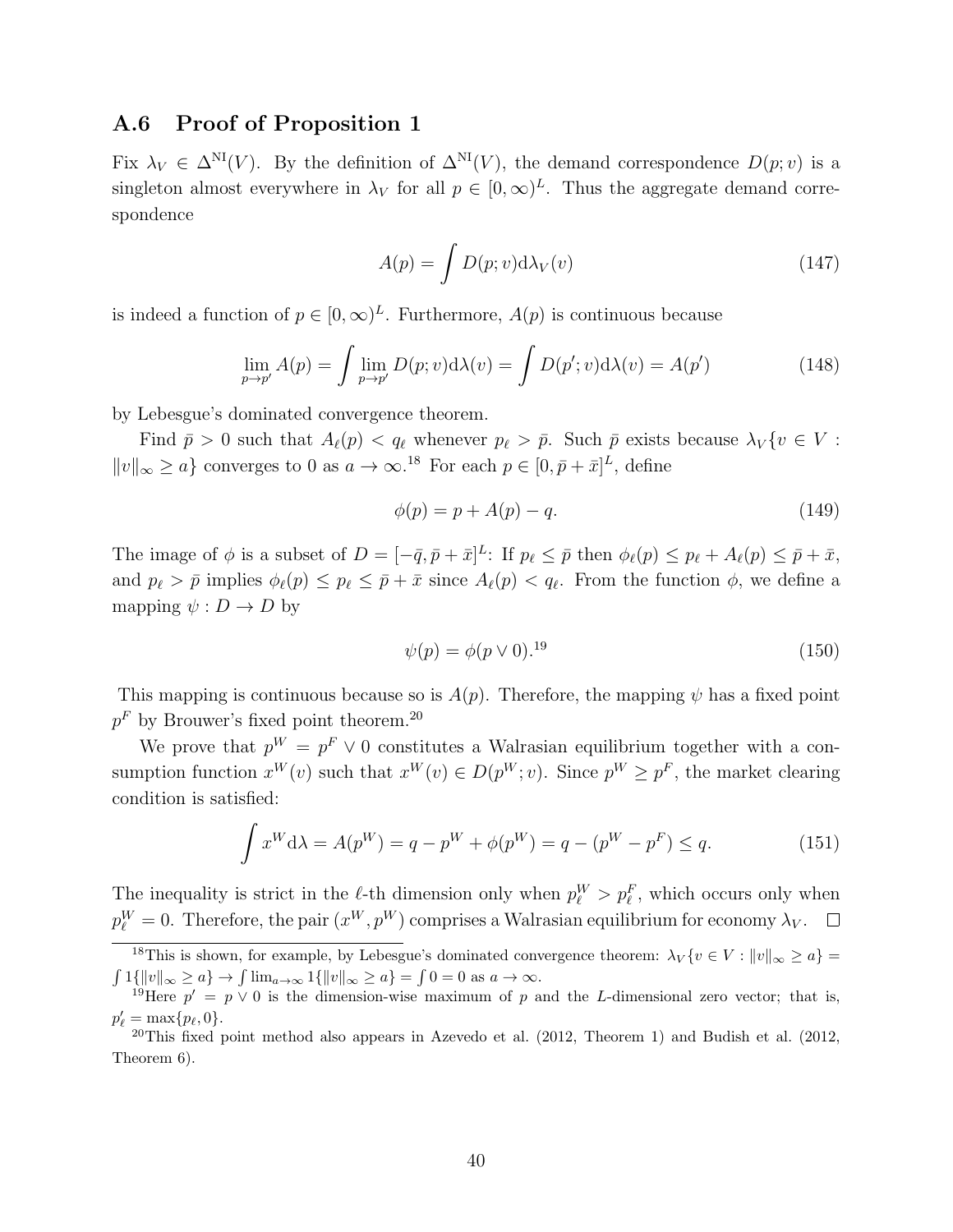### A.6 Proof of Proposition 1

Fix $\lambda_V \in \Delta^{\mathrm{NI}}(V)$. By the definition of $\Delta^{\mathrm{NI}}(V)$, the demand correspondence $D(p;v)$ is a singleton almost everywhere in $\lambda_V$ for all $p \in [0,\infty)^L$. Thus the aggregate demand correspondence

$$A(p) = \int D(p;v)\mathrm{d}\lambda_V(v) \tag{147}$$

is indeed a function of $p \in [0,\infty)^L$. Furthermore, $A(p)$ is continuous because

$$\lim_{p \to p'} A(p) = \int \lim_{p \to p'} D(p;v)\mathrm{d}\lambda(v) = \int D(p';v)\mathrm{d}\lambda(v) = A(p') \tag{148}$$

by Lebesgue's dominated convergence theorem.

Find $\bar{p} > 0$ such that $A_\ell(p) < q_\ell$ whenever $p_\ell > \bar{p}$. Such $\bar{p}$ exists because $\lambda_V\{v \in V : \|v\|_\infty \geq a\}$ converges to 0 as $a \to \infty$.[18] For each $p \in [0, \bar{p} + \bar{x}]^L$, define

$$\phi(p) = p + A(p) - q. \tag{149}$$

The image of $\phi$ is a subset of $D = [-\bar{q}, \bar{p} + \bar{x}]^L$: If $p_\ell \leq \bar{p}$ then $\phi_\ell(p) \leq p_\ell + A_\ell(p) \leq \bar{p} + \bar{x}$, and $p_\ell > \bar{p}$ implies $\phi_\ell(p) \leq p_\ell \leq \bar{p} + \bar{x}$ since $A_\ell(p) < q_\ell$. From the function $\phi$, we define a mapping $\psi : D \to D$ by

$$\psi(p) = \phi(p \vee 0).^{19} \tag{150}$$

This mapping is continuous because so is $A(p)$. Therefore, the mapping $\psi$ has a fixed point $p^F$ by Brouwer's fixed point theorem.[20]

We prove that $p^W = p^F \vee 0$ constitutes a Walrasian equilibrium together with a consumption function $x^W(v)$ such that $x^W(v) \in D(p^W; v)$. Since $p^W \geq p^F$, the market clearing condition is satisfied:

$$\int x^W \mathrm{d}\lambda = A(p^W) = q - p^W + \phi(p^W) = q - (p^W - p^F) \leq q. \tag{151}$$

The inequality is strict in the $\ell$-th dimension only when $p^W_\ell > p^F_\ell$, which occurs only when $p^W_\ell = 0$. Therefore, the pair $(x^W, p^W)$ comprises a Walrasian equilibrium for economy $\lambda_V$. $\square$

---

[18] This is shown, for example, by Lebesgue's dominated convergence theorem: $\lambda_V\{v \in V : \|v\|_\infty \geq a\} = \int 1\{\|v\|_\infty \geq a\} \to \int \lim_{a\to\infty} 1\{\|v\|_\infty \geq a\} = \int 0 = 0$ as $a \to \infty$.

[19] Here $p' = p \vee 0$ is the dimension-wise maximum of $p$ and the $L$-dimensional zero vector; that is, $p'_\ell = \max\{p_\ell, 0\}$.

[20] This fixed point method also appears in Azevedo et al. (2012, Theorem 1) and Budish et al. (2012, Theorem 6).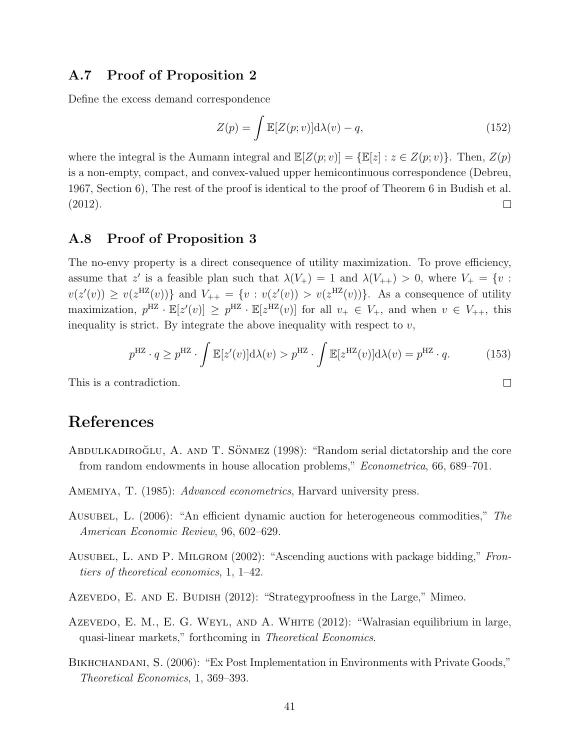## A.7 Proof of Proposition 2

Define the excess demand correspondence

$$Z(p) = \int \mathbb{E}[Z(p;v)]\mathrm{d}\lambda(v) - q, \tag{152}$$

where the integral is the Aumann integral and $\mathbb{E}[Z(p;v)] = \{\mathbb{E}[z] : z \in Z(p;v)\}$. Then, $Z(p)$ is a non-empty, compact, and convex-valued upper hemicontinuous correspondence (Debreu, 1967, Section 6), The rest of the proof is identical to the proof of Theorem 6 in Budish et al. (2012). □

## A.8 Proof of Proposition 3

The no-envy property is a direct consequence of utility maximization. To prove efficiency, assume that $z'$ is a feasible plan such that $\lambda(V_+) = 1$ and $\lambda(V_{++}) > 0$, where $V_+ = \{v : v(z'(v)) \geq v(z^{\mathrm{HZ}}(v))\}$ and $V_{++} = \{v : v(z'(v)) > v(z^{\mathrm{HZ}}(v))\}$. As a consequence of utility maximization, $p^{\mathrm{HZ}} \cdot \mathbb{E}[z'(v)] \geq p^{\mathrm{HZ}} \cdot \mathbb{E}[z^{\mathrm{HZ}}(v)]$ for all $v_+ \in V_+$, and when $v \in V_{++}$, this inequality is strict. By integrate the above inequality with respect to $v$,

$$p^{\mathrm{HZ}} \cdot q \geq p^{\mathrm{HZ}} \cdot \int \mathbb{E}[z'(v)]\mathrm{d}\lambda(v) > p^{\mathrm{HZ}} \cdot \int \mathbb{E}[z^{\mathrm{HZ}}(v)]\mathrm{d}\lambda(v) = p^{\mathrm{HZ}} \cdot q. \tag{153}$$

This is a contradiction. □

# References

Abdulkadiroğlu, A. and T. Sönmez (1998): "Random serial dictatorship and the core from random endowments in house allocation problems," *Econometrica*, 66, 689–701.

Amemiya, T. (1985): *Advanced econometrics*, Harvard university press.

Ausubel, L. (2006): "An efficient dynamic auction for heterogeneous commodities," *The American Economic Review*, 96, 602–629.

Ausubel, L. and P. Milgrom (2002): "Ascending auctions with package bidding," *Frontiers of theoretical economics*, 1, 1–42.

Azevedo, E. and E. Budish (2012): "Strategyproofness in the Large," Mimeo.

Azevedo, E. M., E. G. Weyl, and A. White (2012): "Walrasian equilibrium in large, quasi-linear markets," forthcoming in *Theoretical Economics*.

Bikhchandani, S. (2006): "Ex Post Implementation in Environments with Private Goods," *Theoretical Economics*, 1, 369–393.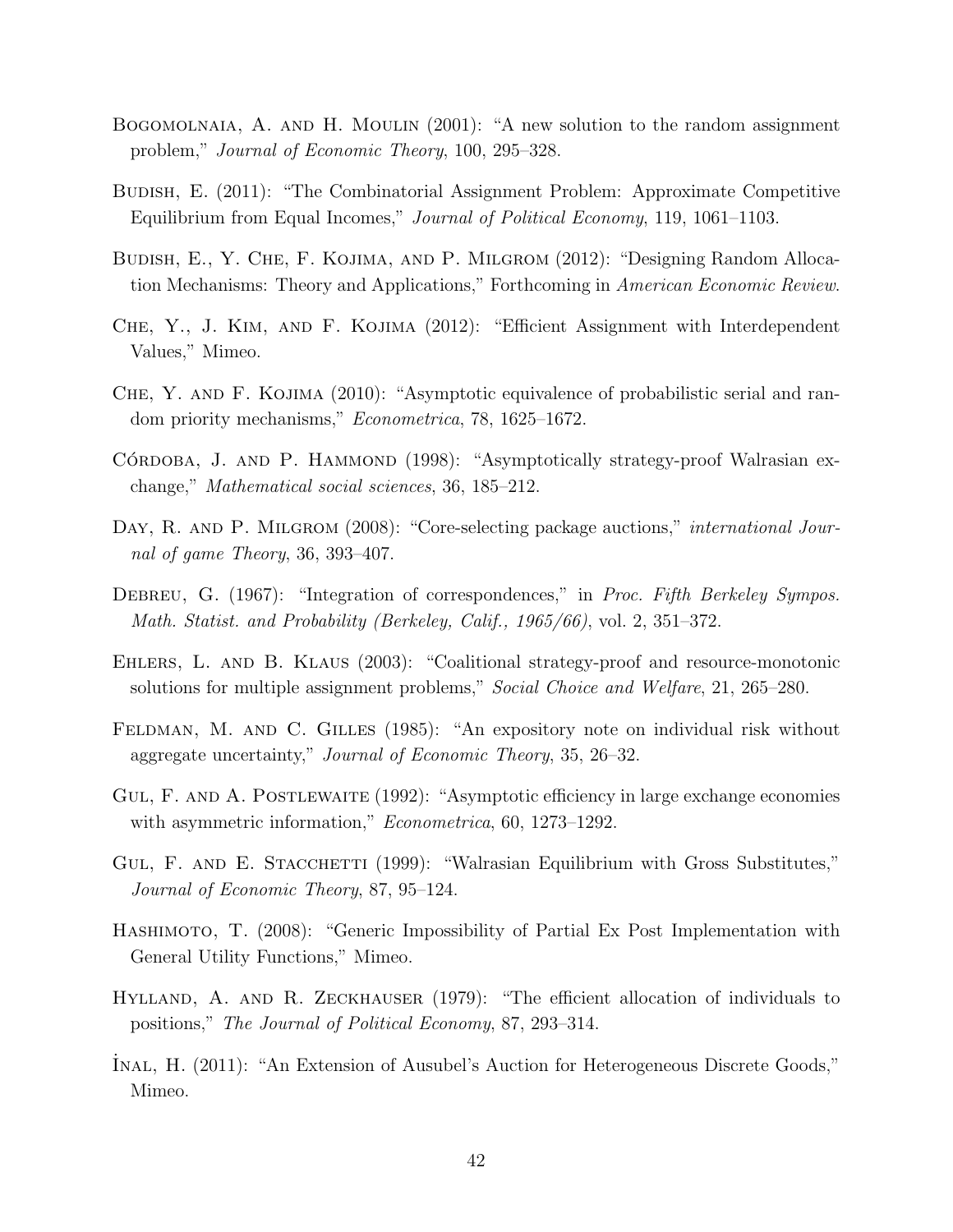Bogomolnaia, A. and H. Moulin (2001): "A new solution to the random assignment problem," *Journal of Economic Theory*, 100, 295–328.

Budish, E. (2011): "The Combinatorial Assignment Problem: Approximate Competitive Equilibrium from Equal Incomes," *Journal of Political Economy*, 119, 1061–1103.

Budish, E., Y. Che, F. Kojima, and P. Milgrom (2012): "Designing Random Allocation Mechanisms: Theory and Applications," Forthcoming in *American Economic Review*.

Che, Y., J. Kim, and F. Kojima (2012): "Efficient Assignment with Interdependent Values," Mimeo.

Che, Y. and F. Kojima (2010): "Asymptotic equivalence of probabilistic serial and random priority mechanisms," *Econometrica*, 78, 1625–1672.

Córdoba, J. and P. Hammond (1998): "Asymptotically strategy-proof Walrasian exchange," *Mathematical social sciences*, 36, 185–212.

Day, R. and P. Milgrom (2008): "Core-selecting package auctions," *international Journal of game Theory*, 36, 393–407.

Debreu, G. (1967): "Integration of correspondences," in *Proc. Fifth Berkeley Sympos. Math. Statist. and Probability (Berkeley, Calif., 1965/66)*, vol. 2, 351–372.

Ehlers, L. and B. Klaus (2003): "Coalitional strategy-proof and resource-monotonic solutions for multiple assignment problems," *Social Choice and Welfare*, 21, 265–280.

Feldman, M. and C. Gilles (1985): "An expository note on individual risk without aggregate uncertainty," *Journal of Economic Theory*, 35, 26–32.

Gul, F. and A. Postlewaite (1992): "Asymptotic efficiency in large exchange economies with asymmetric information," *Econometrica*, 60, 1273–1292.

Gul, F. and E. Stacchetti (1999): "Walrasian Equilibrium with Gross Substitutes," *Journal of Economic Theory*, 87, 95–124.

Hashimoto, T. (2008): "Generic Impossibility of Partial Ex Post Implementation with General Utility Functions," Mimeo.

Hylland, A. and R. Zeckhauser (1979): "The efficient allocation of individuals to positions," *The Journal of Political Economy*, 87, 293–314.

İnal, H. (2011): "An Extension of Ausubel's Auction for Heterogeneous Discrete Goods," Mimeo.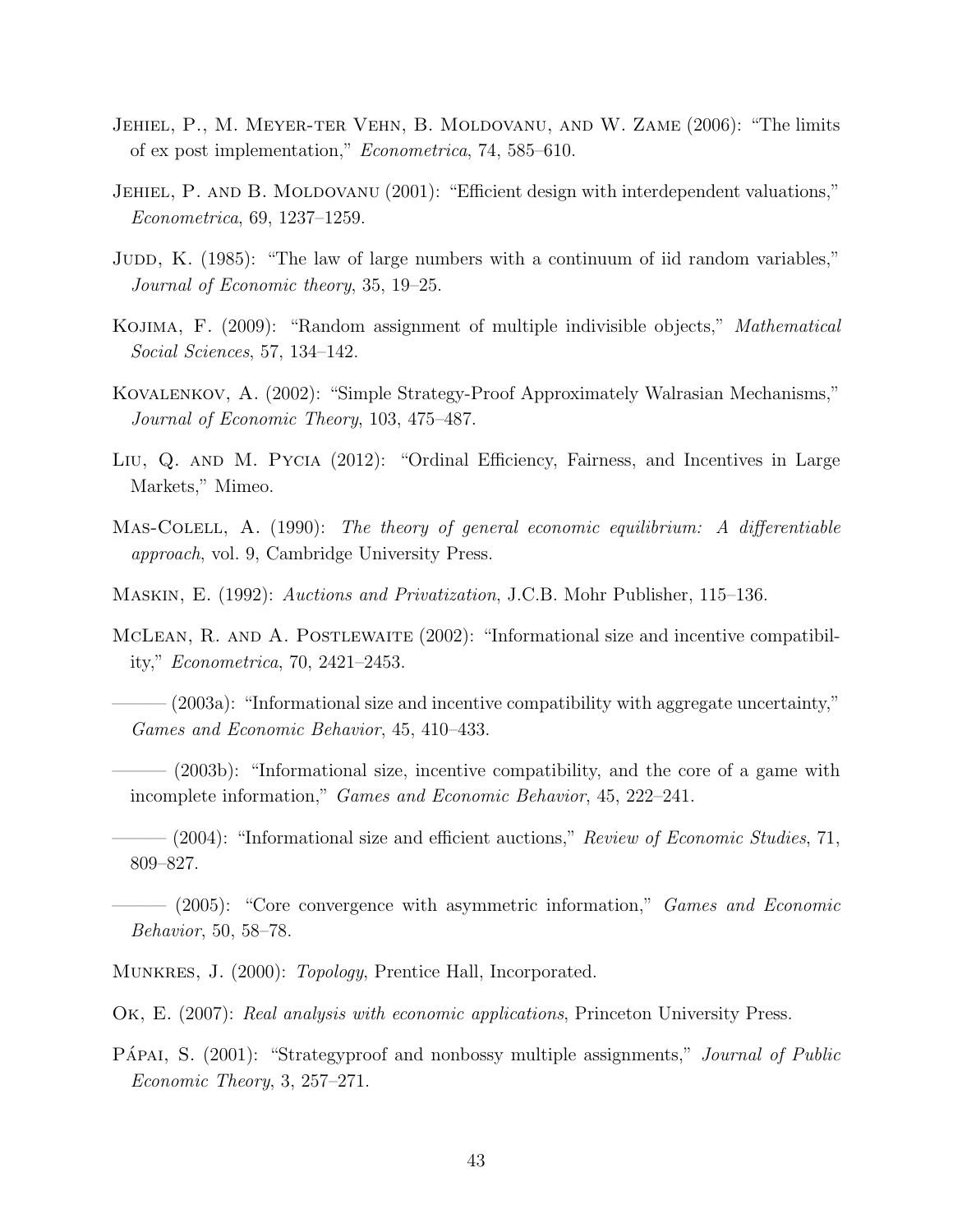Jehiel, P., M. Meyer-ter Vehn, B. Moldovanu, and W. Zame (2006): "The limits of ex post implementation," *Econometrica*, 74, 585–610.

Jehiel, P. and B. Moldovanu (2001): "Efficient design with interdependent valuations," *Econometrica*, 69, 1237–1259.

Judd, K. (1985): "The law of large numbers with a continuum of iid random variables," *Journal of Economic theory*, 35, 19–25.

Kojima, F. (2009): "Random assignment of multiple indivisible objects," *Mathematical Social Sciences*, 57, 134–142.

Kovalenkov, A. (2002): "Simple Strategy-Proof Approximately Walrasian Mechanisms," *Journal of Economic Theory*, 103, 475–487.

Liu, Q. and M. Pycia (2012): "Ordinal Efficiency, Fairness, and Incentives in Large Markets," Mimeo.

Mas-Colell, A. (1990): *The theory of general economic equilibrium: A differentiable approach*, vol. 9, Cambridge University Press.

Maskin, E. (1992): *Auctions and Privatization*, J.C.B. Mohr Publisher, 115–136.

McLean, R. and A. Postlewaite (2002): "Informational size and incentive compatibility," *Econometrica*, 70, 2421–2453.

——— (2003a): "Informational size and incentive compatibility with aggregate uncertainty," *Games and Economic Behavior*, 45, 410–433.

——— (2003b): "Informational size, incentive compatibility, and the core of a game with incomplete information," *Games and Economic Behavior*, 45, 222–241.

——— (2004): "Informational size and efficient auctions," *Review of Economic Studies*, 71, 809–827.

——— (2005): "Core convergence with asymmetric information," *Games and Economic Behavior*, 50, 58–78.

Munkres, J. (2000): *Topology*, Prentice Hall, Incorporated.

Ok, E. (2007): *Real analysis with economic applications*, Princeton University Press.

Pápai, S. (2001): "Strategyproof and nonbossy multiple assignments," *Journal of Public Economic Theory*, 3, 257–271.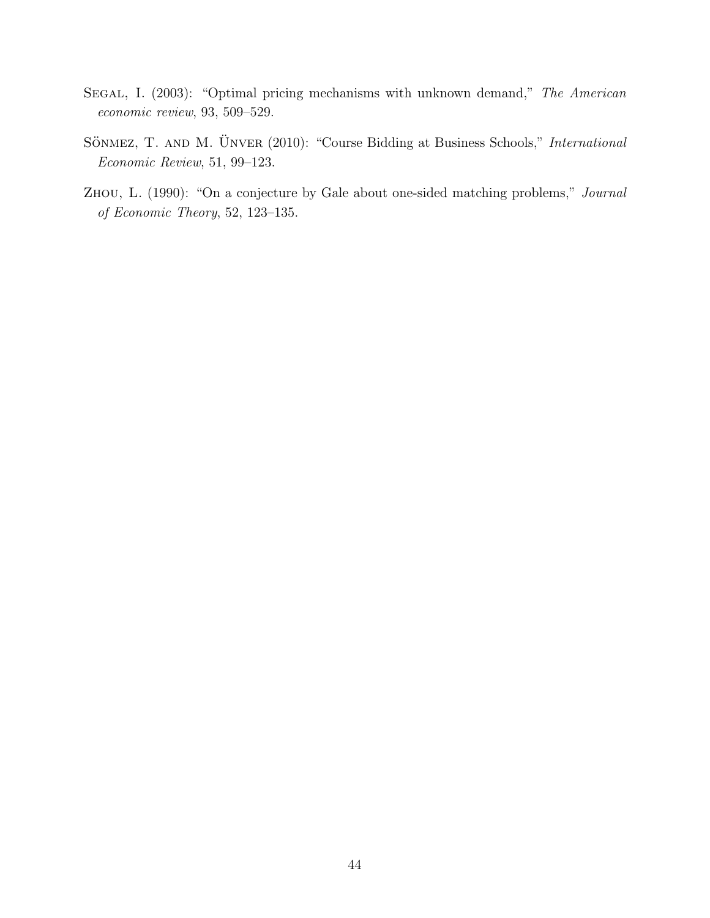Segal, I. (2003): "Optimal pricing mechanisms with unknown demand," *The American economic review*, 93, 509–529.

Sönmez, T. and M. Ünver (2010): "Course Bidding at Business Schools," *International Economic Review*, 51, 99–123.

Zhou, L. (1990): "On a conjecture by Gale about one-sided matching problems," *Journal of Economic Theory*, 52, 123–135.